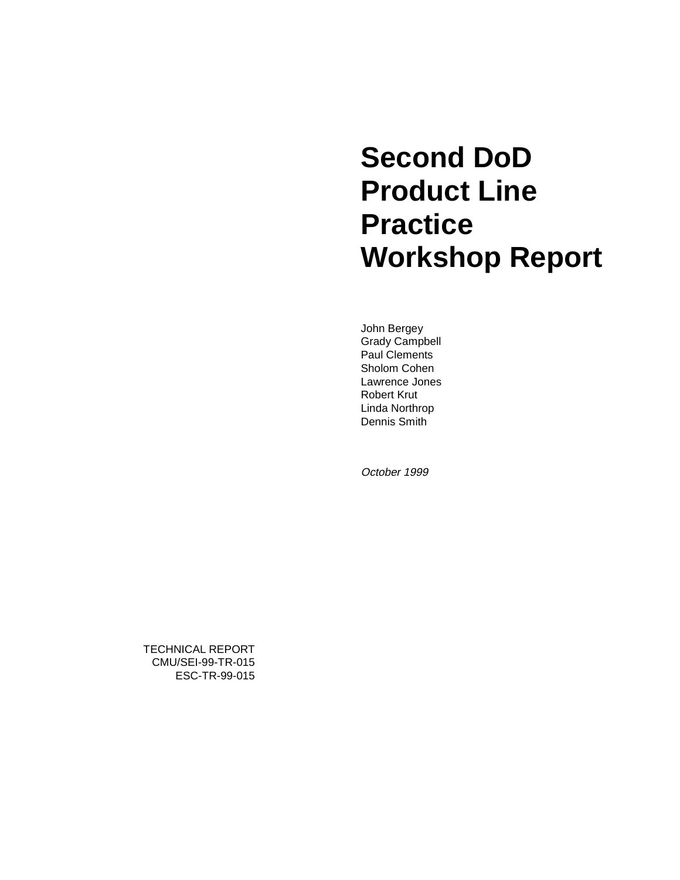# Second DoD Product Line Practice Workshop Report

John Bergey
Grady Campbell
Paul Clements
Sholom Cohen
Lawrence Jones
Robert Krut
Linda Northrop
Dennis Smith

*October 1999*

TECHNICAL REPORT
CMU/SEI-99-TR-015
ESC-TR-99-015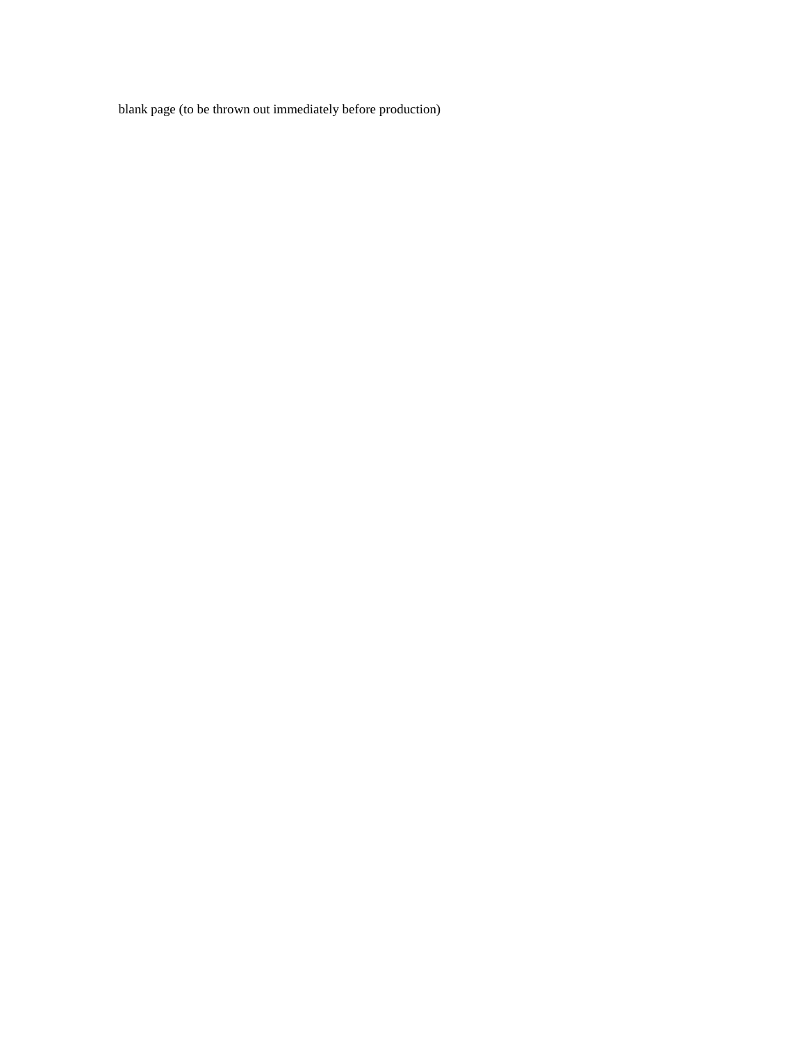blank page (to be thrown out immediately before production)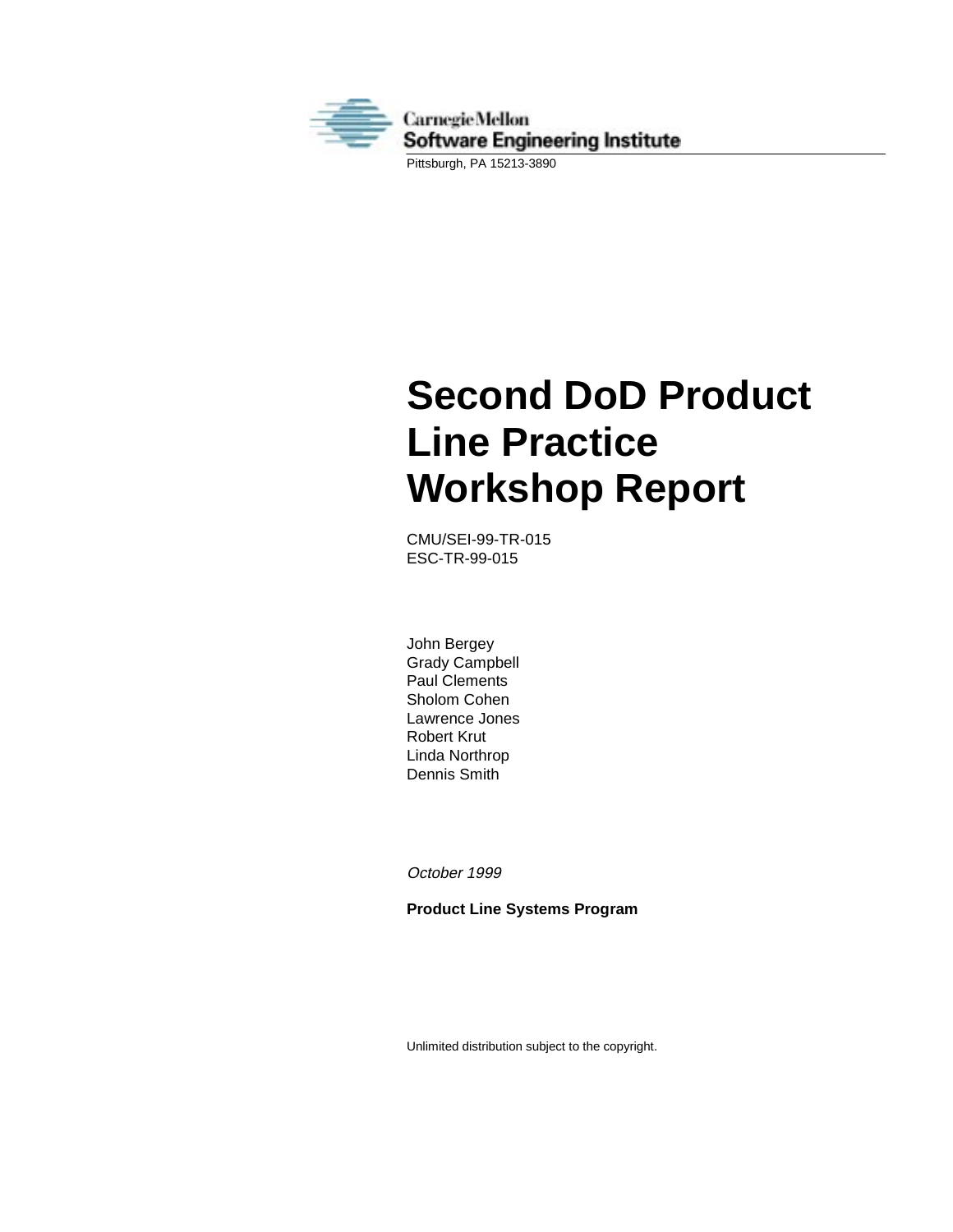Carnegie Mellon
Software Engineering Institute

Pittsburgh, PA 15213-3890

# Second DoD Product Line Practice Workshop Report

CMU/SEI-99-TR-015
ESC-TR-99-015

John Bergey
Grady Campbell
Paul Clements
Sholom Cohen
Lawrence Jones
Robert Krut
Linda Northrop
Dennis Smith

*October 1999*

**Product Line Systems Program**

Unlimited distribution subject to the copyright.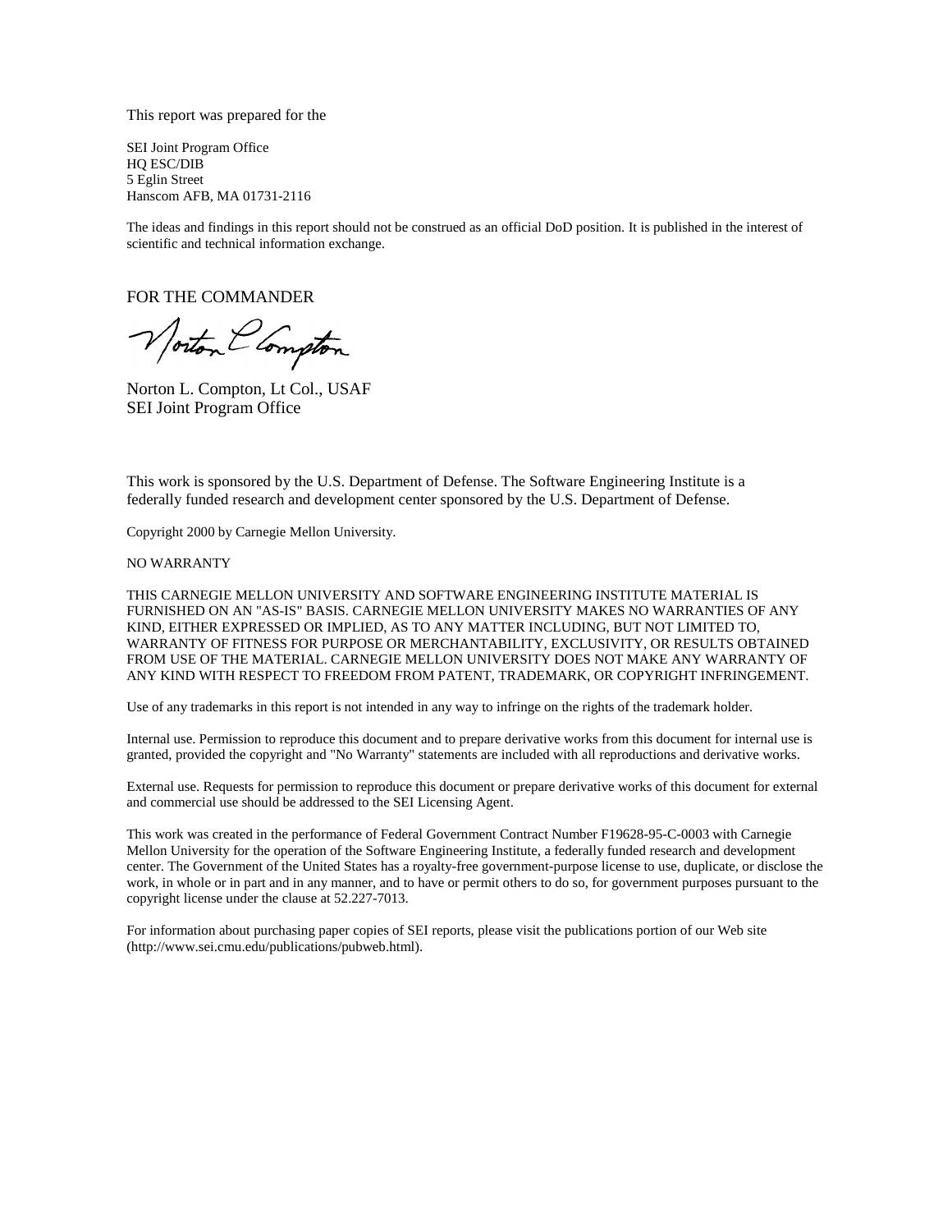This report was prepared for the

SEI Joint Program Office
HQ ESC/DIB
5 Eglin Street
Hanscom AFB, MA 01731-2116

The ideas and findings in this report should not be construed as an official DoD position. It is published in the interest of scientific and technical information exchange.

FOR THE COMMANDER

Norton L. Compton, Lt Col., USAF
SEI Joint Program Office

This work is sponsored by the U.S. Department of Defense. The Software Engineering Institute is a federally funded research and development center sponsored by the U.S. Department of Defense.

Copyright 2000 by Carnegie Mellon University.

NO WARRANTY

THIS CARNEGIE MELLON UNIVERSITY AND SOFTWARE ENGINEERING INSTITUTE MATERIAL IS FURNISHED ON AN "AS-IS" BASIS. CARNEGIE MELLON UNIVERSITY MAKES NO WARRANTIES OF ANY KIND, EITHER EXPRESSED OR IMPLIED, AS TO ANY MATTER INCLUDING, BUT NOT LIMITED TO, WARRANTY OF FITNESS FOR PURPOSE OR MERCHANTABILITY, EXCLUSIVITY, OR RESULTS OBTAINED FROM USE OF THE MATERIAL. CARNEGIE MELLON UNIVERSITY DOES NOT MAKE ANY WARRANTY OF ANY KIND WITH RESPECT TO FREEDOM FROM PATENT, TRADEMARK, OR COPYRIGHT INFRINGEMENT.

Use of any trademarks in this report is not intended in any way to infringe on the rights of the trademark holder.

Internal use. Permission to reproduce this document and to prepare derivative works from this document for internal use is granted, provided the copyright and "No Warranty" statements are included with all reproductions and derivative works.

External use. Requests for permission to reproduce this document or prepare derivative works of this document for external and commercial use should be addressed to the SEI Licensing Agent.

This work was created in the performance of Federal Government Contract Number F19628-95-C-0003 with Carnegie Mellon University for the operation of the Software Engineering Institute, a federally funded research and development center. The Government of the United States has a royalty-free government-purpose license to use, duplicate, or disclose the work, in whole or in part and in any manner, and to have or permit others to do so, for government purposes pursuant to the copyright license under the clause at 52.227-7013.

For information about purchasing paper copies of SEI reports, please visit the publications portion of our Web site (http://www.sei.cmu.edu/publications/pubweb.html).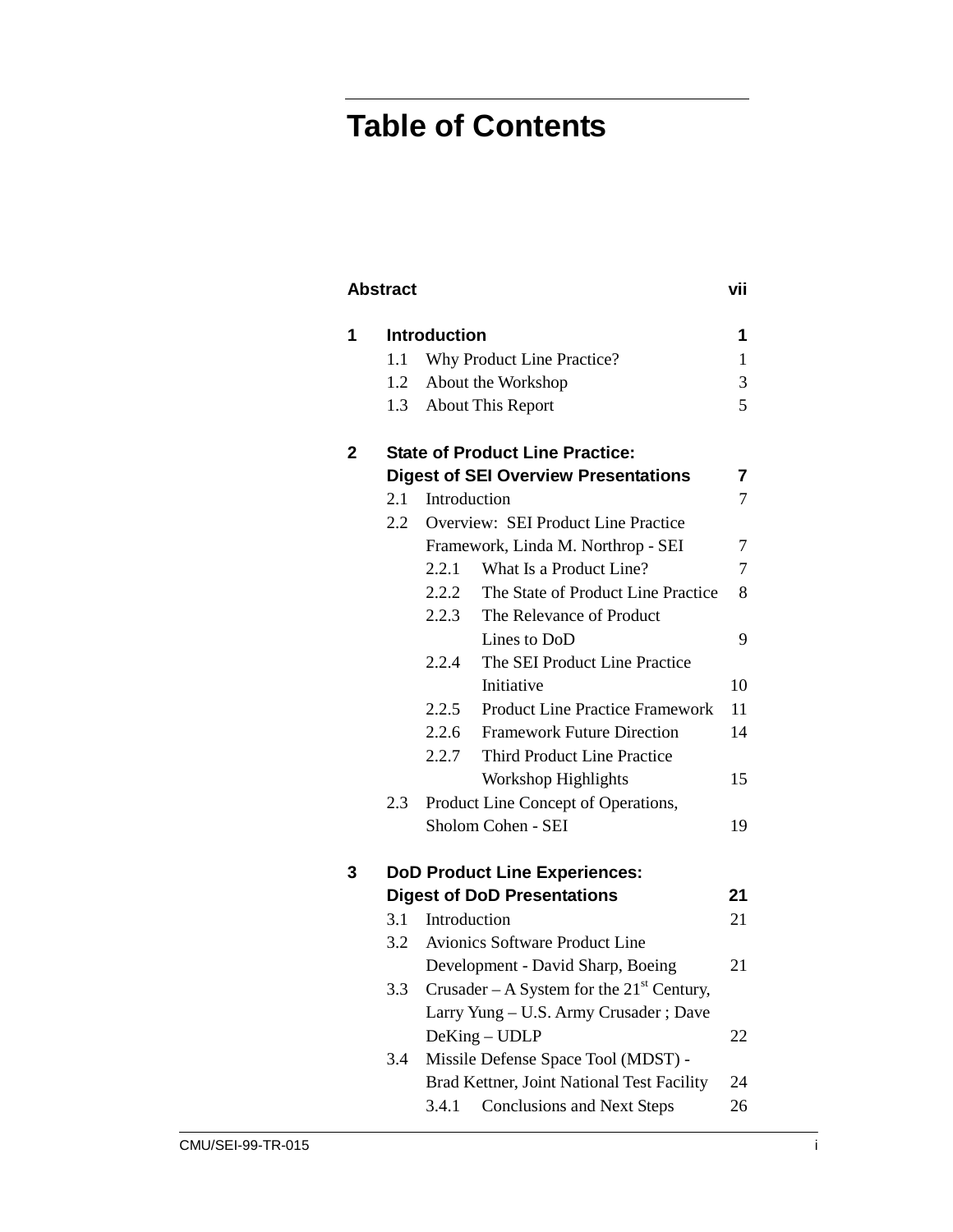# Table of Contents

| | | | |
|---|---|---|---|
| **Abstract** | | | **vii** |
| **1** | **Introduction** | | **1** |
| | 1.1 | Why Product Line Practice? | 1 |
| | 1.2 | About the Workshop | 3 |
| | 1.3 | About This Report | 5 |
| **2** | **State of Product Line Practice: Digest of SEI Overview Presentations** | | **7** |
| | 2.1 | Introduction | 7 |
| | 2.2 | Overview: SEI Product Line Practice Framework, Linda M. Northrop - SEI | 7 |
| | | 2.2.1 What Is a Product Line? | 7 |
| | | 2.2.2 The State of Product Line Practice | 8 |
| | | 2.2.3 The Relevance of Product Lines to DoD | 9 |
| | | 2.2.4 The SEI Product Line Practice Initiative | 10 |
| | | 2.2.5 Product Line Practice Framework | 11 |
| | | 2.2.6 Framework Future Direction | 14 |
| | | 2.2.7 Third Product Line Practice Workshop Highlights | 15 |
| | 2.3 | Product Line Concept of Operations, Sholom Cohen - SEI | 19 |
| **3** | **DoD Product Line Experiences: Digest of DoD Presentations** | | **21** |
| | 3.1 | Introduction | 21 |
| | 3.2 | Avionics Software Product Line Development - David Sharp, Boeing | 21 |
| | 3.3 | Crusader – A System for the 21st Century, Larry Yung – U.S. Army Crusader ; Dave DeKing – UDLP | 22 |
| | 3.4 | Missile Defense Space Tool (MDST) - Brad Kettner, Joint National Test Facility | 24 |
| | | 3.4.1 Conclusions and Next Steps | 26 |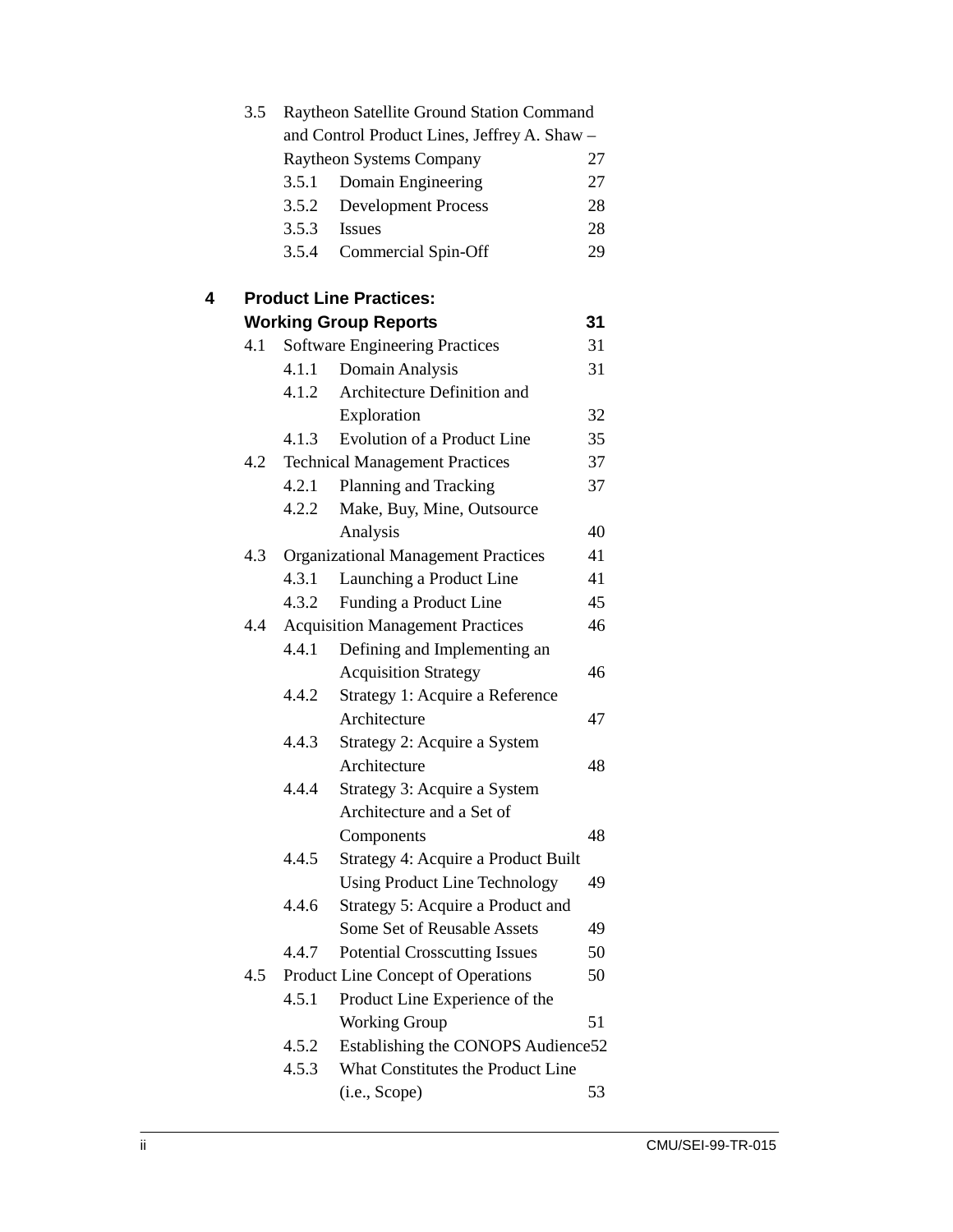3.5 Raytheon Satellite Ground Station Command and Control Product Lines, Jeffrey A. Shaw – Raytheon Systems Company 27
- 3.5.1 Domain Engineering 27
- 3.5.2 Development Process 28
- 3.5.3 Issues 28
- 3.5.4 Commercial Spin-Off 29

**4 Product Line Practices: Working Group Reports 31**

4.1 Software Engineering Practices 31
- 4.1.1 Domain Analysis 31
- 4.1.2 Architecture Definition and Exploration 32
- 4.1.3 Evolution of a Product Line 35

4.2 Technical Management Practices 37
- 4.2.1 Planning and Tracking 37
- 4.2.2 Make, Buy, Mine, Outsource Analysis 40

4.3 Organizational Management Practices 41
- 4.3.1 Launching a Product Line 41
- 4.3.2 Funding a Product Line 45

4.4 Acquisition Management Practices 46
- 4.4.1 Defining and Implementing an Acquisition Strategy 46
- 4.4.2 Strategy 1: Acquire a Reference Architecture 47
- 4.4.3 Strategy 2: Acquire a System Architecture 48
- 4.4.4 Strategy 3: Acquire a System Architecture and a Set of Components 48
- 4.4.5 Strategy 4: Acquire a Product Built Using Product Line Technology 49
- 4.4.6 Strategy 5: Acquire a Product and Some Set of Reusable Assets 49
- 4.4.7 Potential Crosscutting Issues 50

4.5 Product Line Concept of Operations 50
- 4.5.1 Product Line Experience of the Working Group 51
- 4.5.2 Establishing the CONOPS Audience 52
- 4.5.3 What Constitutes the Product Line (i.e., Scope) 53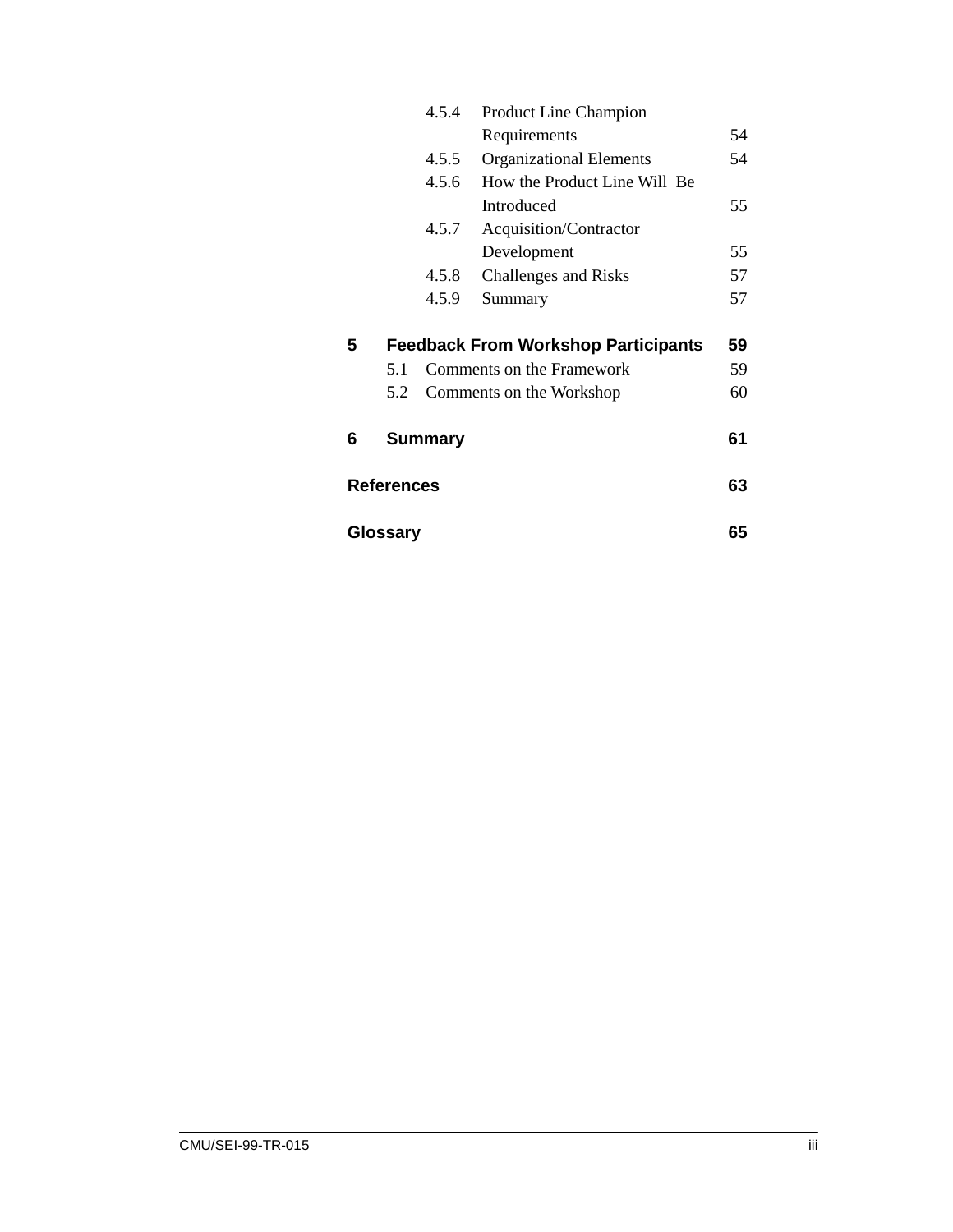| | | |
|---|---|---|
| 4.5.4 | Product Line Champion Requirements | 54 |
| 4.5.5 | Organizational Elements | 54 |
| 4.5.6 | How the Product Line Will Be Introduced | 55 |
| 4.5.7 | Acquisition/Contractor Development | 55 |
| 4.5.8 | Challenges and Risks | 57 |
| 4.5.9 | Summary | 57 |
| **5** | **Feedback From Workshop Participants** | **59** |
| 5.1 | Comments on the Framework | 59 |
| 5.2 | Comments on the Workshop | 60 |
| **6** | **Summary** | **61** |
| | **References** | **63** |
| | **Glossary** | **65** |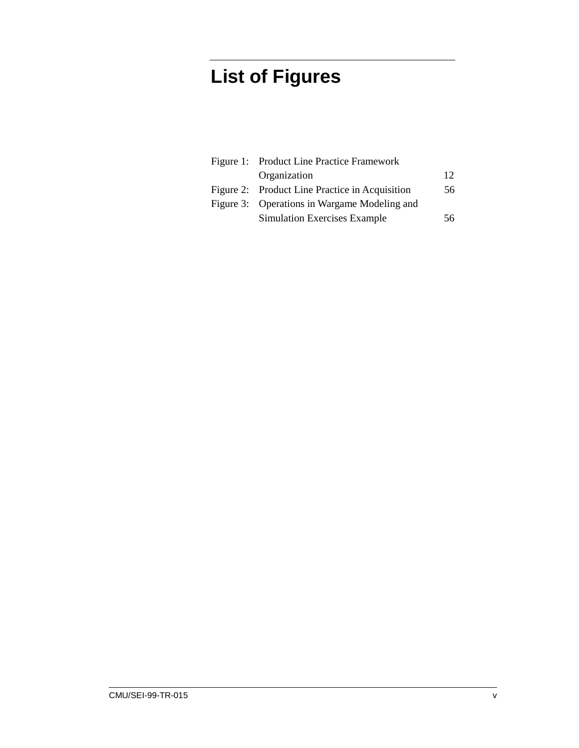# List of Figures

| | | |
|---|---|---|
| Figure 1: | Product Line Practice Framework Organization | 12 |
| Figure 2: | Product Line Practice in Acquisition | 56 |
| Figure 3: | Operations in Wargame Modeling and Simulation Exercises Example | 56 |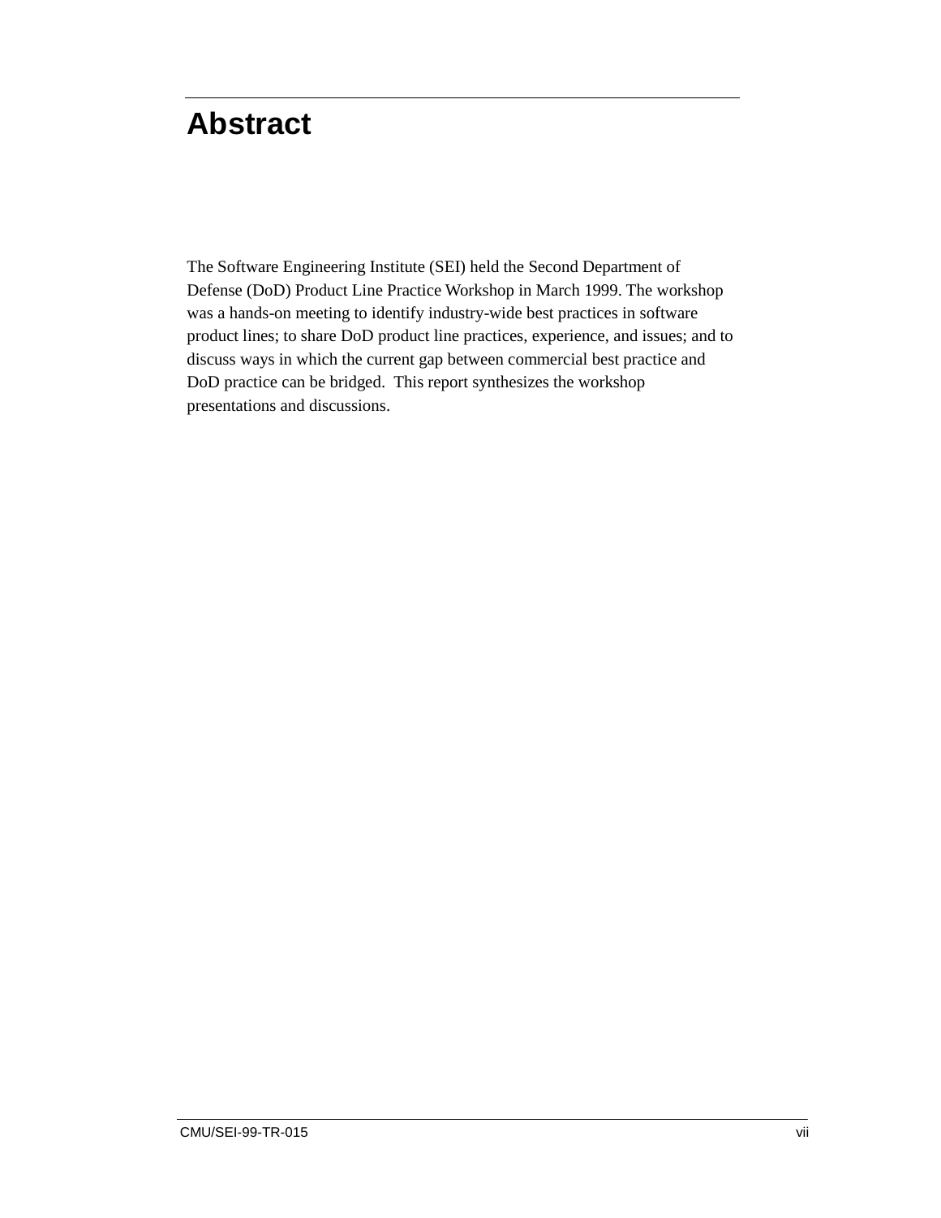# Abstract

The Software Engineering Institute (SEI) held the Second Department of Defense (DoD) Product Line Practice Workshop in March 1999. The workshop was a hands-on meeting to identify industry-wide best practices in software product lines; to share DoD product line practices, experience, and issues; and to discuss ways in which the current gap between commercial best practice and DoD practice can be bridged. This report synthesizes the workshop presentations and discussions.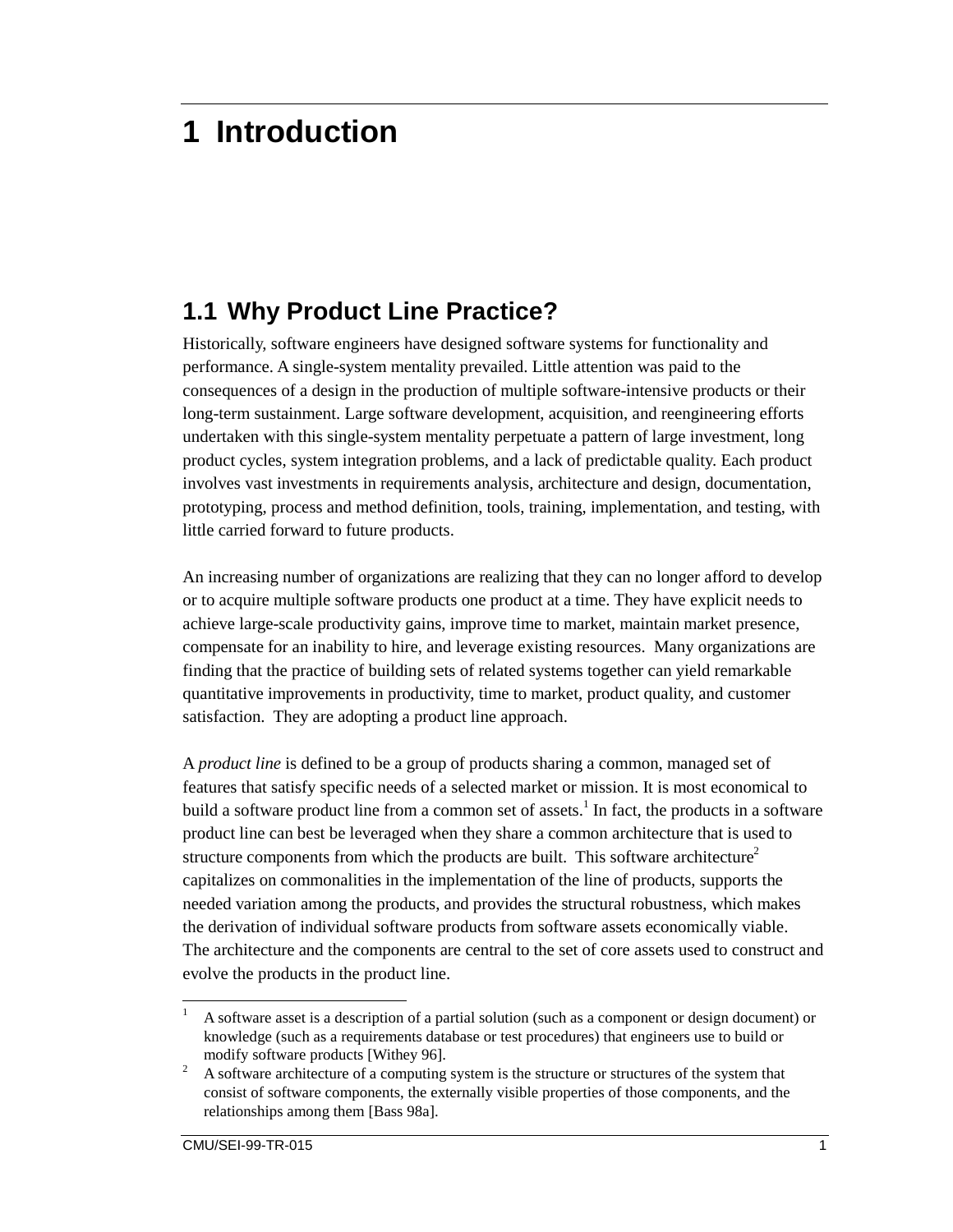# 1 Introduction

## 1.1 Why Product Line Practice?

Historically, software engineers have designed software systems for functionality and performance. A single-system mentality prevailed. Little attention was paid to the consequences of a design in the production of multiple software-intensive products or their long-term sustainment. Large software development, acquisition, and reengineering efforts undertaken with this single-system mentality perpetuate a pattern of large investment, long product cycles, system integration problems, and a lack of predictable quality. Each product involves vast investments in requirements analysis, architecture and design, documentation, prototyping, process and method definition, tools, training, implementation, and testing, with little carried forward to future products.

An increasing number of organizations are realizing that they can no longer afford to develop or to acquire multiple software products one product at a time. They have explicit needs to achieve large-scale productivity gains, improve time to market, maintain market presence, compensate for an inability to hire, and leverage existing resources. Many organizations are finding that the practice of building sets of related systems together can yield remarkable quantitative improvements in productivity, time to market, product quality, and customer satisfaction. They are adopting a product line approach.

A *product line* is defined to be a group of products sharing a common, managed set of features that satisfy specific needs of a selected market or mission. It is most economical to build a software product line from a common set of assets.[1] In fact, the products in a software product line can best be leveraged when they share a common architecture that is used to structure components from which the products are built. This software architecture[2] capitalizes on commonalities in the implementation of the line of products, supports the needed variation among the products, and provides the structural robustness, which makes the derivation of individual software products from software assets economically viable. The architecture and the components are central to the set of core assets used to construct and evolve the products in the product line.

---

[1] A software asset is a description of a partial solution (such as a component or design document) or knowledge (such as a requirements database or test procedures) that engineers use to build or modify software products [Withey 96].

[2] A software architecture of a computing system is the structure or structures of the system that consist of software components, the externally visible properties of those components, and the relationships among them [Bass 98a].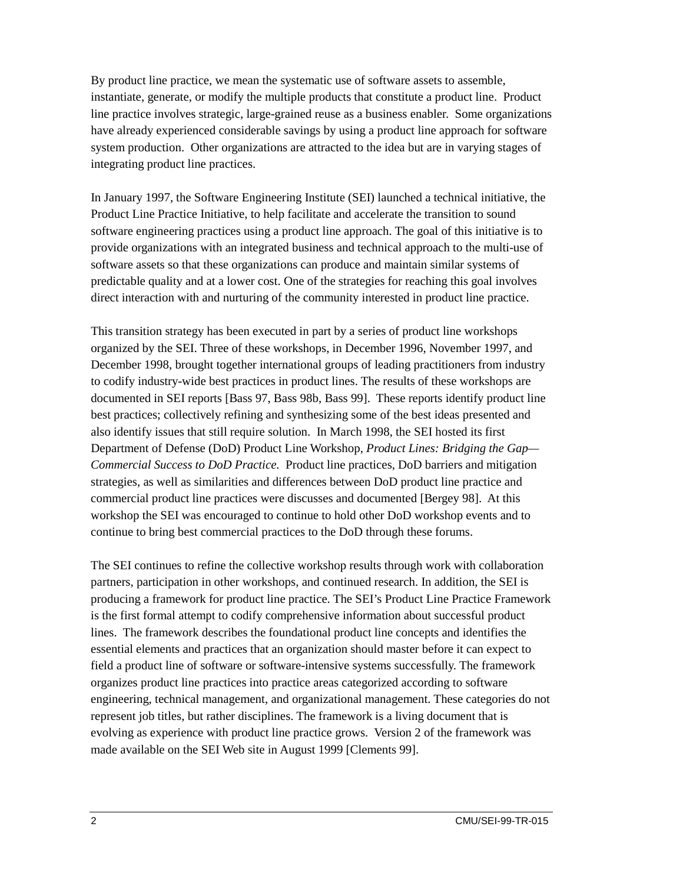By product line practice, we mean the systematic use of software assets to assemble, instantiate, generate, or modify the multiple products that constitute a product line. Product line practice involves strategic, large-grained reuse as a business enabler. Some organizations have already experienced considerable savings by using a product line approach for software system production. Other organizations are attracted to the idea but are in varying stages of integrating product line practices.

In January 1997, the Software Engineering Institute (SEI) launched a technical initiative, the Product Line Practice Initiative, to help facilitate and accelerate the transition to sound software engineering practices using a product line approach. The goal of this initiative is to provide organizations with an integrated business and technical approach to the multi-use of software assets so that these organizations can produce and maintain similar systems of predictable quality and at a lower cost. One of the strategies for reaching this goal involves direct interaction with and nurturing of the community interested in product line practice.

This transition strategy has been executed in part by a series of product line workshops organized by the SEI. Three of these workshops, in December 1996, November 1997, and December 1998, brought together international groups of leading practitioners from industry to codify industry-wide best practices in product lines. The results of these workshops are documented in SEI reports [Bass 97, Bass 98b, Bass 99]. These reports identify product line best practices; collectively refining and synthesizing some of the best ideas presented and also identify issues that still require solution. In March 1998, the SEI hosted its first Department of Defense (DoD) Product Line Workshop, *Product Lines: Bridging the Gap—Commercial Success to DoD Practice.* Product line practices, DoD barriers and mitigation strategies, as well as similarities and differences between DoD product line practice and commercial product line practices were discusses and documented [Bergey 98]. At this workshop the SEI was encouraged to continue to hold other DoD workshop events and to continue to bring best commercial practices to the DoD through these forums.

The SEI continues to refine the collective workshop results through work with collaboration partners, participation in other workshops, and continued research. In addition, the SEI is producing a framework for product line practice. The SEI's Product Line Practice Framework is the first formal attempt to codify comprehensive information about successful product lines. The framework describes the foundational product line concepts and identifies the essential elements and practices that an organization should master before it can expect to field a product line of software or software-intensive systems successfully. The framework organizes product line practices into practice areas categorized according to software engineering, technical management, and organizational management. These categories do not represent job titles, but rather disciplines. The framework is a living document that is evolving as experience with product line practice grows. Version 2 of the framework was made available on the SEI Web site in August 1999 [Clements 99].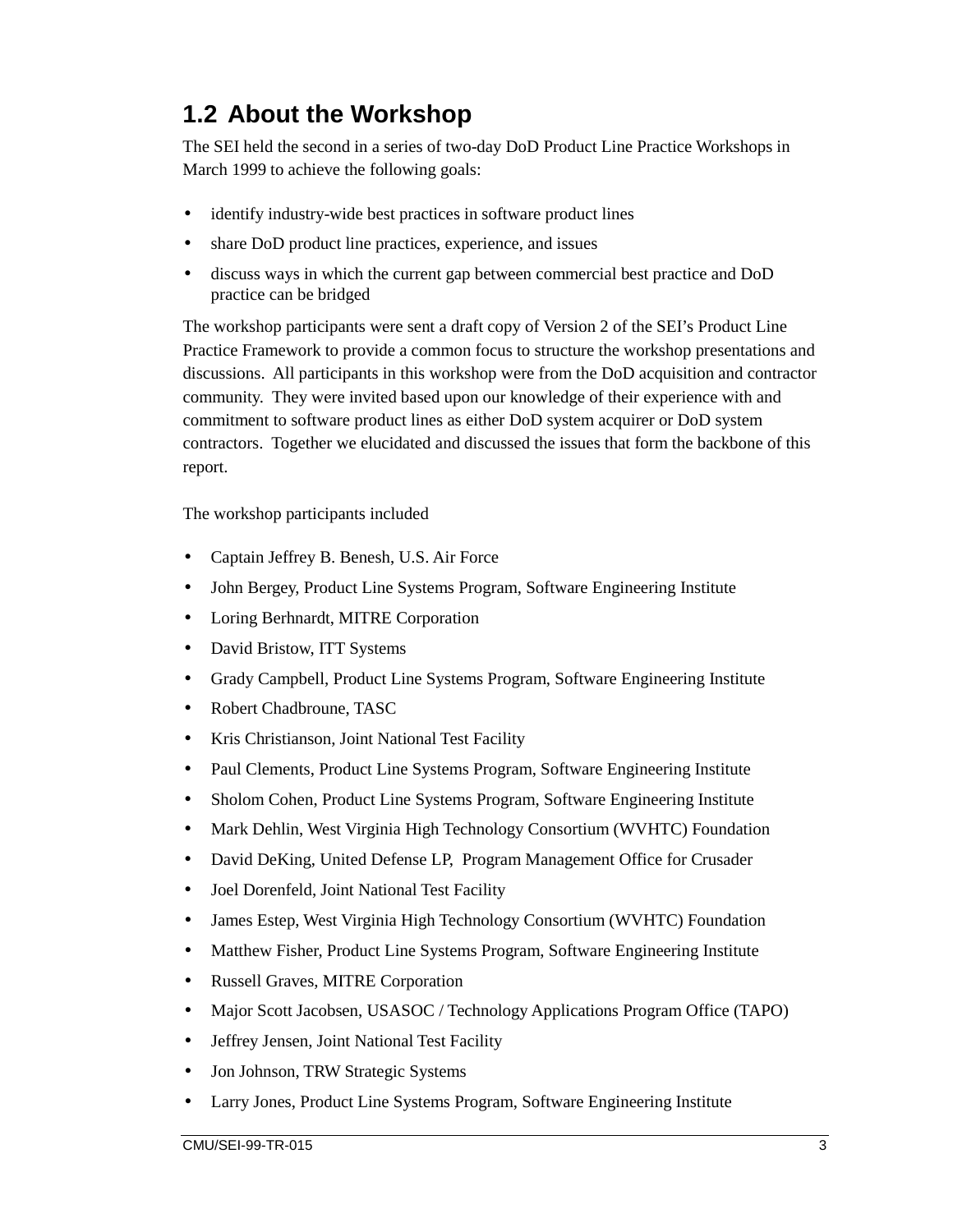## 1.2 About the Workshop

The SEI held the second in a series of two-day DoD Product Line Practice Workshops in March 1999 to achieve the following goals:

- identify industry-wide best practices in software product lines
- share DoD product line practices, experience, and issues
- discuss ways in which the current gap between commercial best practice and DoD practice can be bridged

The workshop participants were sent a draft copy of Version 2 of the SEI's Product Line Practice Framework to provide a common focus to structure the workshop presentations and discussions. All participants in this workshop were from the DoD acquisition and contractor community. They were invited based upon our knowledge of their experience with and commitment to software product lines as either DoD system acquirer or DoD system contractors. Together we elucidated and discussed the issues that form the backbone of this report.

The workshop participants included

- Captain Jeffrey B. Benesh, U.S. Air Force
- John Bergey, Product Line Systems Program, Software Engineering Institute
- Loring Berhnardt, MITRE Corporation
- David Bristow, ITT Systems
- Grady Campbell, Product Line Systems Program, Software Engineering Institute
- Robert Chadbroune, TASC
- Kris Christianson, Joint National Test Facility
- Paul Clements, Product Line Systems Program, Software Engineering Institute
- Sholom Cohen, Product Line Systems Program, Software Engineering Institute
- Mark Dehlin, West Virginia High Technology Consortium (WVHTC) Foundation
- David DeKing, United Defense LP, Program Management Office for Crusader
- Joel Dorenfeld, Joint National Test Facility
- James Estep, West Virginia High Technology Consortium (WVHTC) Foundation
- Matthew Fisher, Product Line Systems Program, Software Engineering Institute
- Russell Graves, MITRE Corporation
- Major Scott Jacobsen, USASOC / Technology Applications Program Office (TAPO)
- Jeffrey Jensen, Joint National Test Facility
- Jon Johnson, TRW Strategic Systems
- Larry Jones, Product Line Systems Program, Software Engineering Institute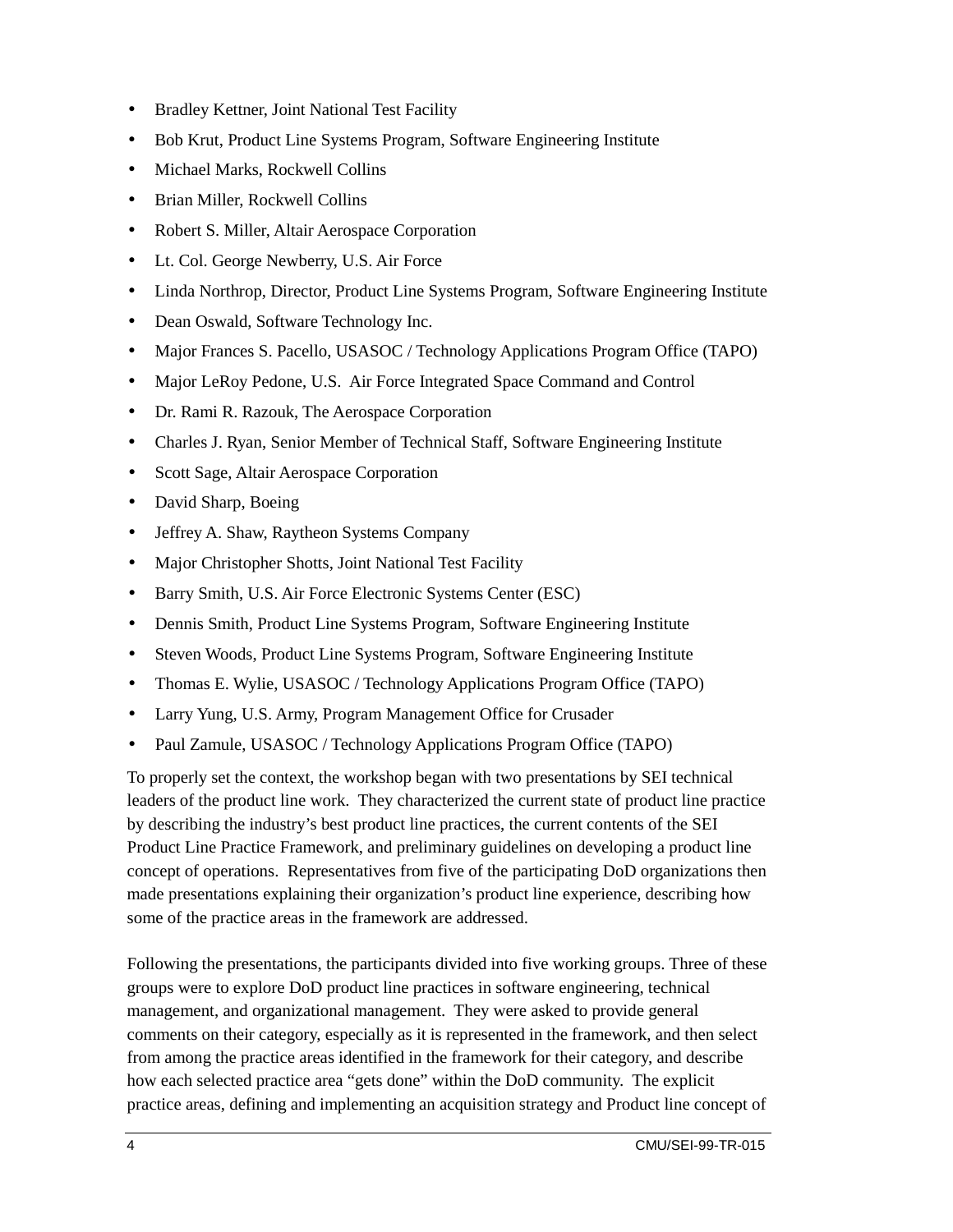- Bradley Kettner, Joint National Test Facility
- Bob Krut, Product Line Systems Program, Software Engineering Institute
- Michael Marks, Rockwell Collins
- Brian Miller, Rockwell Collins
- Robert S. Miller, Altair Aerospace Corporation
- Lt. Col. George Newberry, U.S. Air Force
- Linda Northrop, Director, Product Line Systems Program, Software Engineering Institute
- Dean Oswald, Software Technology Inc.
- Major Frances S. Pacello, USASOC / Technology Applications Program Office (TAPO)
- Major LeRoy Pedone, U.S. Air Force Integrated Space Command and Control
- Dr. Rami R. Razouk, The Aerospace Corporation
- Charles J. Ryan, Senior Member of Technical Staff, Software Engineering Institute
- Scott Sage, Altair Aerospace Corporation
- David Sharp, Boeing
- Jeffrey A. Shaw, Raytheon Systems Company
- Major Christopher Shotts, Joint National Test Facility
- Barry Smith, U.S. Air Force Electronic Systems Center (ESC)
- Dennis Smith, Product Line Systems Program, Software Engineering Institute
- Steven Woods, Product Line Systems Program, Software Engineering Institute
- Thomas E. Wylie, USASOC / Technology Applications Program Office (TAPO)
- Larry Yung, U.S. Army, Program Management Office for Crusader
- Paul Zamule, USASOC / Technology Applications Program Office (TAPO)

To properly set the context, the workshop began with two presentations by SEI technical leaders of the product line work. They characterized the current state of product line practice by describing the industry's best product line practices, the current contents of the SEI Product Line Practice Framework, and preliminary guidelines on developing a product line concept of operations. Representatives from five of the participating DoD organizations then made presentations explaining their organization's product line experience, describing how some of the practice areas in the framework are addressed.

Following the presentations, the participants divided into five working groups. Three of these groups were to explore DoD product line practices in software engineering, technical management, and organizational management. They were asked to provide general comments on their category, especially as it is represented in the framework, and then select from among the practice areas identified in the framework for their category, and describe how each selected practice area "gets done" within the DoD community. The explicit practice areas, defining and implementing an acquisition strategy and Product line concept of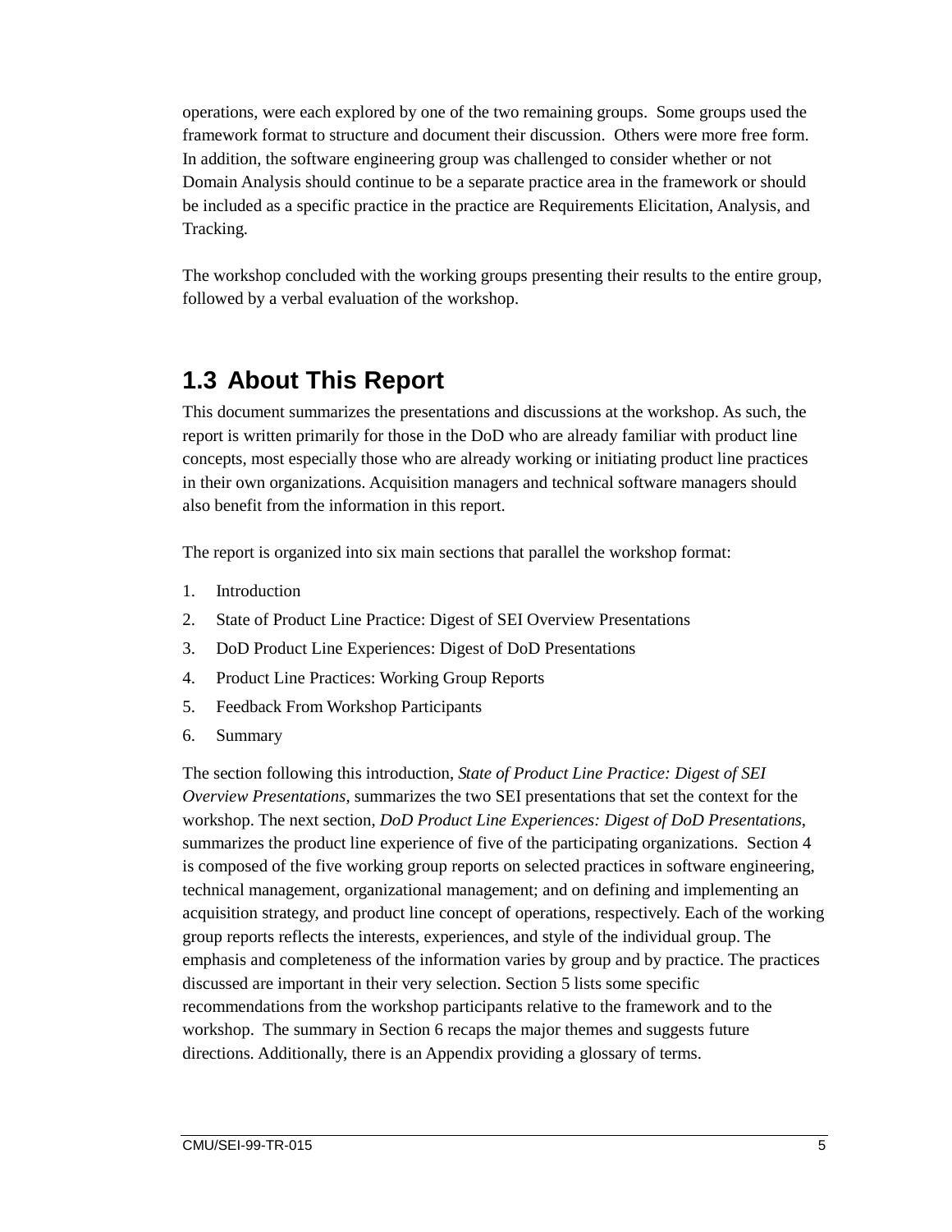operations, were each explored by one of the two remaining groups. Some groups used the framework format to structure and document their discussion. Others were more free form. In addition, the software engineering group was challenged to consider whether or not Domain Analysis should continue to be a separate practice area in the framework or should be included as a specific practice in the practice are Requirements Elicitation, Analysis, and Tracking.

The workshop concluded with the working groups presenting their results to the entire group, followed by a verbal evaluation of the workshop.

## 1.3 About This Report

This document summarizes the presentations and discussions at the workshop. As such, the report is written primarily for those in the DoD who are already familiar with product line concepts, most especially those who are already working or initiating product line practices in their own organizations. Acquisition managers and technical software managers should also benefit from the information in this report.

The report is organized into six main sections that parallel the workshop format:

1. Introduction
2. State of Product Line Practice: Digest of SEI Overview Presentations
3. DoD Product Line Experiences: Digest of DoD Presentations
4. Product Line Practices: Working Group Reports
5. Feedback From Workshop Participants
6. Summary

The section following this introduction, *State of Product Line Practice: Digest of SEI Overview Presentations*, summarizes the two SEI presentations that set the context for the workshop. The next section, *DoD Product Line Experiences: Digest of DoD Presentations*, summarizes the product line experience of five of the participating organizations. Section 4 is composed of the five working group reports on selected practices in software engineering, technical management, organizational management; and on defining and implementing an acquisition strategy, and product line concept of operations, respectively. Each of the working group reports reflects the interests, experiences, and style of the individual group. The emphasis and completeness of the information varies by group and by practice. The practices discussed are important in their very selection. Section 5 lists some specific recommendations from the workshop participants relative to the framework and to the workshop. The summary in Section 6 recaps the major themes and suggests future directions. Additionally, there is an Appendix providing a glossary of terms.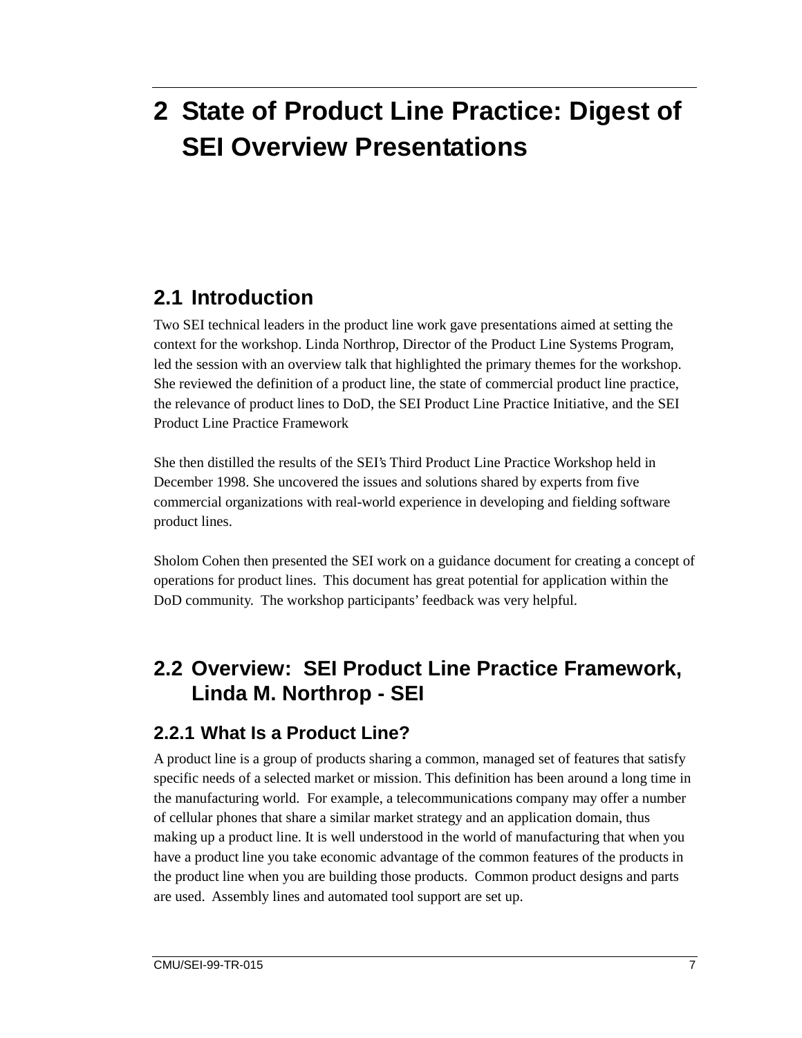# 2 State of Product Line Practice: Digest of SEI Overview Presentations

## 2.1 Introduction

Two SEI technical leaders in the product line work gave presentations aimed at setting the context for the workshop. Linda Northrop, Director of the Product Line Systems Program, led the session with an overview talk that highlighted the primary themes for the workshop. She reviewed the definition of a product line, the state of commercial product line practice, the relevance of product lines to DoD, the SEI Product Line Practice Initiative, and the SEI Product Line Practice Framework

She then distilled the results of the SEI's Third Product Line Practice Workshop held in December 1998. She uncovered the issues and solutions shared by experts from five commercial organizations with real-world experience in developing and fielding software product lines.

Sholom Cohen then presented the SEI work on a guidance document for creating a concept of operations for product lines. This document has great potential for application within the DoD community. The workshop participants' feedback was very helpful.

## 2.2 Overview: SEI Product Line Practice Framework, Linda M. Northrop - SEI

### 2.2.1 What Is a Product Line?

A product line is a group of products sharing a common, managed set of features that satisfy specific needs of a selected market or mission. This definition has been around a long time in the manufacturing world. For example, a telecommunications company may offer a number of cellular phones that share a similar market strategy and an application domain, thus making up a product line. It is well understood in the world of manufacturing that when you have a product line you take economic advantage of the common features of the products in the product line when you are building those products. Common product designs and parts are used. Assembly lines and automated tool support are set up.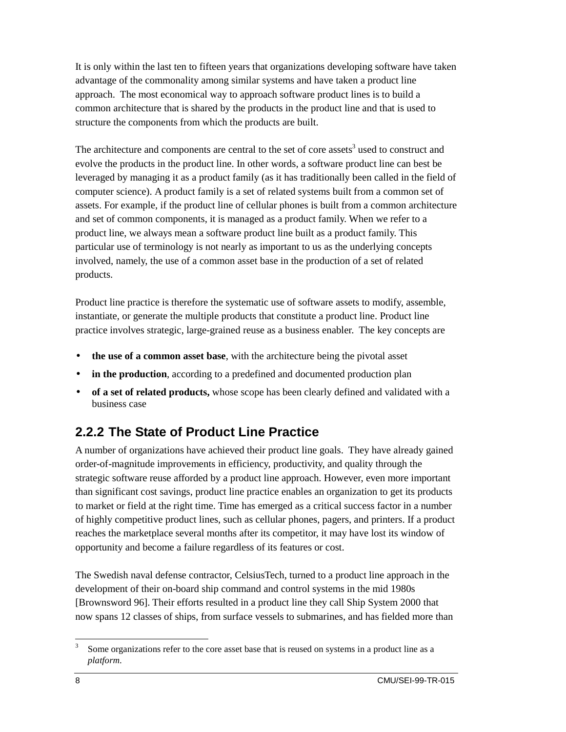It is only within the last ten to fifteen years that organizations developing software have taken advantage of the commonality among similar systems and have taken a product line approach. The most economical way to approach software product lines is to build a common architecture that is shared by the products in the product line and that is used to structure the components from which the products are built.

The architecture and components are central to the set of core assets[3] used to construct and evolve the products in the product line. In other words, a software product line can best be leveraged by managing it as a product family (as it has traditionally been called in the field of computer science). A product family is a set of related systems built from a common set of assets. For example, if the product line of cellular phones is built from a common architecture and set of common components, it is managed as a product family. When we refer to a product line, we always mean a software product line built as a product family. This particular use of terminology is not nearly as important to us as the underlying concepts involved, namely, the use of a common asset base in the production of a set of related products.

Product line practice is therefore the systematic use of software assets to modify, assemble, instantiate, or generate the multiple products that constitute a product line. Product line practice involves strategic, large-grained reuse as a business enabler. The key concepts are

- **the use of a common asset base**, with the architecture being the pivotal asset
- **in the production**, according to a predefined and documented production plan
- **of a set of related products,** whose scope has been clearly defined and validated with a business case

### 2.2.2 The State of Product Line Practice

A number of organizations have achieved their product line goals. They have already gained order-of-magnitude improvements in efficiency, productivity, and quality through the strategic software reuse afforded by a product line approach. However, even more important than significant cost savings, product line practice enables an organization to get its products to market or field at the right time. Time has emerged as a critical success factor in a number of highly competitive product lines, such as cellular phones, pagers, and printers. If a product reaches the marketplace several months after its competitor, it may have lost its window of opportunity and become a failure regardless of its features or cost.

The Swedish naval defense contractor, CelsiusTech, turned to a product line approach in the development of their on-board ship command and control systems in the mid 1980s [Brownsword 96]. Their efforts resulted in a product line they call Ship System 2000 that now spans 12 classes of ships, from surface vessels to submarines, and has fielded more than

---

[3] Some organizations refer to the core asset base that is reused on systems in a product line as a *platform*.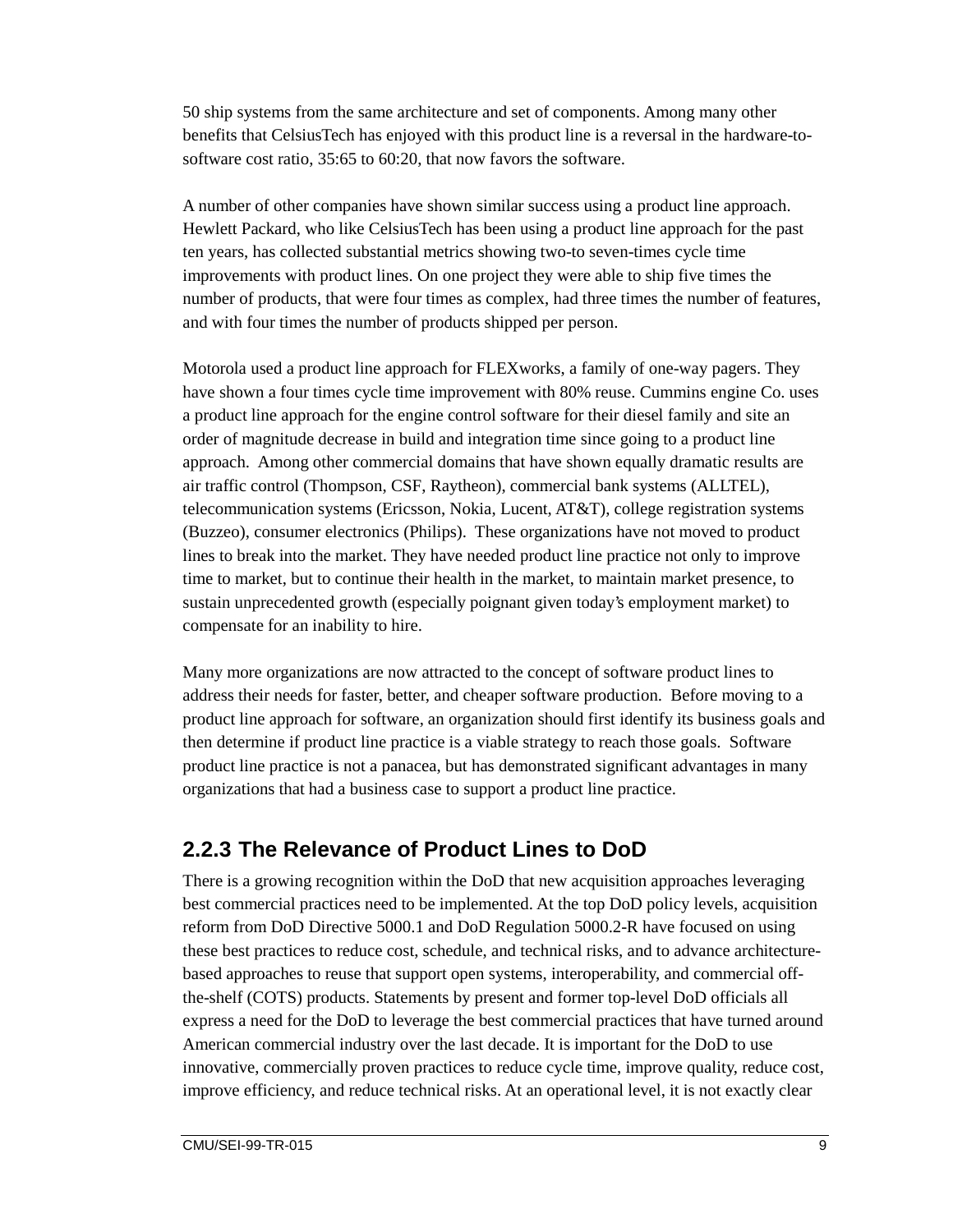50 ship systems from the same architecture and set of components. Among many other benefits that CelsiusTech has enjoyed with this product line is a reversal in the hardware-to-software cost ratio, 35:65 to 60:20, that now favors the software.

A number of other companies have shown similar success using a product line approach. Hewlett Packard, who like CelsiusTech has been using a product line approach for the past ten years, has collected substantial metrics showing two-to seven-times cycle time improvements with product lines. On one project they were able to ship five times the number of products, that were four times as complex, had three times the number of features, and with four times the number of products shipped per person.

Motorola used a product line approach for FLEXworks, a family of one-way pagers. They have shown a four times cycle time improvement with 80% reuse. Cummins engine Co. uses a product line approach for the engine control software for their diesel family and site an order of magnitude decrease in build and integration time since going to a product line approach. Among other commercial domains that have shown equally dramatic results are air traffic control (Thompson, CSF, Raytheon), commercial bank systems (ALLTEL), telecommunication systems (Ericsson, Nokia, Lucent, AT&T), college registration systems (Buzzeo), consumer electronics (Philips). These organizations have not moved to product lines to break into the market. They have needed product line practice not only to improve time to market, but to continue their health in the market, to maintain market presence, to sustain unprecedented growth (especially poignant given today's employment market) to compensate for an inability to hire.

Many more organizations are now attracted to the concept of software product lines to address their needs for faster, better, and cheaper software production. Before moving to a product line approach for software, an organization should first identify its business goals and then determine if product line practice is a viable strategy to reach those goals. Software product line practice is not a panacea, but has demonstrated significant advantages in many organizations that had a business case to support a product line practice.

### 2.2.3 The Relevance of Product Lines to DoD

There is a growing recognition within the DoD that new acquisition approaches leveraging best commercial practices need to be implemented. At the top DoD policy levels, acquisition reform from DoD Directive 5000.1 and DoD Regulation 5000.2-R have focused on using these best practices to reduce cost, schedule, and technical risks, and to advance architecture-based approaches to reuse that support open systems, interoperability, and commercial off-the-shelf (COTS) products. Statements by present and former top-level DoD officials all express a need for the DoD to leverage the best commercial practices that have turned around American commercial industry over the last decade. It is important for the DoD to use innovative, commercially proven practices to reduce cycle time, improve quality, reduce cost, improve efficiency, and reduce technical risks. At an operational level, it is not exactly clear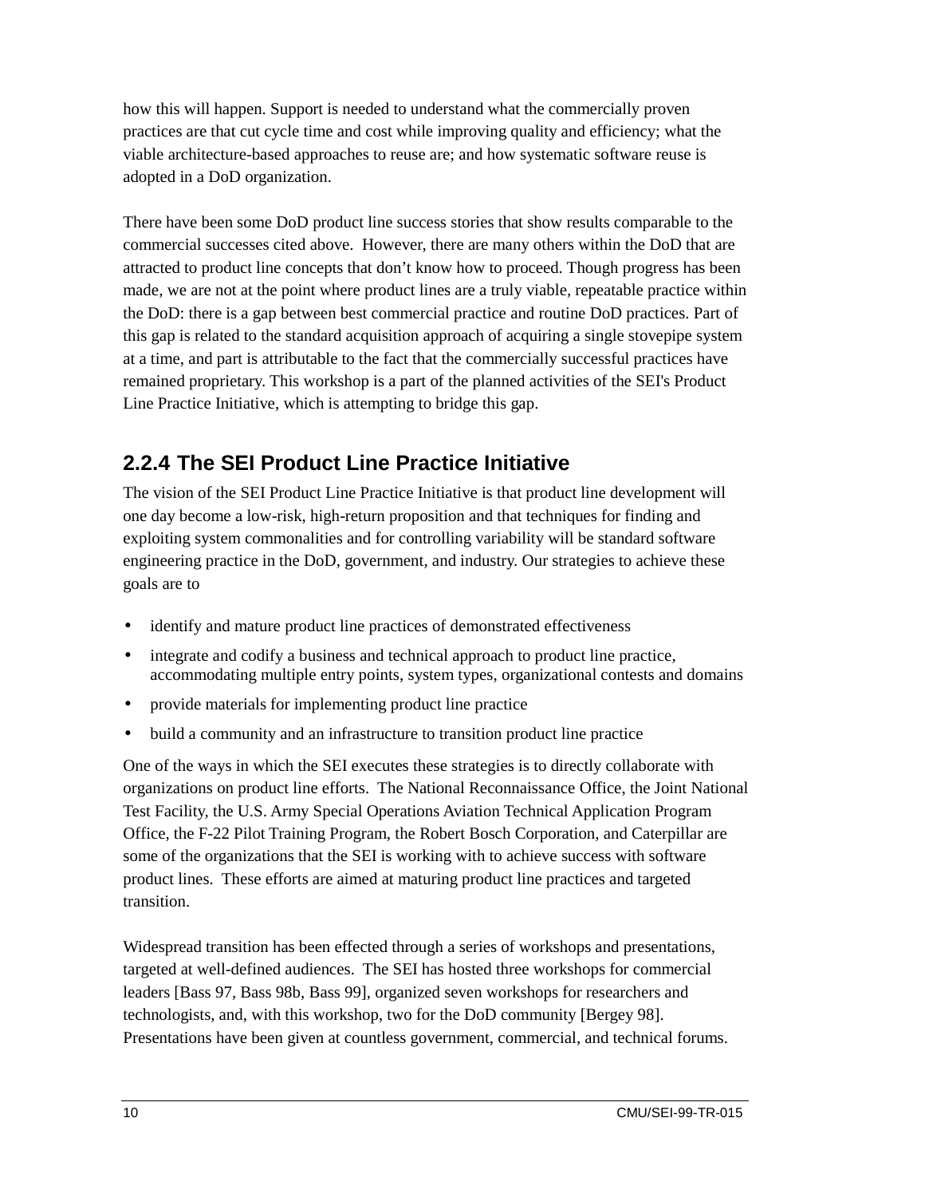how this will happen. Support is needed to understand what the commercially proven practices are that cut cycle time and cost while improving quality and efficiency; what the viable architecture-based approaches to reuse are; and how systematic software reuse is adopted in a DoD organization.

There have been some DoD product line success stories that show results comparable to the commercial successes cited above. However, there are many others within the DoD that are attracted to product line concepts that don't know how to proceed. Though progress has been made, we are not at the point where product lines are a truly viable, repeatable practice within the DoD: there is a gap between best commercial practice and routine DoD practices. Part of this gap is related to the standard acquisition approach of acquiring a single stovepipe system at a time, and part is attributable to the fact that the commercially successful practices have remained proprietary. This workshop is a part of the planned activities of the SEI's Product Line Practice Initiative, which is attempting to bridge this gap.

### 2.2.4 The SEI Product Line Practice Initiative

The vision of the SEI Product Line Practice Initiative is that product line development will one day become a low-risk, high-return proposition and that techniques for finding and exploiting system commonalities and for controlling variability will be standard software engineering practice in the DoD, government, and industry. Our strategies to achieve these goals are to

- identify and mature product line practices of demonstrated effectiveness
- integrate and codify a business and technical approach to product line practice, accommodating multiple entry points, system types, organizational contests and domains
- provide materials for implementing product line practice
- build a community and an infrastructure to transition product line practice

One of the ways in which the SEI executes these strategies is to directly collaborate with organizations on product line efforts. The National Reconnaissance Office, the Joint National Test Facility, the U.S. Army Special Operations Aviation Technical Application Program Office, the F-22 Pilot Training Program, the Robert Bosch Corporation, and Caterpillar are some of the organizations that the SEI is working with to achieve success with software product lines. These efforts are aimed at maturing product line practices and targeted transition.

Widespread transition has been effected through a series of workshops and presentations, targeted at well-defined audiences. The SEI has hosted three workshops for commercial leaders [Bass 97, Bass 98b, Bass 99], organized seven workshops for researchers and technologists, and, with this workshop, two for the DoD community [Bergey 98]. Presentations have been given at countless government, commercial, and technical forums.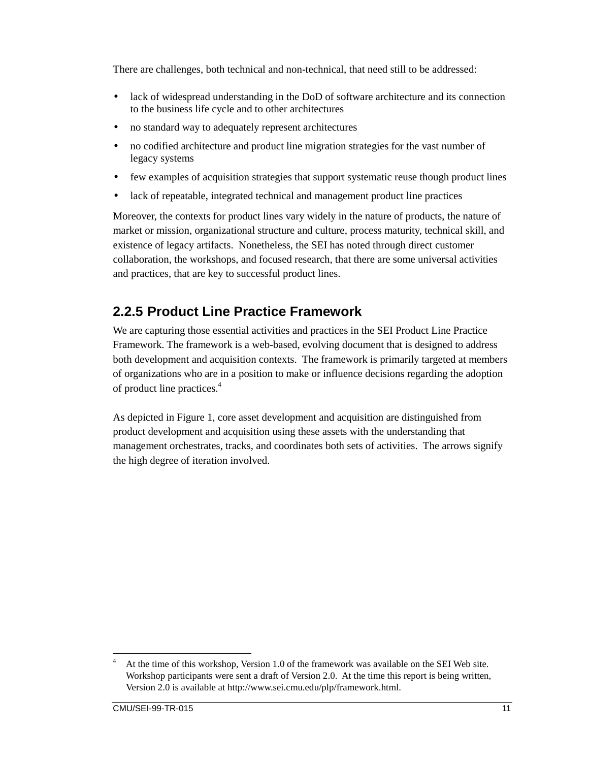There are challenges, both technical and non-technical, that need still to be addressed:

- lack of widespread understanding in the DoD of software architecture and its connection to the business life cycle and to other architectures
- no standard way to adequately represent architectures
- no codified architecture and product line migration strategies for the vast number of legacy systems
- few examples of acquisition strategies that support systematic reuse though product lines
- lack of repeatable, integrated technical and management product line practices

Moreover, the contexts for product lines vary widely in the nature of products, the nature of market or mission, organizational structure and culture, process maturity, technical skill, and existence of legacy artifacts. Nonetheless, the SEI has noted through direct customer collaboration, the workshops, and focused research, that there are some universal activities and practices, that are key to successful product lines.

### 2.2.5 Product Line Practice Framework

We are capturing those essential activities and practices in the SEI Product Line Practice Framework. The framework is a web-based, evolving document that is designed to address both development and acquisition contexts. The framework is primarily targeted at members of organizations who are in a position to make or influence decisions regarding the adoption of product line practices.[4]

As depicted in Figure 1, core asset development and acquisition are distinguished from product development and acquisition using these assets with the understanding that management orchestrates, tracks, and coordinates both sets of activities. The arrows signify the high degree of iteration involved.

---

[4] At the time of this workshop, Version 1.0 of the framework was available on the SEI Web site. Workshop participants were sent a draft of Version 2.0. At the time this report is being written, Version 2.0 is available at http://www.sei.cmu.edu/plp/framework.html.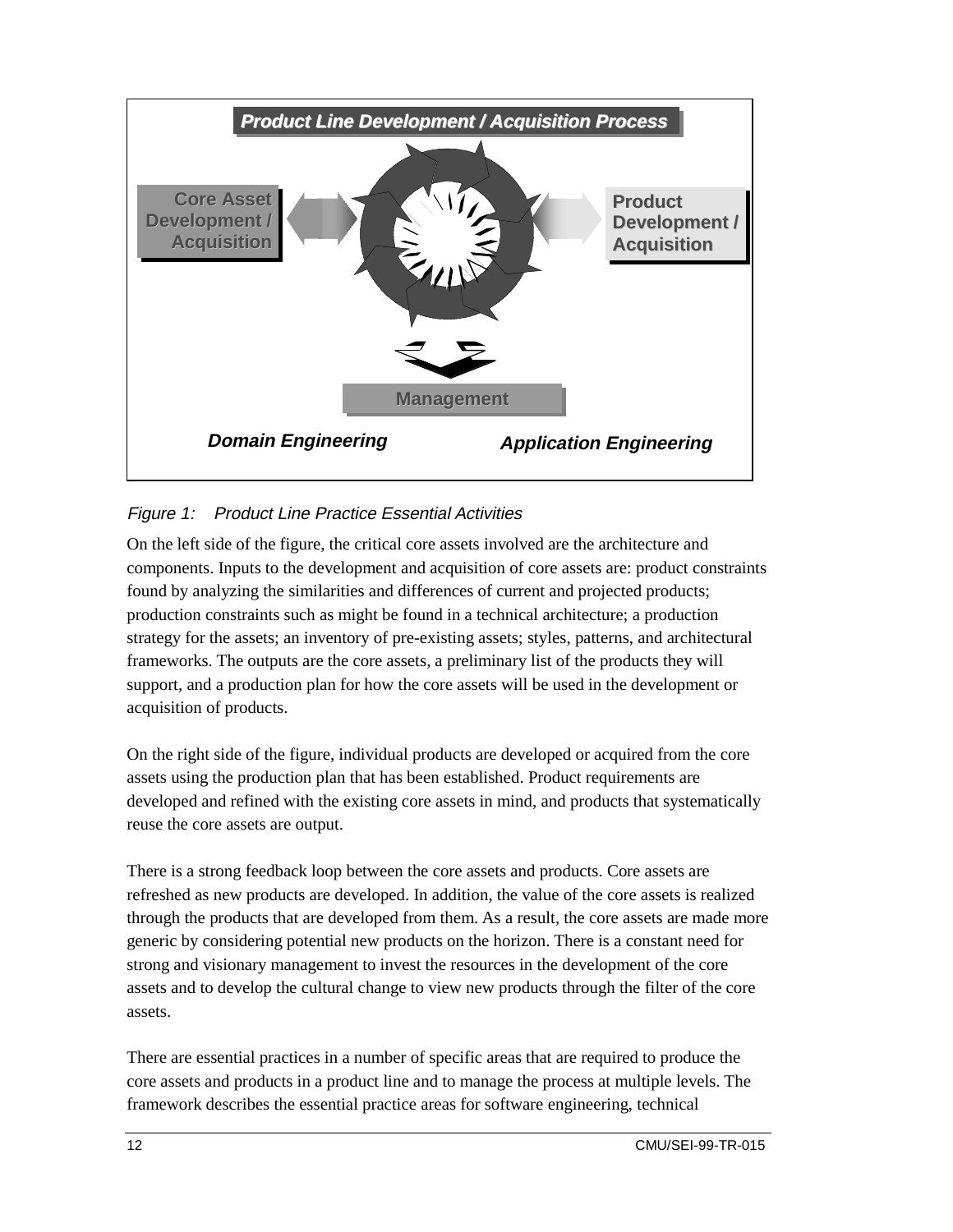Product Line Development / Acquisition Process

Core Asset Development / Acquisition

Product Development / Acquisition

Management

*Domain Engineering*

*Application Engineering*

*Figure 1: Product Line Practice Essential Activities*

On the left side of the figure, the critical core assets involved are the architecture and components. Inputs to the development and acquisition of core assets are: product constraints found by analyzing the similarities and differences of current and projected products; production constraints such as might be found in a technical architecture; a production strategy for the assets; an inventory of pre-existing assets; styles, patterns, and architectural frameworks. The outputs are the core assets, a preliminary list of the products they will support, and a production plan for how the core assets will be used in the development or acquisition of products.

On the right side of the figure, individual products are developed or acquired from the core assets using the production plan that has been established. Product requirements are developed and refined with the existing core assets in mind, and products that systematically reuse the core assets are output.

There is a strong feedback loop between the core assets and products. Core assets are refreshed as new products are developed. In addition, the value of the core assets is realized through the products that are developed from them. As a result, the core assets are made more generic by considering potential new products on the horizon. There is a constant need for strong and visionary management to invest the resources in the development of the core assets and to develop the cultural change to view new products through the filter of the core assets.

There are essential practices in a number of specific areas that are required to produce the core assets and products in a product line and to manage the process at multiple levels. The framework describes the essential practice areas for software engineering, technical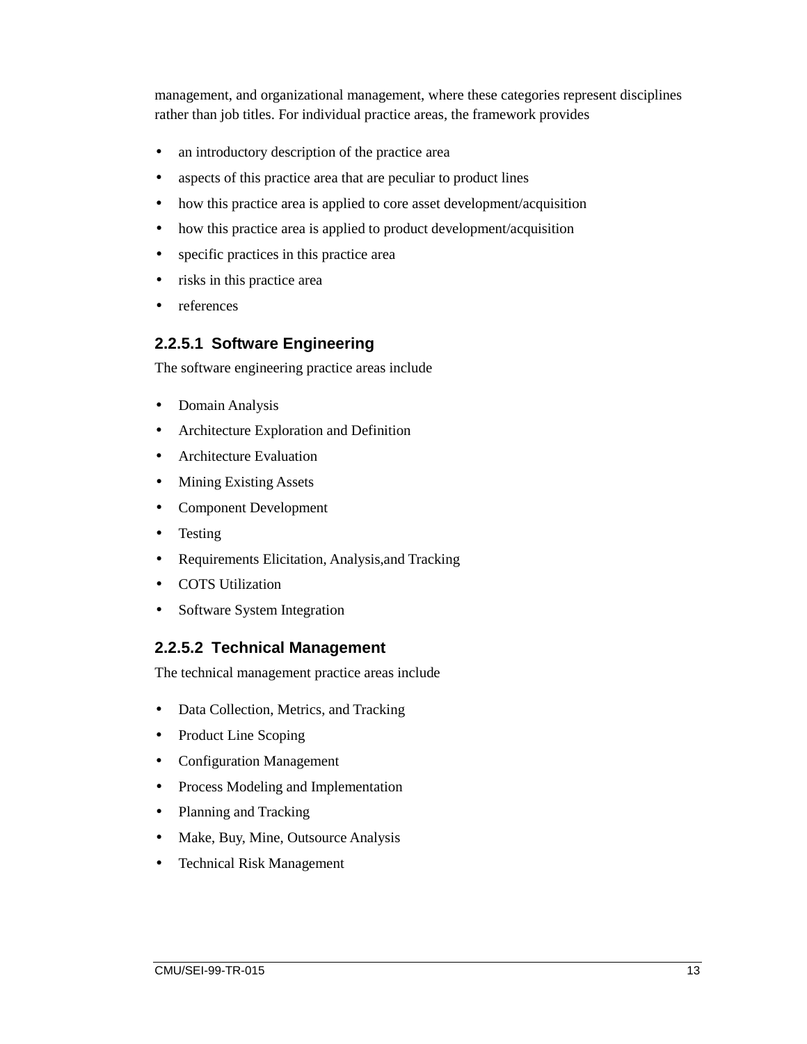management, and organizational management, where these categories represent disciplines rather than job titles. For individual practice areas, the framework provides

- an introductory description of the practice area
- aspects of this practice area that are peculiar to product lines
- how this practice area is applied to core asset development/acquisition
- how this practice area is applied to product development/acquisition
- specific practices in this practice area
- risks in this practice area
- references

#### 2.2.5.1 Software Engineering

The software engineering practice areas include

- Domain Analysis
- Architecture Exploration and Definition
- Architecture Evaluation
- Mining Existing Assets
- Component Development
- Testing
- Requirements Elicitation, Analysis,and Tracking
- COTS Utilization
- Software System Integration

#### 2.2.5.2 Technical Management

The technical management practice areas include

- Data Collection, Metrics, and Tracking
- Product Line Scoping
- Configuration Management
- Process Modeling and Implementation
- Planning and Tracking
- Make, Buy, Mine, Outsource Analysis
- Technical Risk Management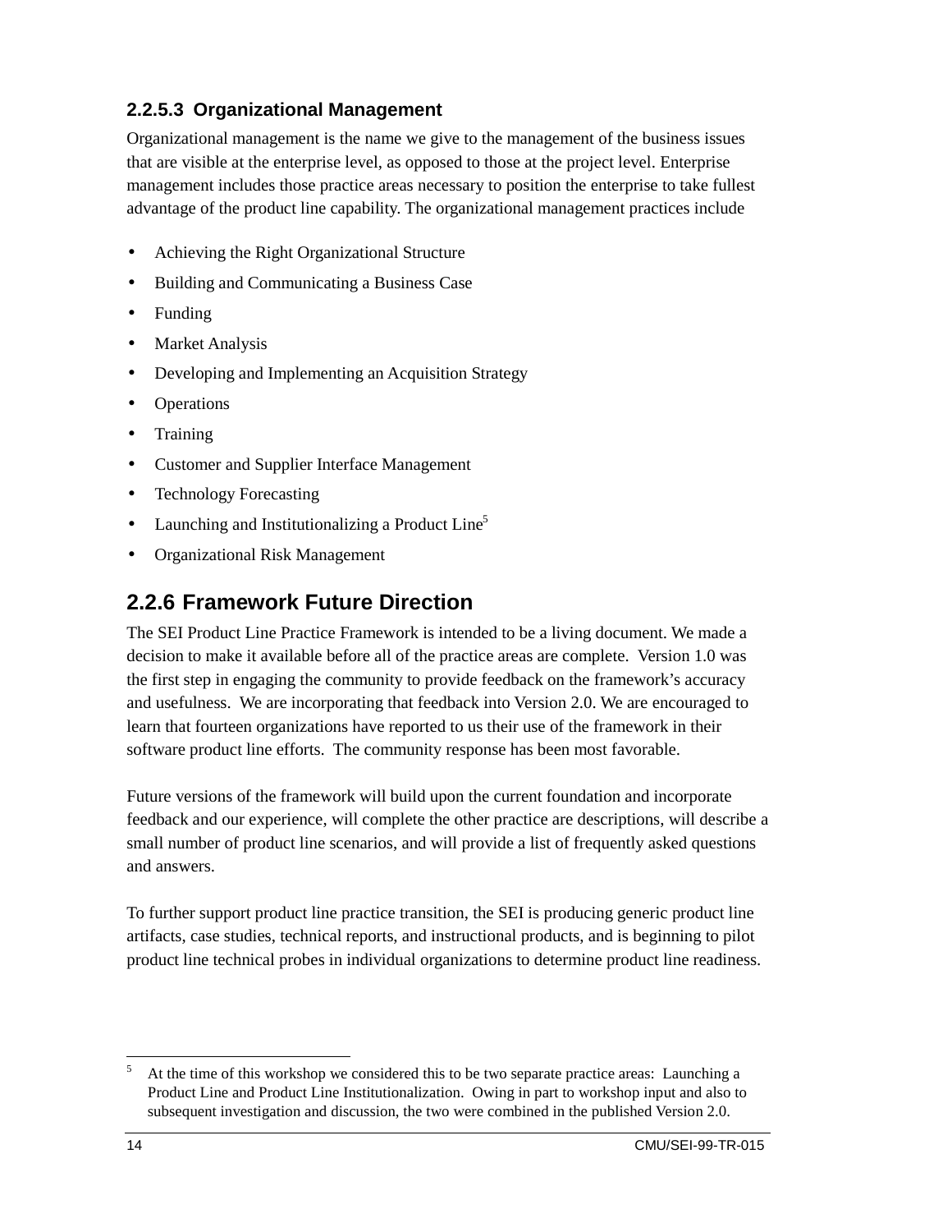#### 2.2.5.3 Organizational Management

Organizational management is the name we give to the management of the business issues that are visible at the enterprise level, as opposed to those at the project level. Enterprise management includes those practice areas necessary to position the enterprise to take fullest advantage of the product line capability. The organizational management practices include

- Achieving the Right Organizational Structure
- Building and Communicating a Business Case
- Funding
- Market Analysis
- Developing and Implementing an Acquisition Strategy
- Operations
- Training
- Customer and Supplier Interface Management
- Technology Forecasting
- Launching and Institutionalizing a Product Line[5]
- Organizational Risk Management

### 2.2.6 Framework Future Direction

The SEI Product Line Practice Framework is intended to be a living document. We made a decision to make it available before all of the practice areas are complete. Version 1.0 was the first step in engaging the community to provide feedback on the framework's accuracy and usefulness. We are incorporating that feedback into Version 2.0. We are encouraged to learn that fourteen organizations have reported to us their use of the framework in their software product line efforts. The community response has been most favorable.

Future versions of the framework will build upon the current foundation and incorporate feedback and our experience, will complete the other practice are descriptions, will describe a small number of product line scenarios, and will provide a list of frequently asked questions and answers.

To further support product line practice transition, the SEI is producing generic product line artifacts, case studies, technical reports, and instructional products, and is beginning to pilot product line technical probes in individual organizations to determine product line readiness.

---

[5] At the time of this workshop we considered this to be two separate practice areas: Launching a Product Line and Product Line Institutionalization. Owing in part to workshop input and also to subsequent investigation and discussion, the two were combined in the published Version 2.0.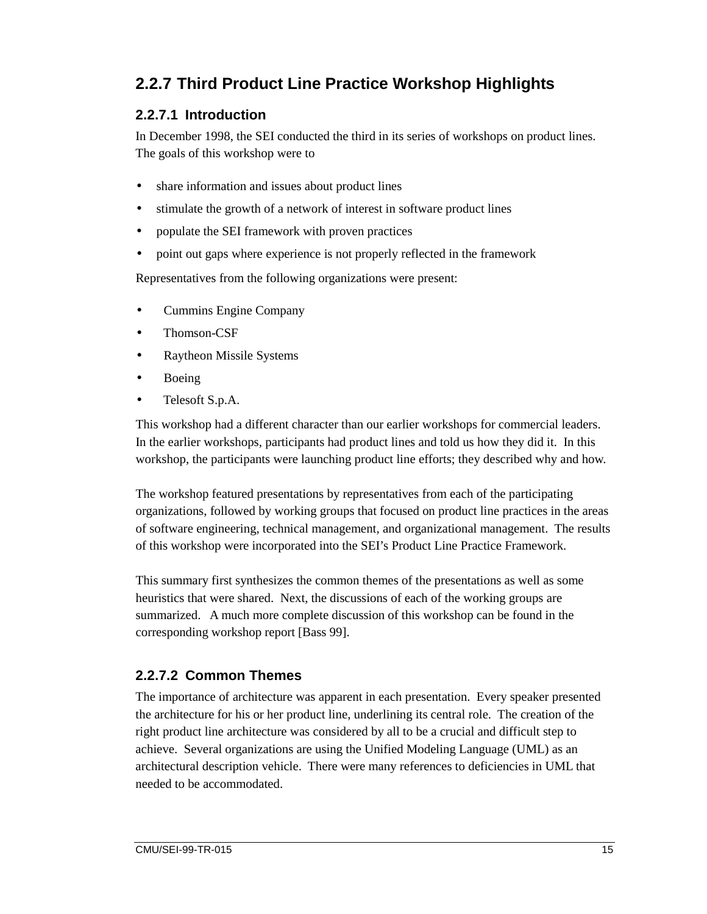## 2.2.7 Third Product Line Practice Workshop Highlights

### 2.2.7.1 Introduction

In December 1998, the SEI conducted the third in its series of workshops on product lines. The goals of this workshop were to

- share information and issues about product lines
- stimulate the growth of a network of interest in software product lines
- populate the SEI framework with proven practices
- point out gaps where experience is not properly reflected in the framework

Representatives from the following organizations were present:

- Cummins Engine Company
- Thomson-CSF
- Raytheon Missile Systems
- Boeing
- Telesoft S.p.A.

This workshop had a different character than our earlier workshops for commercial leaders. In the earlier workshops, participants had product lines and told us how they did it. In this workshop, the participants were launching product line efforts; they described why and how.

The workshop featured presentations by representatives from each of the participating organizations, followed by working groups that focused on product line practices in the areas of software engineering, technical management, and organizational management. The results of this workshop were incorporated into the SEI's Product Line Practice Framework.

This summary first synthesizes the common themes of the presentations as well as some heuristics that were shared. Next, the discussions of each of the working groups are summarized. A much more complete discussion of this workshop can be found in the corresponding workshop report [Bass 99].

### 2.2.7.2 Common Themes

The importance of architecture was apparent in each presentation. Every speaker presented the architecture for his or her product line, underlining its central role. The creation of the right product line architecture was considered by all to be a crucial and difficult step to achieve. Several organizations are using the Unified Modeling Language (UML) as an architectural description vehicle. There were many references to deficiencies in UML that needed to be accommodated.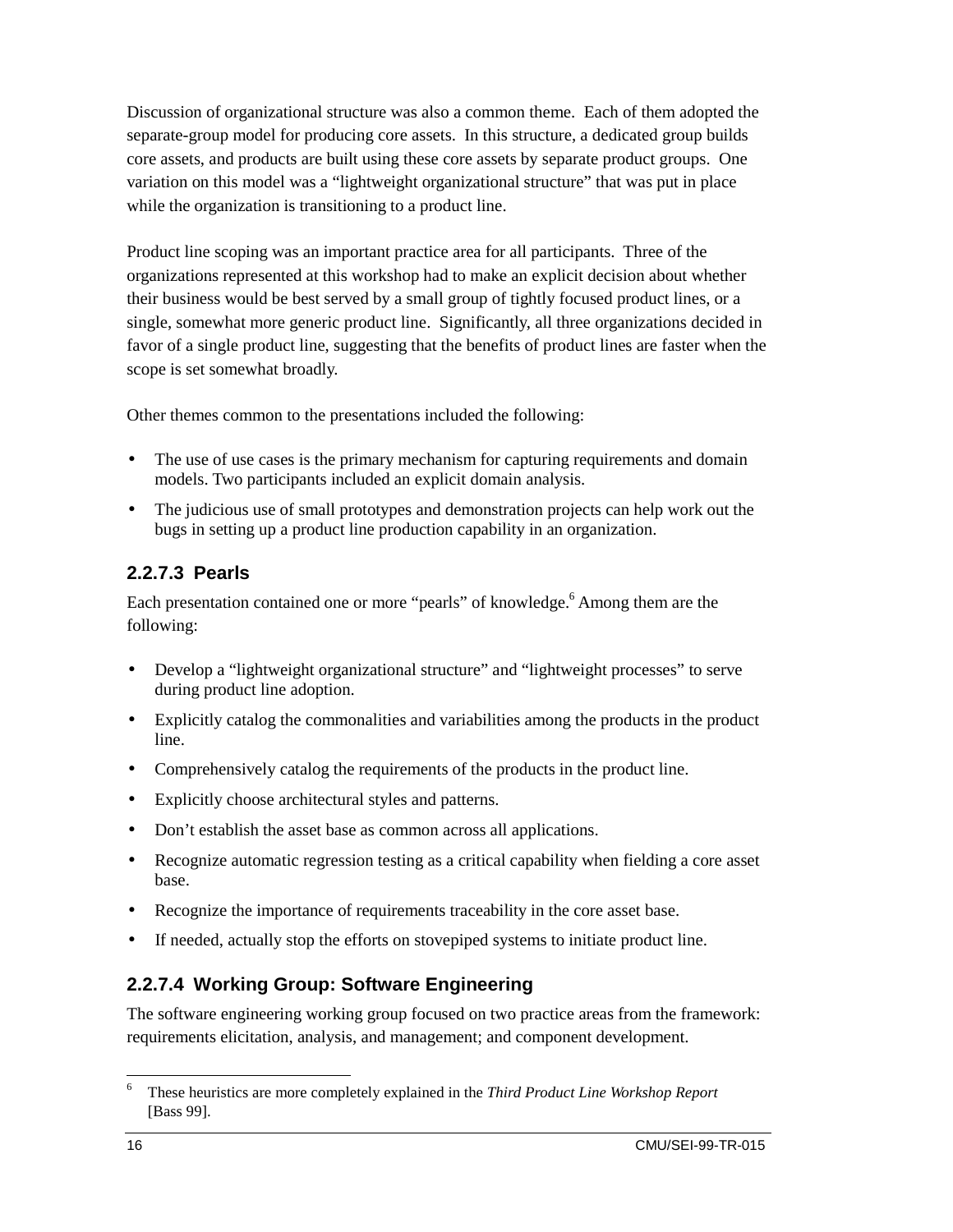Discussion of organizational structure was also a common theme. Each of them adopted the separate-group model for producing core assets. In this structure, a dedicated group builds core assets, and products are built using these core assets by separate product groups. One variation on this model was a "lightweight organizational structure" that was put in place while the organization is transitioning to a product line.

Product line scoping was an important practice area for all participants. Three of the organizations represented at this workshop had to make an explicit decision about whether their business would be best served by a small group of tightly focused product lines, or a single, somewhat more generic product line. Significantly, all three organizations decided in favor of a single product line, suggesting that the benefits of product lines are faster when the scope is set somewhat broadly.

Other themes common to the presentations included the following:

- The use of use cases is the primary mechanism for capturing requirements and domain models. Two participants included an explicit domain analysis.
- The judicious use of small prototypes and demonstration projects can help work out the bugs in setting up a product line production capability in an organization.

### 2.2.7.3 Pearls

Each presentation contained one or more "pearls" of knowledge.[6] Among them are the following:

- Develop a "lightweight organizational structure" and "lightweight processes" to serve during product line adoption.
- Explicitly catalog the commonalities and variabilities among the products in the product line.
- Comprehensively catalog the requirements of the products in the product line.
- Explicitly choose architectural styles and patterns.
- Don't establish the asset base as common across all applications.
- Recognize automatic regression testing as a critical capability when fielding a core asset base.
- Recognize the importance of requirements traceability in the core asset base.
- If needed, actually stop the efforts on stovepiped systems to initiate product line.

### 2.2.7.4 Working Group: Software Engineering

The software engineering working group focused on two practice areas from the framework: requirements elicitation, analysis, and management; and component development.

---

[6] These heuristics are more completely explained in the *Third Product Line Workshop Report* [Bass 99].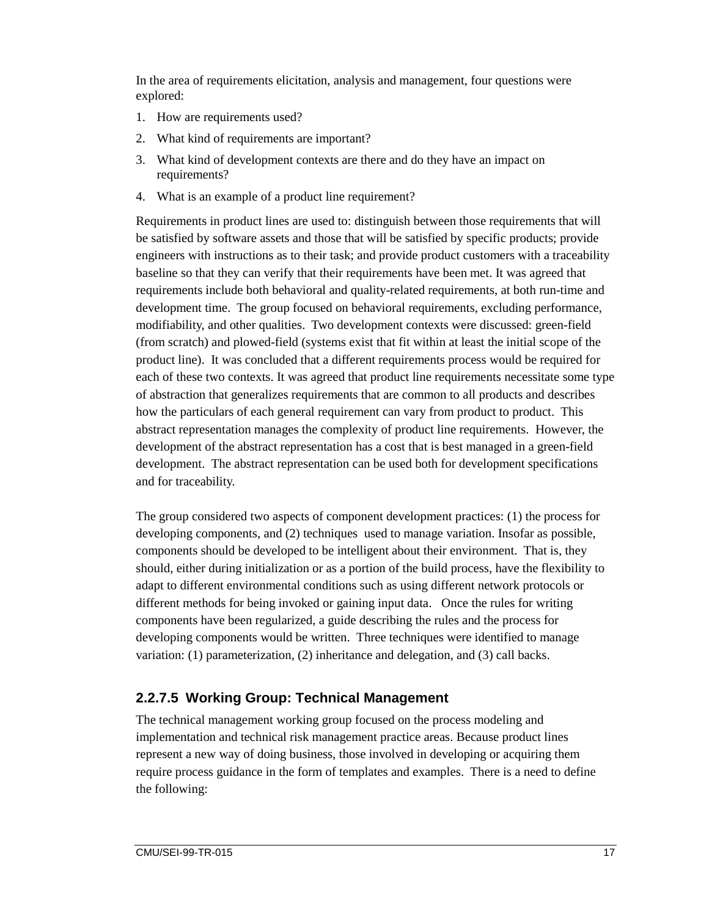In the area of requirements elicitation, analysis and management, four questions were explored:

1. How are requirements used?
2. What kind of requirements are important?
3. What kind of development contexts are there and do they have an impact on requirements?
4. What is an example of a product line requirement?

Requirements in product lines are used to: distinguish between those requirements that will be satisfied by software assets and those that will be satisfied by specific products; provide engineers with instructions as to their task; and provide product customers with a traceability baseline so that they can verify that their requirements have been met. It was agreed that requirements include both behavioral and quality-related requirements, at both run-time and development time. The group focused on behavioral requirements, excluding performance, modifiability, and other qualities. Two development contexts were discussed: green-field (from scratch) and plowed-field (systems exist that fit within at least the initial scope of the product line). It was concluded that a different requirements process would be required for each of these two contexts. It was agreed that product line requirements necessitate some type of abstraction that generalizes requirements that are common to all products and describes how the particulars of each general requirement can vary from product to product. This abstract representation manages the complexity of product line requirements. However, the development of the abstract representation has a cost that is best managed in a green-field development. The abstract representation can be used both for development specifications and for traceability.

The group considered two aspects of component development practices: (1) the process for developing components, and (2) techniques used to manage variation. Insofar as possible, components should be developed to be intelligent about their environment. That is, they should, either during initialization or as a portion of the build process, have the flexibility to adapt to different environmental conditions such as using different network protocols or different methods for being invoked or gaining input data. Once the rules for writing components have been regularized, a guide describing the rules and the process for developing components would be written. Three techniques were identified to manage variation: (1) parameterization, (2) inheritance and delegation, and (3) call backs.

### 2.2.7.5 Working Group: Technical Management

The technical management working group focused on the process modeling and implementation and technical risk management practice areas. Because product lines represent a new way of doing business, those involved in developing or acquiring them require process guidance in the form of templates and examples. There is a need to define the following: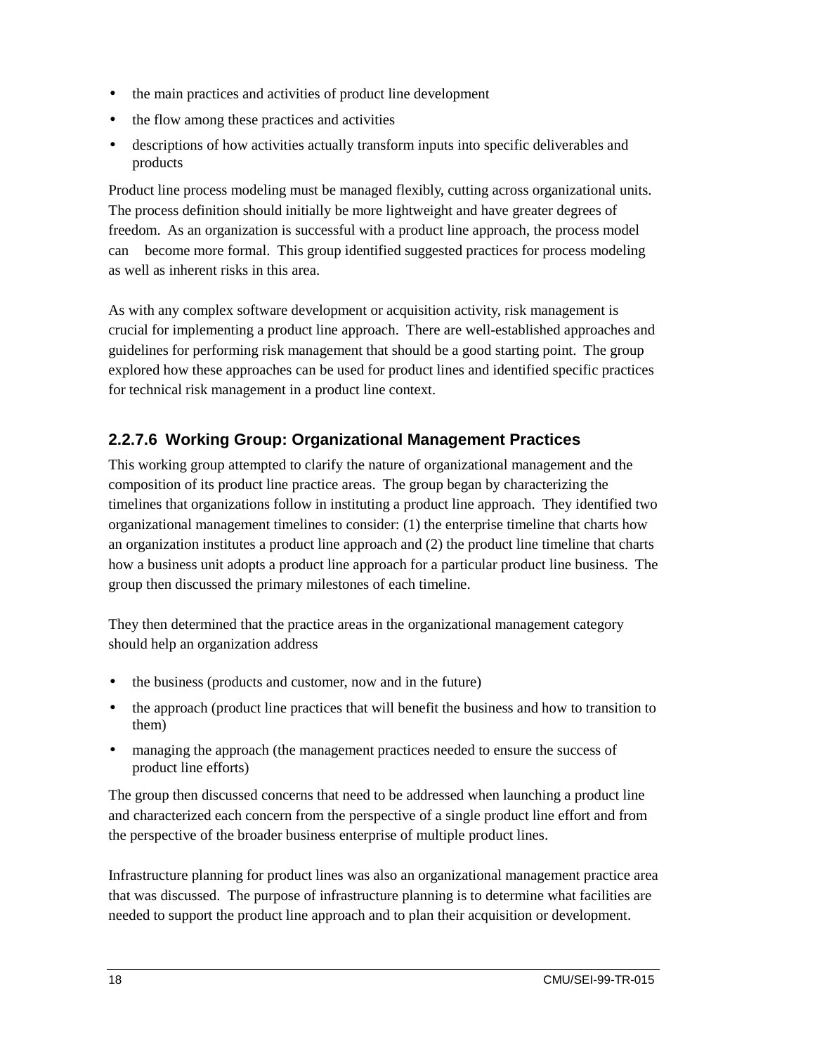- the main practices and activities of product line development
- the flow among these practices and activities
- descriptions of how activities actually transform inputs into specific deliverables and products

Product line process modeling must be managed flexibly, cutting across organizational units. The process definition should initially be more lightweight and have greater degrees of freedom. As an organization is successful with a product line approach, the process model can become more formal. This group identified suggested practices for process modeling as well as inherent risks in this area.

As with any complex software development or acquisition activity, risk management is crucial for implementing a product line approach. There are well-established approaches and guidelines for performing risk management that should be a good starting point. The group explored how these approaches can be used for product lines and identified specific practices for technical risk management in a product line context.

#### 2.2.7.6 Working Group: Organizational Management Practices

This working group attempted to clarify the nature of organizational management and the composition of its product line practice areas. The group began by characterizing the timelines that organizations follow in instituting a product line approach. They identified two organizational management timelines to consider: (1) the enterprise timeline that charts how an organization institutes a product line approach and (2) the product line timeline that charts how a business unit adopts a product line approach for a particular product line business. The group then discussed the primary milestones of each timeline.

They then determined that the practice areas in the organizational management category should help an organization address

- the business (products and customer, now and in the future)
- the approach (product line practices that will benefit the business and how to transition to them)
- managing the approach (the management practices needed to ensure the success of product line efforts)

The group then discussed concerns that need to be addressed when launching a product line and characterized each concern from the perspective of a single product line effort and from the perspective of the broader business enterprise of multiple product lines.

Infrastructure planning for product lines was also an organizational management practice area that was discussed. The purpose of infrastructure planning is to determine what facilities are needed to support the product line approach and to plan their acquisition or development.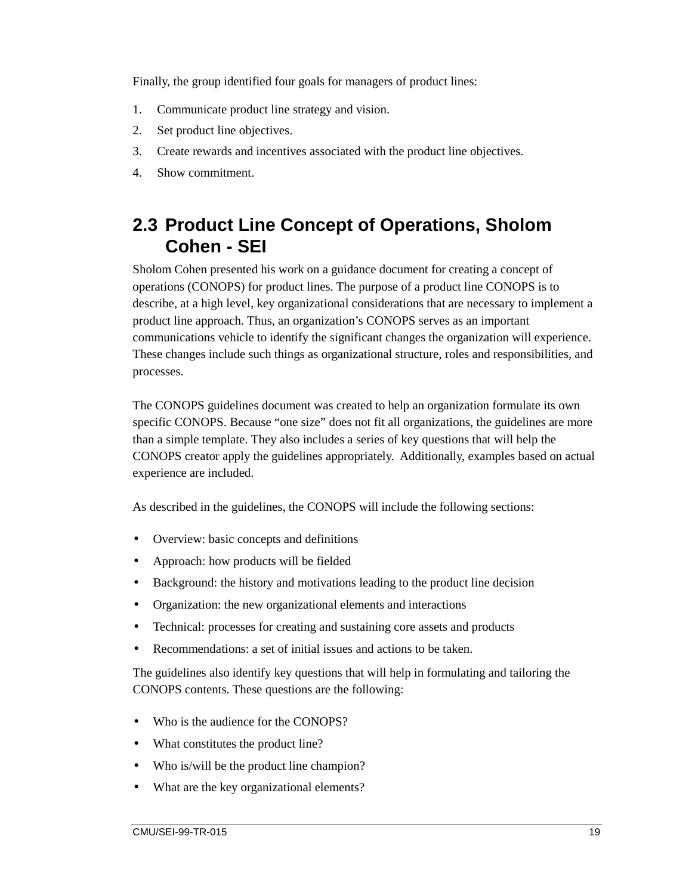Finally, the group identified four goals for managers of product lines:

1. Communicate product line strategy and vision.
2. Set product line objectives.
3. Create rewards and incentives associated with the product line objectives.
4. Show commitment.

## 2.3 Product Line Concept of Operations, Sholom Cohen - SEI

Sholom Cohen presented his work on a guidance document for creating a concept of operations (CONOPS) for product lines. The purpose of a product line CONOPS is to describe, at a high level, key organizational considerations that are necessary to implement a product line approach. Thus, an organization's CONOPS serves as an important communications vehicle to identify the significant changes the organization will experience. These changes include such things as organizational structure, roles and responsibilities, and processes.

The CONOPS guidelines document was created to help an organization formulate its own specific CONOPS. Because "one size" does not fit all organizations, the guidelines are more than a simple template. They also includes a series of key questions that will help the CONOPS creator apply the guidelines appropriately. Additionally, examples based on actual experience are included.

As described in the guidelines, the CONOPS will include the following sections:

- Overview: basic concepts and definitions
- Approach: how products will be fielded
- Background: the history and motivations leading to the product line decision
- Organization: the new organizational elements and interactions
- Technical: processes for creating and sustaining core assets and products
- Recommendations: a set of initial issues and actions to be taken.

The guidelines also identify key questions that will help in formulating and tailoring the CONOPS contents. These questions are the following:

- Who is the audience for the CONOPS?
- What constitutes the product line?
- Who is/will be the product line champion?
- What are the key organizational elements?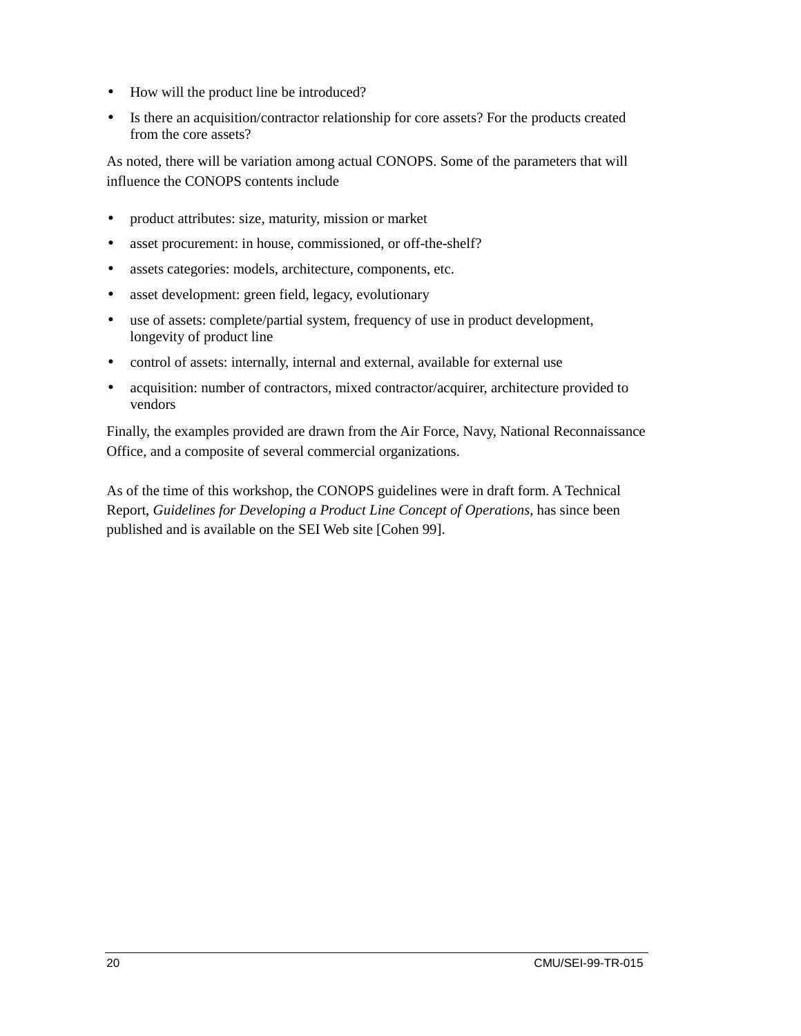- How will the product line be introduced?
- Is there an acquisition/contractor relationship for core assets? For the products created from the core assets?

As noted, there will be variation among actual CONOPS. Some of the parameters that will influence the CONOPS contents include

- product attributes: size, maturity, mission or market
- asset procurement: in house, commissioned, or off-the-shelf?
- assets categories: models, architecture, components, etc.
- asset development: green field, legacy, evolutionary
- use of assets: complete/partial system, frequency of use in product development, longevity of product line
- control of assets: internally, internal and external, available for external use
- acquisition: number of contractors, mixed contractor/acquirer, architecture provided to vendors

Finally, the examples provided are drawn from the Air Force, Navy, National Reconnaissance Office, and a composite of several commercial organizations.

As of the time of this workshop, the CONOPS guidelines were in draft form. A Technical Report, *Guidelines for Developing a Product Line Concept of Operations*, has since been published and is available on the SEI Web site [Cohen 99].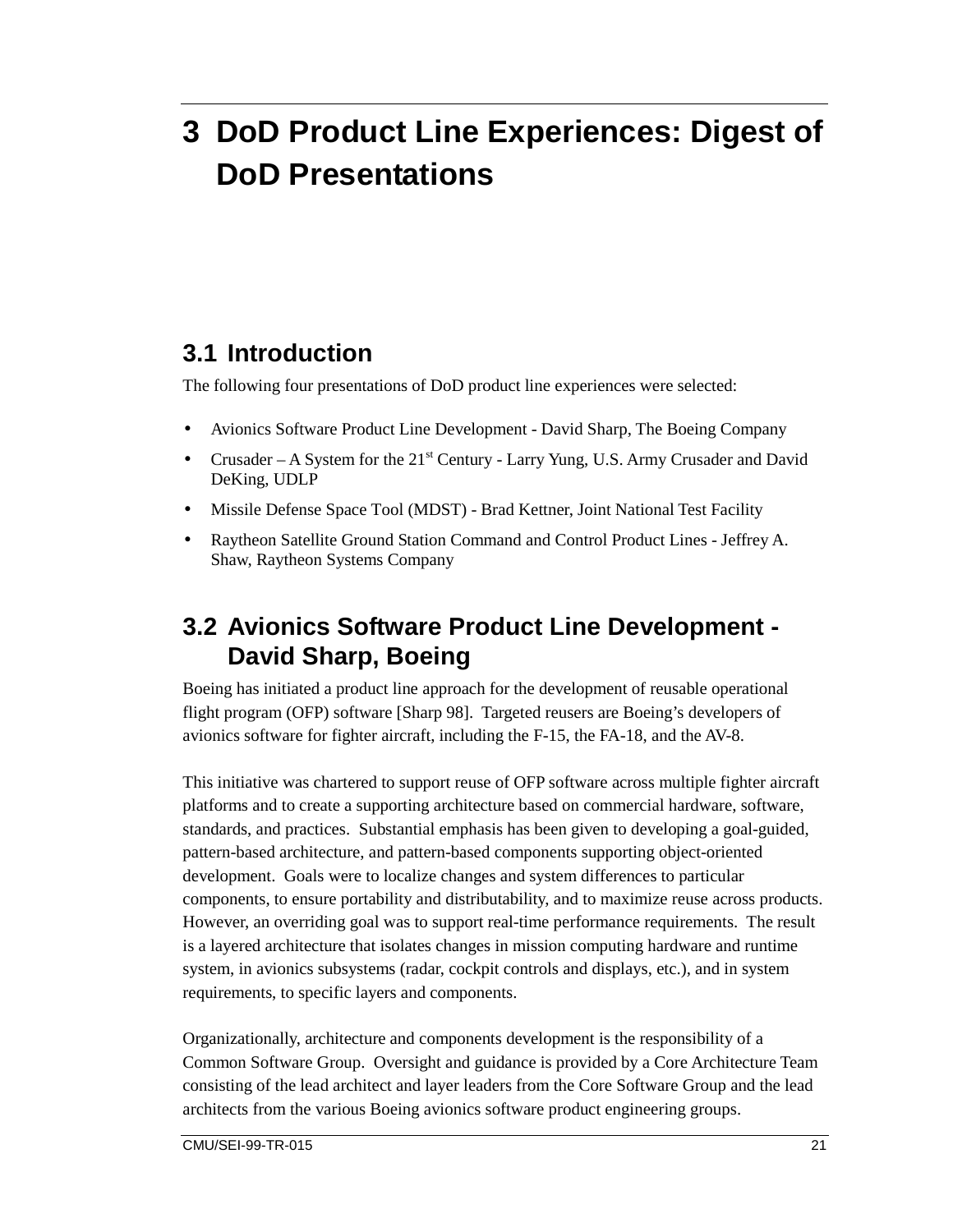# 3 DoD Product Line Experiences: Digest of DoD Presentations

## 3.1 Introduction

The following four presentations of DoD product line experiences were selected:

- Avionics Software Product Line Development - David Sharp, The Boeing Company
- Crusader – A System for the 21st Century - Larry Yung, U.S. Army Crusader and David DeKing, UDLP
- Missile Defense Space Tool (MDST) - Brad Kettner, Joint National Test Facility
- Raytheon Satellite Ground Station Command and Control Product Lines - Jeffrey A. Shaw, Raytheon Systems Company

## 3.2 Avionics Software Product Line Development - David Sharp, Boeing

Boeing has initiated a product line approach for the development of reusable operational flight program (OFP) software [Sharp 98]. Targeted reusers are Boeing's developers of avionics software for fighter aircraft, including the F-15, the FA-18, and the AV-8.

This initiative was chartered to support reuse of OFP software across multiple fighter aircraft platforms and to create a supporting architecture based on commercial hardware, software, standards, and practices. Substantial emphasis has been given to developing a goal-guided, pattern-based architecture, and pattern-based components supporting object-oriented development. Goals were to localize changes and system differences to particular components, to ensure portability and distributability, and to maximize reuse across products. However, an overriding goal was to support real-time performance requirements. The result is a layered architecture that isolates changes in mission computing hardware and runtime system, in avionics subsystems (radar, cockpit controls and displays, etc.), and in system requirements, to specific layers and components.

Organizationally, architecture and components development is the responsibility of a Common Software Group. Oversight and guidance is provided by a Core Architecture Team consisting of the lead architect and layer leaders from the Core Software Group and the lead architects from the various Boeing avionics software product engineering groups.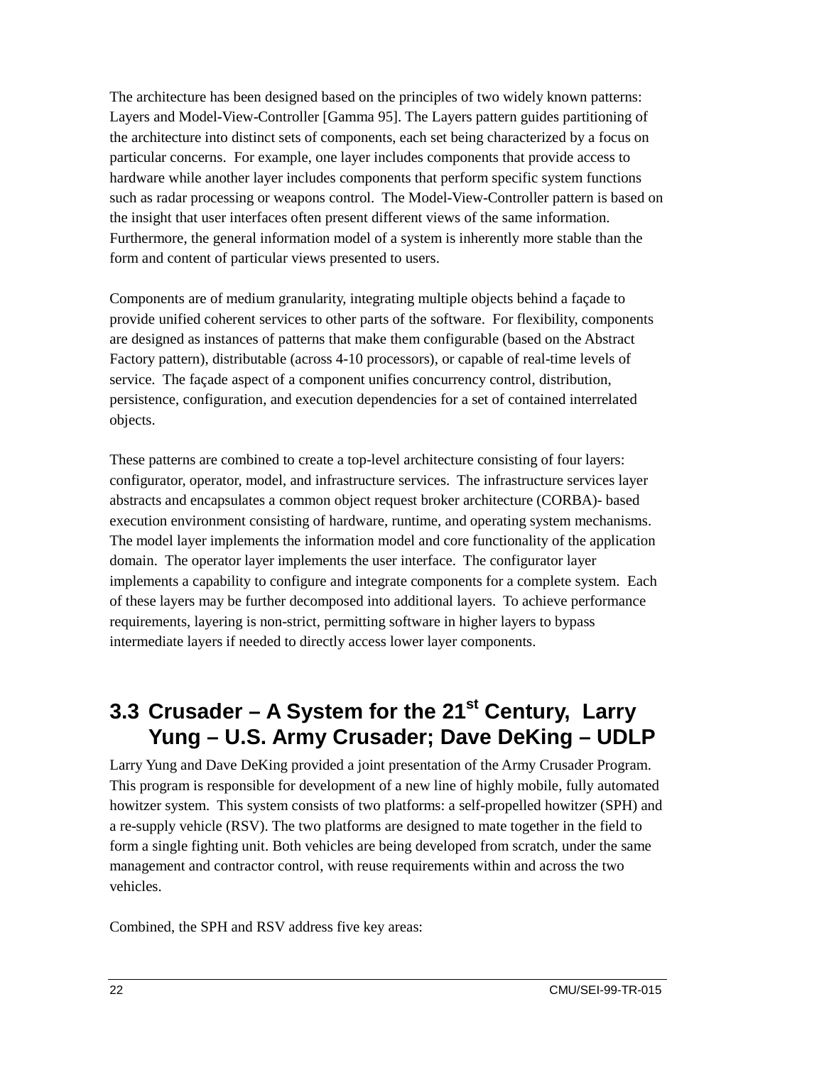The architecture has been designed based on the principles of two widely known patterns: Layers and Model-View-Controller [Gamma 95]. The Layers pattern guides partitioning of the architecture into distinct sets of components, each set being characterized by a focus on particular concerns. For example, one layer includes components that provide access to hardware while another layer includes components that perform specific system functions such as radar processing or weapons control. The Model-View-Controller pattern is based on the insight that user interfaces often present different views of the same information. Furthermore, the general information model of a system is inherently more stable than the form and content of particular views presented to users.

Components are of medium granularity, integrating multiple objects behind a façade to provide unified coherent services to other parts of the software. For flexibility, components are designed as instances of patterns that make them configurable (based on the Abstract Factory pattern), distributable (across 4-10 processors), or capable of real-time levels of service. The façade aspect of a component unifies concurrency control, distribution, persistence, configuration, and execution dependencies for a set of contained interrelated objects.

These patterns are combined to create a top-level architecture consisting of four layers: configurator, operator, model, and infrastructure services. The infrastructure services layer abstracts and encapsulates a common object request broker architecture (CORBA)- based execution environment consisting of hardware, runtime, and operating system mechanisms. The model layer implements the information model and core functionality of the application domain. The operator layer implements the user interface. The configurator layer implements a capability to configure and integrate components for a complete system. Each of these layers may be further decomposed into additional layers. To achieve performance requirements, layering is non-strict, permitting software in higher layers to bypass intermediate layers if needed to directly access lower layer components.

## 3.3 Crusader – A System for the 21st Century, Larry Yung – U.S. Army Crusader; Dave DeKing – UDLP

Larry Yung and Dave DeKing provided a joint presentation of the Army Crusader Program. This program is responsible for development of a new line of highly mobile, fully automated howitzer system. This system consists of two platforms: a self-propelled howitzer (SPH) and a re-supply vehicle (RSV). The two platforms are designed to mate together in the field to form a single fighting unit. Both vehicles are being developed from scratch, under the same management and contractor control, with reuse requirements within and across the two vehicles.

Combined, the SPH and RSV address five key areas: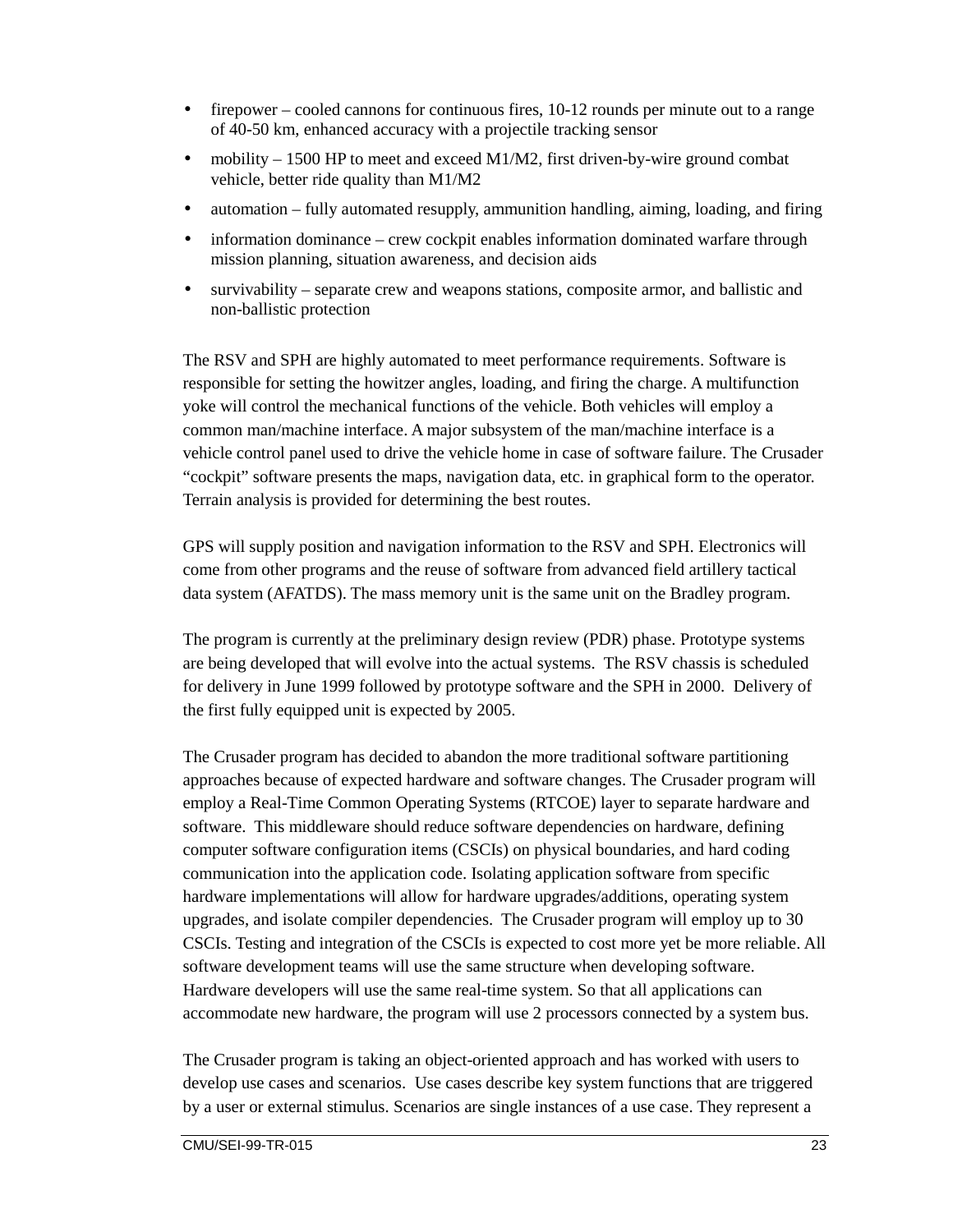- firepower – cooled cannons for continuous fires, 10-12 rounds per minute out to a range of 40-50 km, enhanced accuracy with a projectile tracking sensor
- mobility – 1500 HP to meet and exceed M1/M2, first driven-by-wire ground combat vehicle, better ride quality than M1/M2
- automation – fully automated resupply, ammunition handling, aiming, loading, and firing
- information dominance – crew cockpit enables information dominated warfare through mission planning, situation awareness, and decision aids
- survivability – separate crew and weapons stations, composite armor, and ballistic and non-ballistic protection

The RSV and SPH are highly automated to meet performance requirements. Software is responsible for setting the howitzer angles, loading, and firing the charge. A multifunction yoke will control the mechanical functions of the vehicle. Both vehicles will employ a common man/machine interface. A major subsystem of the man/machine interface is a vehicle control panel used to drive the vehicle home in case of software failure. The Crusader "cockpit" software presents the maps, navigation data, etc. in graphical form to the operator. Terrain analysis is provided for determining the best routes.

GPS will supply position and navigation information to the RSV and SPH. Electronics will come from other programs and the reuse of software from advanced field artillery tactical data system (AFATDS). The mass memory unit is the same unit on the Bradley program.

The program is currently at the preliminary design review (PDR) phase. Prototype systems are being developed that will evolve into the actual systems. The RSV chassis is scheduled for delivery in June 1999 followed by prototype software and the SPH in 2000. Delivery of the first fully equipped unit is expected by 2005.

The Crusader program has decided to abandon the more traditional software partitioning approaches because of expected hardware and software changes. The Crusader program will employ a Real-Time Common Operating Systems (RTCOE) layer to separate hardware and software. This middleware should reduce software dependencies on hardware, defining computer software configuration items (CSCIs) on physical boundaries, and hard coding communication into the application code. Isolating application software from specific hardware implementations will allow for hardware upgrades/additions, operating system upgrades, and isolate compiler dependencies. The Crusader program will employ up to 30 CSCIs. Testing and integration of the CSCIs is expected to cost more yet be more reliable. All software development teams will use the same structure when developing software. Hardware developers will use the same real-time system. So that all applications can accommodate new hardware, the program will use 2 processors connected by a system bus.

The Crusader program is taking an object-oriented approach and has worked with users to develop use cases and scenarios. Use cases describe key system functions that are triggered by a user or external stimulus. Scenarios are single instances of a use case. They represent a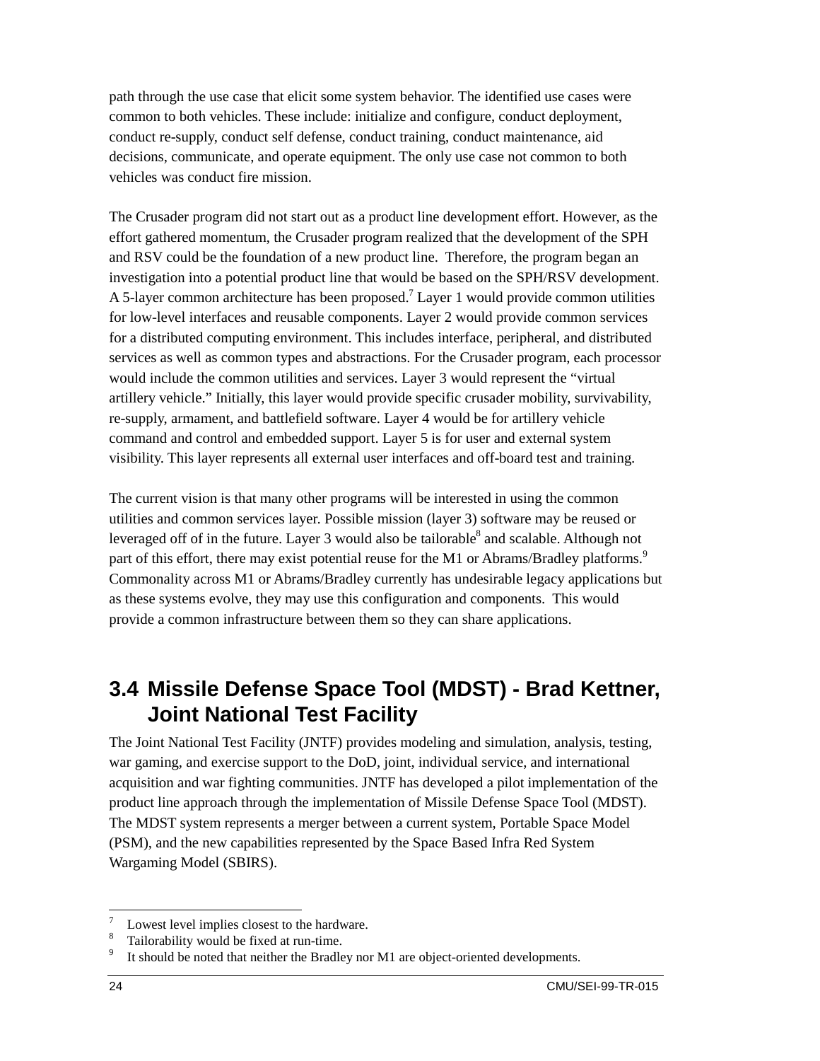path through the use case that elicit some system behavior. The identified use cases were common to both vehicles. These include: initialize and configure, conduct deployment, conduct re-supply, conduct self defense, conduct training, conduct maintenance, aid decisions, communicate, and operate equipment. The only use case not common to both vehicles was conduct fire mission.

The Crusader program did not start out as a product line development effort. However, as the effort gathered momentum, the Crusader program realized that the development of the SPH and RSV could be the foundation of a new product line. Therefore, the program began an investigation into a potential product line that would be based on the SPH/RSV development. A 5-layer common architecture has been proposed.[7] Layer 1 would provide common utilities for low-level interfaces and reusable components. Layer 2 would provide common services for a distributed computing environment. This includes interface, peripheral, and distributed services as well as common types and abstractions. For the Crusader program, each processor would include the common utilities and services. Layer 3 would represent the "virtual artillery vehicle." Initially, this layer would provide specific crusader mobility, survivability, re-supply, armament, and battlefield software. Layer 4 would be for artillery vehicle command and control and embedded support. Layer 5 is for user and external system visibility. This layer represents all external user interfaces and off-board test and training.

The current vision is that many other programs will be interested in using the common utilities and common services layer. Possible mission (layer 3) software may be reused or leveraged off of in the future. Layer 3 would also be tailorable[8] and scalable. Although not part of this effort, there may exist potential reuse for the M1 or Abrams/Bradley platforms.[9] Commonality across M1 or Abrams/Bradley currently has undesirable legacy applications but as these systems evolve, they may use this configuration and components. This would provide a common infrastructure between them so they can share applications.

## 3.4 Missile Defense Space Tool (MDST) - Brad Kettner, Joint National Test Facility

The Joint National Test Facility (JNTF) provides modeling and simulation, analysis, testing, war gaming, and exercise support to the DoD, joint, individual service, and international acquisition and war fighting communities. JNTF has developed a pilot implementation of the product line approach through the implementation of Missile Defense Space Tool (MDST). The MDST system represents a merger between a current system, Portable Space Model (PSM), and the new capabilities represented by the Space Based Infra Red System Wargaming Model (SBIRS).

---

[7] Lowest level implies closest to the hardware.

[8] Tailorability would be fixed at run-time.

[9] It should be noted that neither the Bradley nor M1 are object-oriented developments.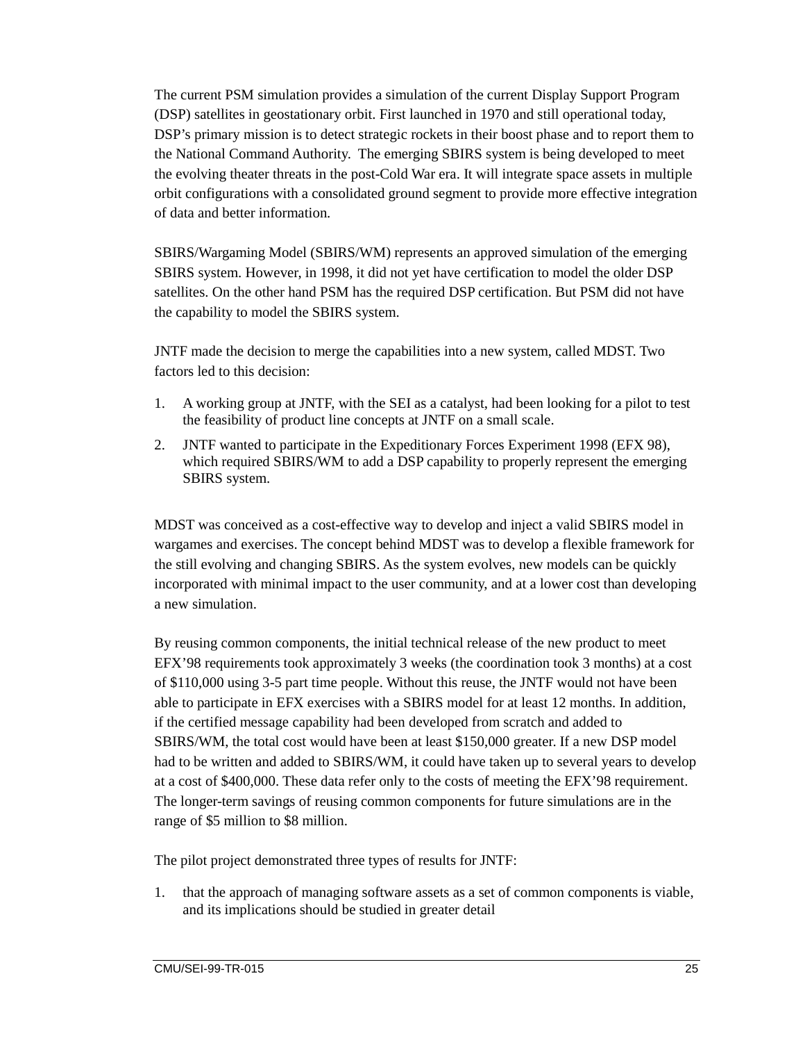The current PSM simulation provides a simulation of the current Display Support Program (DSP) satellites in geostationary orbit. First launched in 1970 and still operational today, DSP's primary mission is to detect strategic rockets in their boost phase and to report them to the National Command Authority. The emerging SBIRS system is being developed to meet the evolving theater threats in the post-Cold War era. It will integrate space assets in multiple orbit configurations with a consolidated ground segment to provide more effective integration of data and better information.

SBIRS/Wargaming Model (SBIRS/WM) represents an approved simulation of the emerging SBIRS system. However, in 1998, it did not yet have certification to model the older DSP satellites. On the other hand PSM has the required DSP certification. But PSM did not have the capability to model the SBIRS system.

JNTF made the decision to merge the capabilities into a new system, called MDST. Two factors led to this decision:

1. A working group at JNTF, with the SEI as a catalyst, had been looking for a pilot to test the feasibility of product line concepts at JNTF on a small scale.
2. JNTF wanted to participate in the Expeditionary Forces Experiment 1998 (EFX 98), which required SBIRS/WM to add a DSP capability to properly represent the emerging SBIRS system.

MDST was conceived as a cost-effective way to develop and inject a valid SBIRS model in wargames and exercises. The concept behind MDST was to develop a flexible framework for the still evolving and changing SBIRS. As the system evolves, new models can be quickly incorporated with minimal impact to the user community, and at a lower cost than developing a new simulation.

By reusing common components, the initial technical release of the new product to meet EFX'98 requirements took approximately 3 weeks (the coordination took 3 months) at a cost of $110,000 using 3-5 part time people. Without this reuse, the JNTF would not have been able to participate in EFX exercises with a SBIRS model for at least 12 months. In addition, if the certified message capability had been developed from scratch and added to SBIRS/WM, the total cost would have been at least $150,000 greater. If a new DSP model had to be written and added to SBIRS/WM, it could have taken up to several years to develop at a cost of $400,000. These data refer only to the costs of meeting the EFX'98 requirement. The longer-term savings of reusing common components for future simulations are in the range of $5 million to $8 million.

The pilot project demonstrated three types of results for JNTF:

1. that the approach of managing software assets as a set of common components is viable, and its implications should be studied in greater detail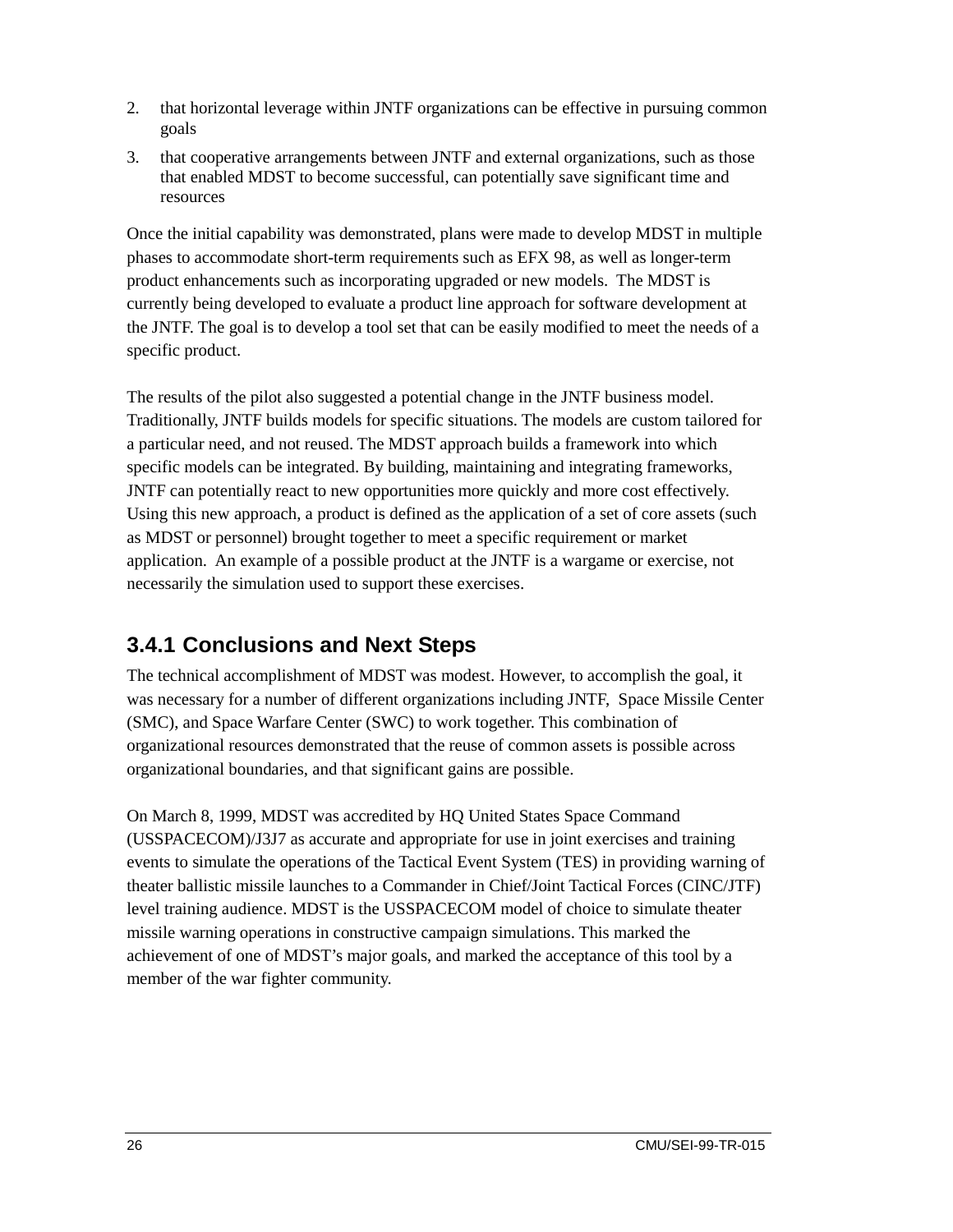2. that horizontal leverage within JNTF organizations can be effective in pursuing common goals
3. that cooperative arrangements between JNTF and external organizations, such as those that enabled MDST to become successful, can potentially save significant time and resources

Once the initial capability was demonstrated, plans were made to develop MDST in multiple phases to accommodate short-term requirements such as EFX 98, as well as longer-term product enhancements such as incorporating upgraded or new models. The MDST is currently being developed to evaluate a product line approach for software development at the JNTF. The goal is to develop a tool set that can be easily modified to meet the needs of a specific product.

The results of the pilot also suggested a potential change in the JNTF business model. Traditionally, JNTF builds models for specific situations. The models are custom tailored for a particular need, and not reused. The MDST approach builds a framework into which specific models can be integrated. By building, maintaining and integrating frameworks, JNTF can potentially react to new opportunities more quickly and more cost effectively. Using this new approach, a product is defined as the application of a set of core assets (such as MDST or personnel) brought together to meet a specific requirement or market application. An example of a possible product at the JNTF is a wargame or exercise, not necessarily the simulation used to support these exercises.

### 3.4.1 Conclusions and Next Steps

The technical accomplishment of MDST was modest. However, to accomplish the goal, it was necessary for a number of different organizations including JNTF, Space Missile Center (SMC), and Space Warfare Center (SWC) to work together. This combination of organizational resources demonstrated that the reuse of common assets is possible across organizational boundaries, and that significant gains are possible.

On March 8, 1999, MDST was accredited by HQ United States Space Command (USSPACECOM)/J3J7 as accurate and appropriate for use in joint exercises and training events to simulate the operations of the Tactical Event System (TES) in providing warning of theater ballistic missile launches to a Commander in Chief/Joint Tactical Forces (CINC/JTF) level training audience. MDST is the USSPACECOM model of choice to simulate theater missile warning operations in constructive campaign simulations. This marked the achievement of one of MDST's major goals, and marked the acceptance of this tool by a member of the war fighter community.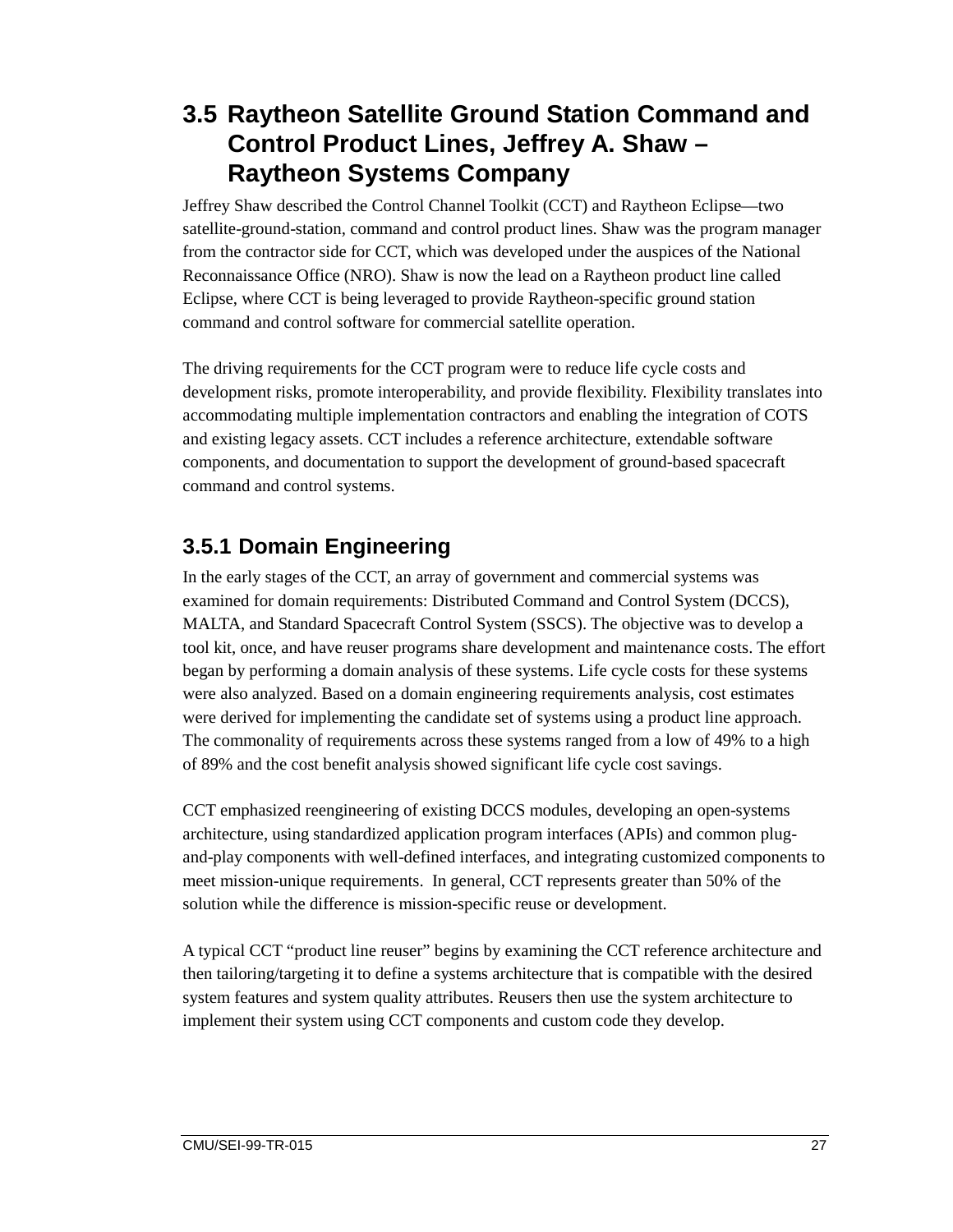## 3.5 Raytheon Satellite Ground Station Command and Control Product Lines, Jeffrey A. Shaw – Raytheon Systems Company

Jeffrey Shaw described the Control Channel Toolkit (CCT) and Raytheon Eclipse—two satellite-ground-station, command and control product lines. Shaw was the program manager from the contractor side for CCT, which was developed under the auspices of the National Reconnaissance Office (NRO). Shaw is now the lead on a Raytheon product line called Eclipse, where CCT is being leveraged to provide Raytheon-specific ground station command and control software for commercial satellite operation.

The driving requirements for the CCT program were to reduce life cycle costs and development risks, promote interoperability, and provide flexibility. Flexibility translates into accommodating multiple implementation contractors and enabling the integration of COTS and existing legacy assets. CCT includes a reference architecture, extendable software components, and documentation to support the development of ground-based spacecraft command and control systems.

### 3.5.1 Domain Engineering

In the early stages of the CCT, an array of government and commercial systems was examined for domain requirements: Distributed Command and Control System (DCCS), MALTA, and Standard Spacecraft Control System (SSCS). The objective was to develop a tool kit, once, and have reuser programs share development and maintenance costs. The effort began by performing a domain analysis of these systems. Life cycle costs for these systems were also analyzed. Based on a domain engineering requirements analysis, cost estimates were derived for implementing the candidate set of systems using a product line approach. The commonality of requirements across these systems ranged from a low of 49% to a high of 89% and the cost benefit analysis showed significant life cycle cost savings.

CCT emphasized reengineering of existing DCCS modules, developing an open-systems architecture, using standardized application program interfaces (APIs) and common plug-and-play components with well-defined interfaces, and integrating customized components to meet mission-unique requirements. In general, CCT represents greater than 50% of the solution while the difference is mission-specific reuse or development.

A typical CCT "product line reuser" begins by examining the CCT reference architecture and then tailoring/targeting it to define a systems architecture that is compatible with the desired system features and system quality attributes. Reusers then use the system architecture to implement their system using CCT components and custom code they develop.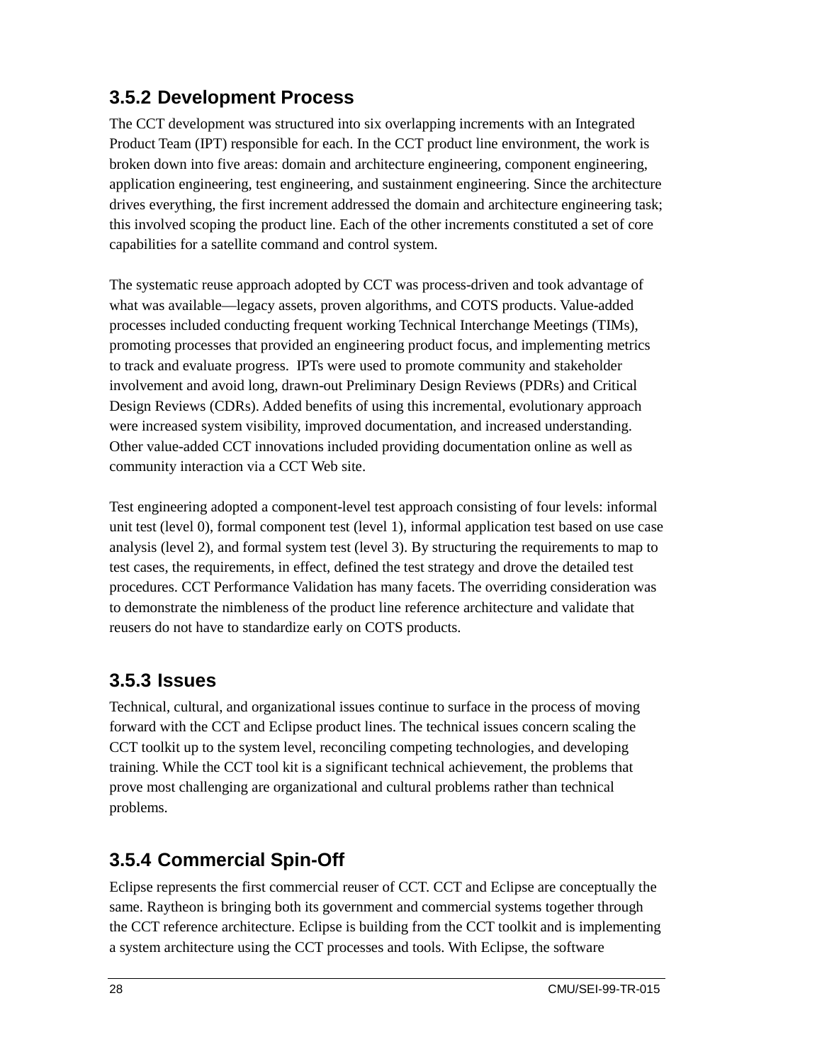### 3.5.2 Development Process

The CCT development was structured into six overlapping increments with an Integrated Product Team (IPT) responsible for each. In the CCT product line environment, the work is broken down into five areas: domain and architecture engineering, component engineering, application engineering, test engineering, and sustainment engineering. Since the architecture drives everything, the first increment addressed the domain and architecture engineering task; this involved scoping the product line. Each of the other increments constituted a set of core capabilities for a satellite command and control system.

The systematic reuse approach adopted by CCT was process-driven and took advantage of what was available—legacy assets, proven algorithms, and COTS products. Value-added processes included conducting frequent working Technical Interchange Meetings (TIMs), promoting processes that provided an engineering product focus, and implementing metrics to track and evaluate progress.  IPTs were used to promote community and stakeholder involvement and avoid long, drawn-out Preliminary Design Reviews (PDRs) and Critical Design Reviews (CDRs). Added benefits of using this incremental, evolutionary approach were increased system visibility, improved documentation, and increased understanding. Other value-added CCT innovations included providing documentation online as well as community interaction via a CCT Web site.

Test engineering adopted a component-level test approach consisting of four levels: informal unit test (level 0), formal component test (level 1), informal application test based on use case analysis (level 2), and formal system test (level 3). By structuring the requirements to map to test cases, the requirements, in effect, defined the test strategy and drove the detailed test procedures. CCT Performance Validation has many facets. The overriding consideration was to demonstrate the nimbleness of the product line reference architecture and validate that reusers do not have to standardize early on COTS products.

### 3.5.3 Issues

Technical, cultural, and organizational issues continue to surface in the process of moving forward with the CCT and Eclipse product lines. The technical issues concern scaling the CCT toolkit up to the system level, reconciling competing technologies, and developing training. While the CCT tool kit is a significant technical achievement, the problems that prove most challenging are organizational and cultural problems rather than technical problems.

### 3.5.4 Commercial Spin-Off

Eclipse represents the first commercial reuser of CCT. CCT and Eclipse are conceptually the same. Raytheon is bringing both its government and commercial systems together through the CCT reference architecture. Eclipse is building from the CCT toolkit and is implementing a system architecture using the CCT processes and tools. With Eclipse, the software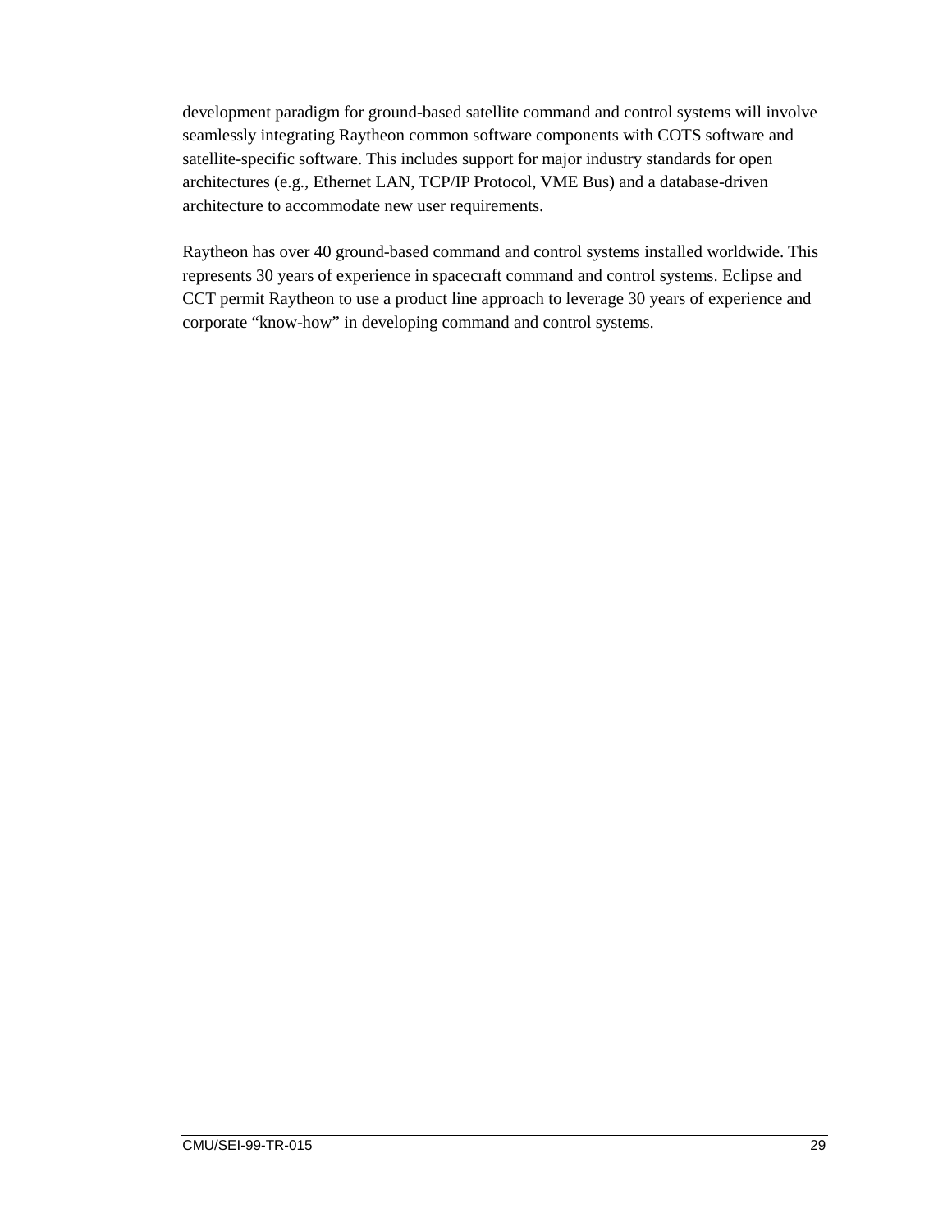development paradigm for ground-based satellite command and control systems will involve seamlessly integrating Raytheon common software components with COTS software and satellite-specific software. This includes support for major industry standards for open architectures (e.g., Ethernet LAN, TCP/IP Protocol, VME Bus) and a database-driven architecture to accommodate new user requirements.

Raytheon has over 40 ground-based command and control systems installed worldwide. This represents 30 years of experience in spacecraft command and control systems. Eclipse and CCT permit Raytheon to use a product line approach to leverage 30 years of experience and corporate "know-how" in developing command and control systems.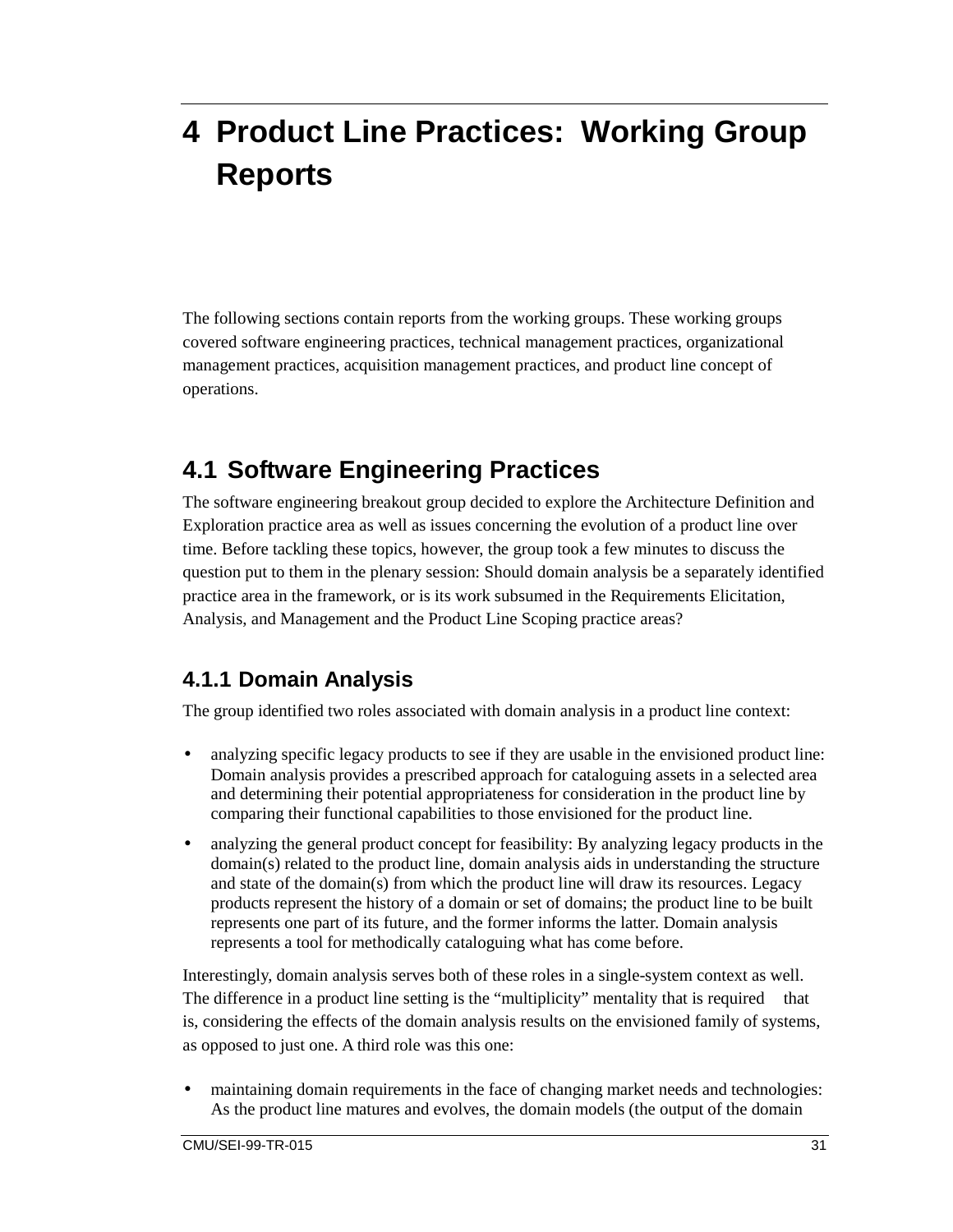# 4 Product Line Practices: Working Group Reports

The following sections contain reports from the working groups. These working groups covered software engineering practices, technical management practices, organizational management practices, acquisition management practices, and product line concept of operations.

## 4.1 Software Engineering Practices

The software engineering breakout group decided to explore the Architecture Definition and Exploration practice area as well as issues concerning the evolution of a product line over time. Before tackling these topics, however, the group took a few minutes to discuss the question put to them in the plenary session: Should domain analysis be a separately identified practice area in the framework, or is its work subsumed in the Requirements Elicitation, Analysis, and Management and the Product Line Scoping practice areas?

### 4.1.1 Domain Analysis

The group identified two roles associated with domain analysis in a product line context:

- analyzing specific legacy products to see if they are usable in the envisioned product line: Domain analysis provides a prescribed approach for cataloguing assets in a selected area and determining their potential appropriateness for consideration in the product line by comparing their functional capabilities to those envisioned for the product line.
- analyzing the general product concept for feasibility: By analyzing legacy products in the domain(s) related to the product line, domain analysis aids in understanding the structure and state of the domain(s) from which the product line will draw its resources. Legacy products represent the history of a domain or set of domains; the product line to be built represents one part of its future, and the former informs the latter. Domain analysis represents a tool for methodically cataloguing what has come before.

Interestingly, domain analysis serves both of these roles in a single-system context as well. The difference in a product line setting is the "multiplicity" mentality that is required that is, considering the effects of the domain analysis results on the envisioned family of systems, as opposed to just one. A third role was this one:

- maintaining domain requirements in the face of changing market needs and technologies: As the product line matures and evolves, the domain models (the output of the domain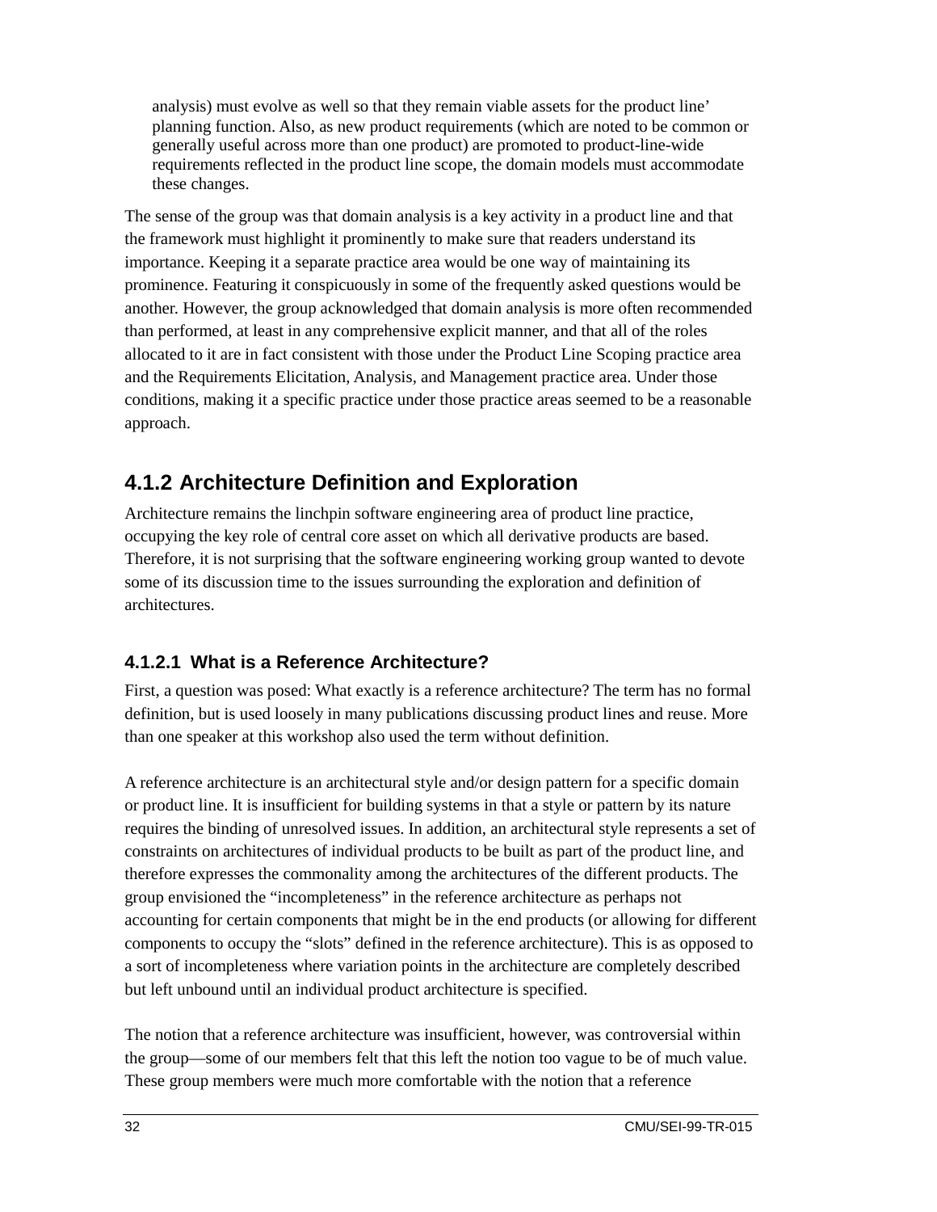analysis) must evolve as well so that they remain viable assets for the product line' planning function. Also, as new product requirements (which are noted to be common or generally useful across more than one product) are promoted to product-line-wide requirements reflected in the product line scope, the domain models must accommodate these changes.

The sense of the group was that domain analysis is a key activity in a product line and that the framework must highlight it prominently to make sure that readers understand its importance. Keeping it a separate practice area would be one way of maintaining its prominence. Featuring it conspicuously in some of the frequently asked questions would be another. However, the group acknowledged that domain analysis is more often recommended than performed, at least in any comprehensive explicit manner, and that all of the roles allocated to it are in fact consistent with those under the Product Line Scoping practice area and the Requirements Elicitation, Analysis, and Management practice area. Under those conditions, making it a specific practice under those practice areas seemed to be a reasonable approach.

### 4.1.2 Architecture Definition and Exploration

Architecture remains the linchpin software engineering area of product line practice, occupying the key role of central core asset on which all derivative products are based. Therefore, it is not surprising that the software engineering working group wanted to devote some of its discussion time to the issues surrounding the exploration and definition of architectures.

#### 4.1.2.1 What is a Reference Architecture?

First, a question was posed: What exactly is a reference architecture? The term has no formal definition, but is used loosely in many publications discussing product lines and reuse. More than one speaker at this workshop also used the term without definition.

A reference architecture is an architectural style and/or design pattern for a specific domain or product line. It is insufficient for building systems in that a style or pattern by its nature requires the binding of unresolved issues. In addition, an architectural style represents a set of constraints on architectures of individual products to be built as part of the product line, and therefore expresses the commonality among the architectures of the different products. The group envisioned the "incompleteness" in the reference architecture as perhaps not accounting for certain components that might be in the end products (or allowing for different components to occupy the "slots" defined in the reference architecture). This is as opposed to a sort of incompleteness where variation points in the architecture are completely described but left unbound until an individual product architecture is specified.

The notion that a reference architecture was insufficient, however, was controversial within the group—some of our members felt that this left the notion too vague to be of much value. These group members were much more comfortable with the notion that a reference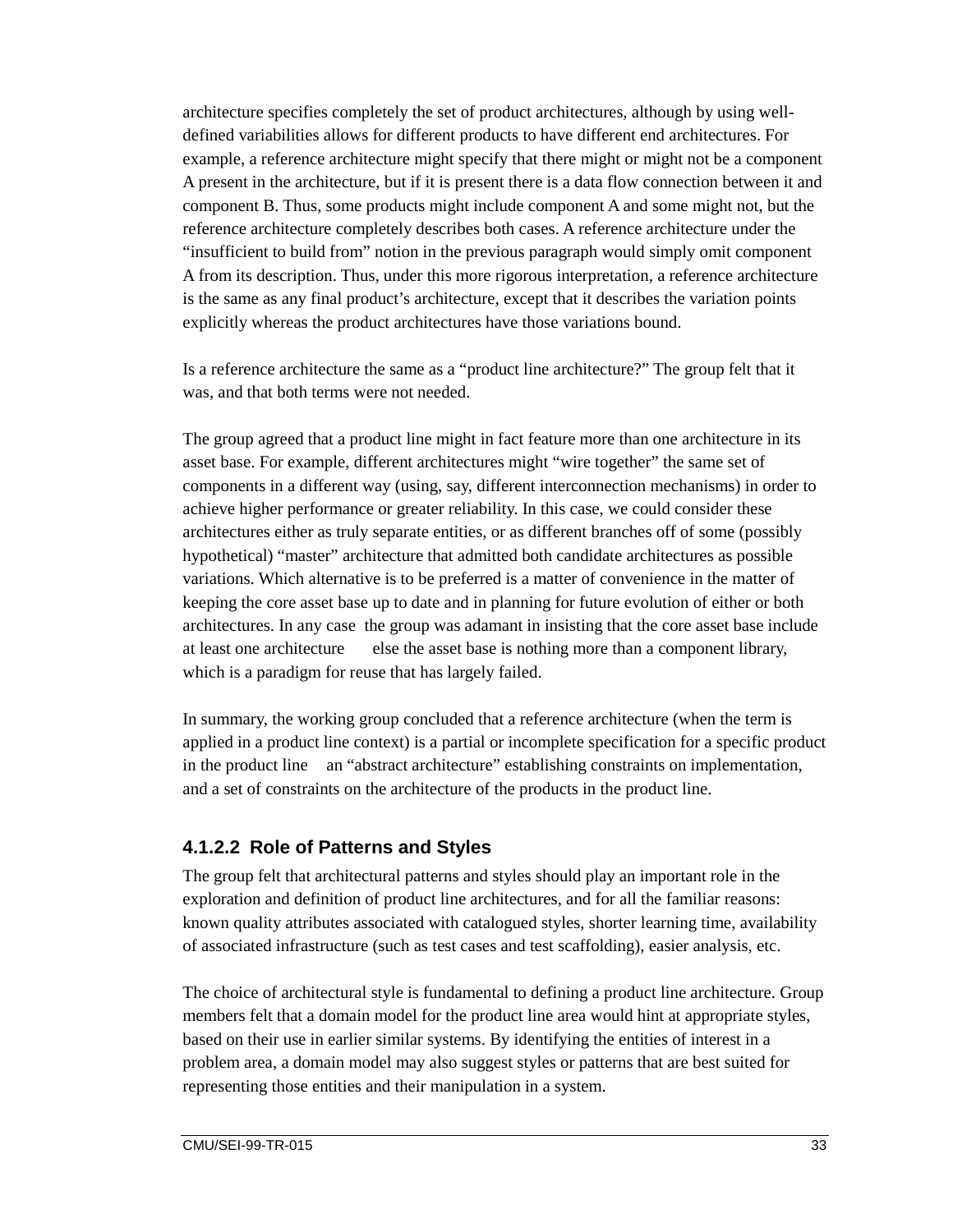architecture specifies completely the set of product architectures, although by using well-defined variabilities allows for different products to have different end architectures. For example, a reference architecture might specify that there might or might not be a component A present in the architecture, but if it is present there is a data flow connection between it and component B. Thus, some products might include component A and some might not, but the reference architecture completely describes both cases. A reference architecture under the "insufficient to build from" notion in the previous paragraph would simply omit component A from its description. Thus, under this more rigorous interpretation, a reference architecture is the same as any final product's architecture, except that it describes the variation points explicitly whereas the product architectures have those variations bound.

Is a reference architecture the same as a "product line architecture?" The group felt that it was, and that both terms were not needed.

The group agreed that a product line might in fact feature more than one architecture in its asset base. For example, different architectures might "wire together" the same set of components in a different way (using, say, different interconnection mechanisms) in order to achieve higher performance or greater reliability. In this case, we could consider these architectures either as truly separate entities, or as different branches off of some (possibly hypothetical) "master" architecture that admitted both candidate architectures as possible variations. Which alternative is to be preferred is a matter of convenience in the matter of keeping the core asset base up to date and in planning for future evolution of either or both architectures. In any case the group was adamant in insisting that the core asset base include at least one architecture else the asset base is nothing more than a component library, which is a paradigm for reuse that has largely failed.

In summary, the working group concluded that a reference architecture (when the term is applied in a product line context) is a partial or incomplete specification for a specific product in the product line an "abstract architecture" establishing constraints on implementation, and a set of constraints on the architecture of the products in the product line.

#### 4.1.2.2 Role of Patterns and Styles

The group felt that architectural patterns and styles should play an important role in the exploration and definition of product line architectures, and for all the familiar reasons: known quality attributes associated with catalogued styles, shorter learning time, availability of associated infrastructure (such as test cases and test scaffolding), easier analysis, etc.

The choice of architectural style is fundamental to defining a product line architecture. Group members felt that a domain model for the product line area would hint at appropriate styles, based on their use in earlier similar systems. By identifying the entities of interest in a problem area, a domain model may also suggest styles or patterns that are best suited for representing those entities and their manipulation in a system.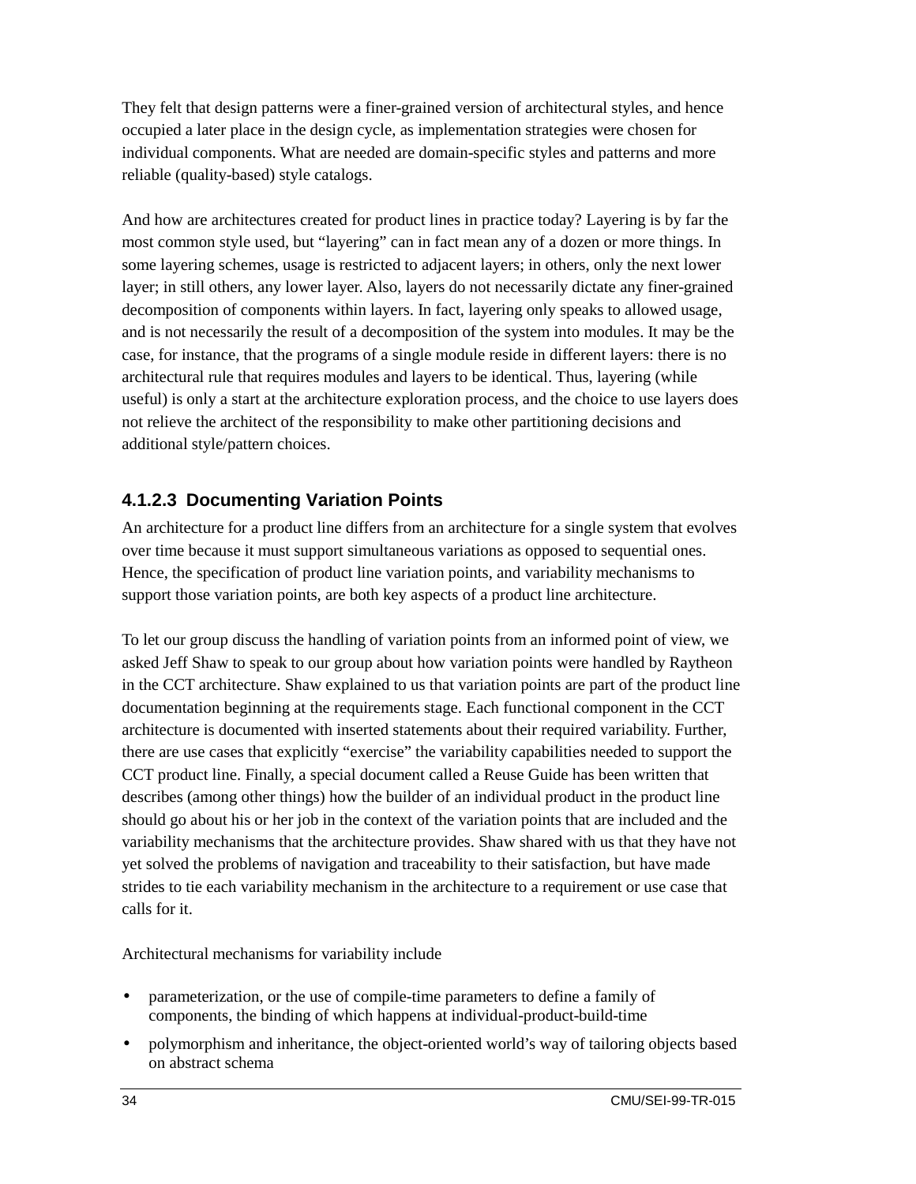They felt that design patterns were a finer-grained version of architectural styles, and hence occupied a later place in the design cycle, as implementation strategies were chosen for individual components. What are needed are domain-specific styles and patterns and more reliable (quality-based) style catalogs.

And how are architectures created for product lines in practice today? Layering is by far the most common style used, but “layering” can in fact mean any of a dozen or more things. In some layering schemes, usage is restricted to adjacent layers; in others, only the next lower layer; in still others, any lower layer. Also, layers do not necessarily dictate any finer-grained decomposition of components within layers. In fact, layering only speaks to allowed usage, and is not necessarily the result of a decomposition of the system into modules. It may be the case, for instance, that the programs of a single module reside in different layers: there is no architectural rule that requires modules and layers to be identical. Thus, layering (while useful) is only a start at the architecture exploration process, and the choice to use layers does not relieve the architect of the responsibility to make other partitioning decisions and additional style/pattern choices.

#### 4.1.2.3 Documenting Variation Points

An architecture for a product line differs from an architecture for a single system that evolves over time because it must support simultaneous variations as opposed to sequential ones. Hence, the specification of product line variation points, and variability mechanisms to support those variation points, are both key aspects of a product line architecture.

To let our group discuss the handling of variation points from an informed point of view, we asked Jeff Shaw to speak to our group about how variation points were handled by Raytheon in the CCT architecture. Shaw explained to us that variation points are part of the product line documentation beginning at the requirements stage. Each functional component in the CCT architecture is documented with inserted statements about their required variability. Further, there are use cases that explicitly “exercise” the variability capabilities needed to support the CCT product line. Finally, a special document called a Reuse Guide has been written that describes (among other things) how the builder of an individual product in the product line should go about his or her job in the context of the variation points that are included and the variability mechanisms that the architecture provides. Shaw shared with us that they have not yet solved the problems of navigation and traceability to their satisfaction, but have made strides to tie each variability mechanism in the architecture to a requirement or use case that calls for it.

Architectural mechanisms for variability include

- parameterization, or the use of compile-time parameters to define a family of components, the binding of which happens at individual-product-build-time
- polymorphism and inheritance, the object-oriented world’s way of tailoring objects based on abstract schema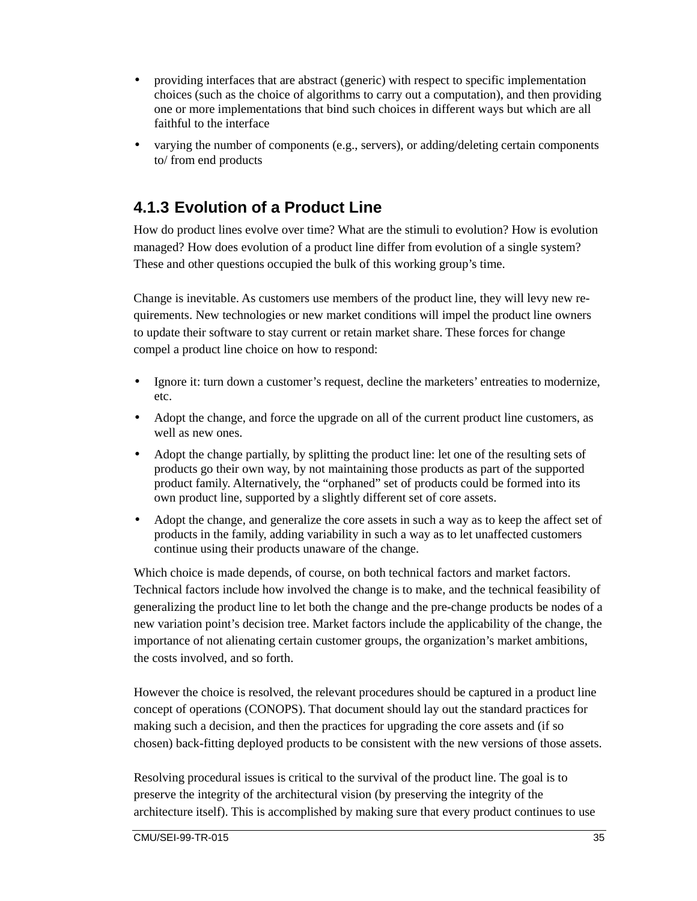- providing interfaces that are abstract (generic) with respect to specific implementation choices (such as the choice of algorithms to carry out a computation), and then providing one or more implementations that bind such choices in different ways but which are all faithful to the interface
- varying the number of components (e.g., servers), or adding/deleting certain components to/ from end products

### 4.1.3 Evolution of a Product Line

How do product lines evolve over time? What are the stimuli to evolution? How is evolution managed? How does evolution of a product line differ from evolution of a single system? These and other questions occupied the bulk of this working group's time.

Change is inevitable. As customers use members of the product line, they will levy new requirements. New technologies or new market conditions will impel the product line owners to update their software to stay current or retain market share. These forces for change compel a product line choice on how to respond:

- Ignore it: turn down a customer's request, decline the marketers' entreaties to modernize, etc.
- Adopt the change, and force the upgrade on all of the current product line customers, as well as new ones.
- Adopt the change partially, by splitting the product line: let one of the resulting sets of products go their own way, by not maintaining those products as part of the supported product family. Alternatively, the "orphaned" set of products could be formed into its own product line, supported by a slightly different set of core assets.
- Adopt the change, and generalize the core assets in such a way as to keep the affect set of products in the family, adding variability in such a way as to let unaffected customers continue using their products unaware of the change.

Which choice is made depends, of course, on both technical factors and market factors. Technical factors include how involved the change is to make, and the technical feasibility of generalizing the product line to let both the change and the pre-change products be nodes of a new variation point's decision tree. Market factors include the applicability of the change, the importance of not alienating certain customer groups, the organization's market ambitions, the costs involved, and so forth.

However the choice is resolved, the relevant procedures should be captured in a product line concept of operations (CONOPS). That document should lay out the standard practices for making such a decision, and then the practices for upgrading the core assets and (if so chosen) back-fitting deployed products to be consistent with the new versions of those assets.

Resolving procedural issues is critical to the survival of the product line. The goal is to preserve the integrity of the architectural vision (by preserving the integrity of the architecture itself). This is accomplished by making sure that every product continues to use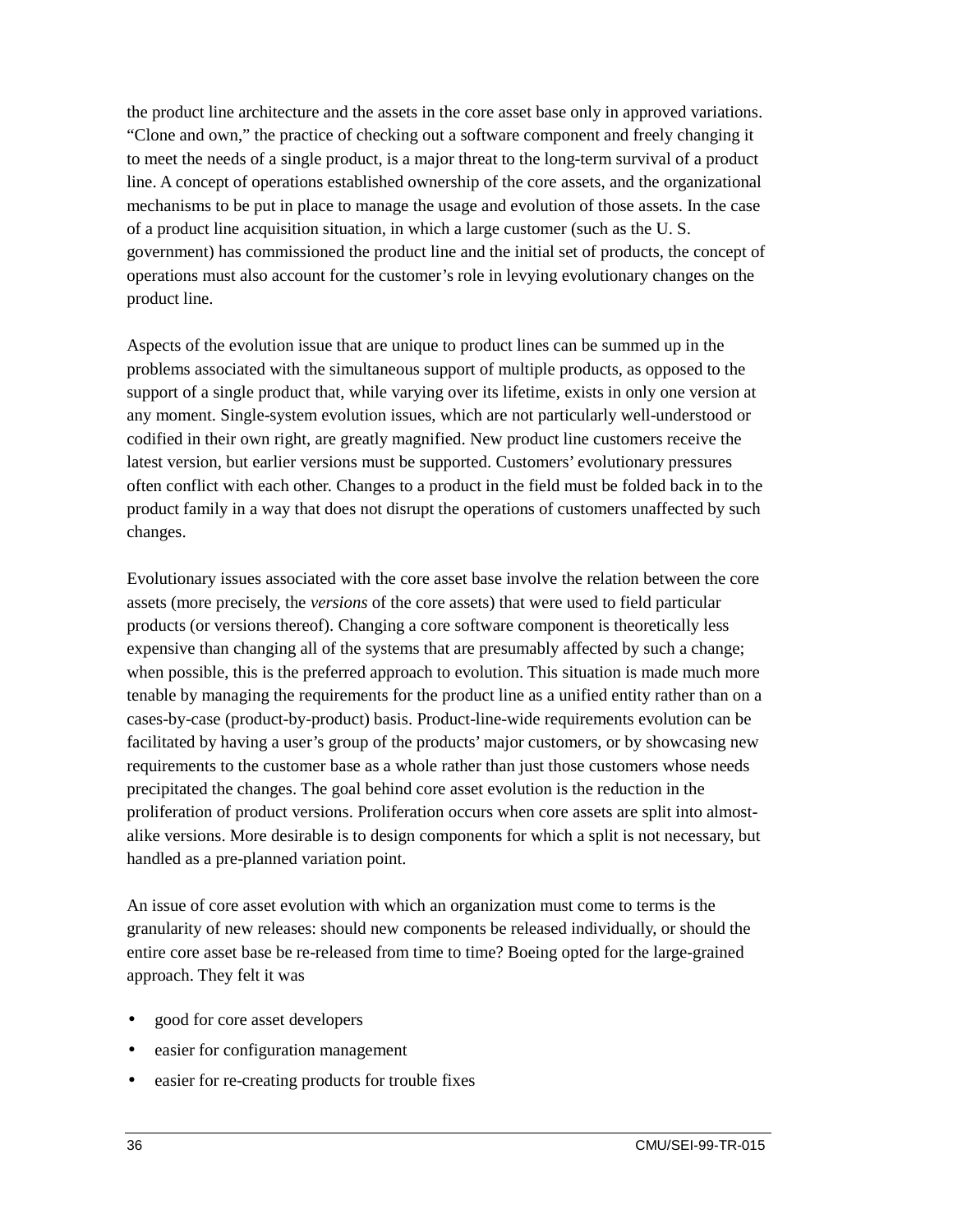the product line architecture and the assets in the core asset base only in approved variations. "Clone and own," the practice of checking out a software component and freely changing it to meet the needs of a single product, is a major threat to the long-term survival of a product line. A concept of operations established ownership of the core assets, and the organizational mechanisms to be put in place to manage the usage and evolution of those assets. In the case of a product line acquisition situation, in which a large customer (such as the U. S. government) has commissioned the product line and the initial set of products, the concept of operations must also account for the customer's role in levying evolutionary changes on the product line.

Aspects of the evolution issue that are unique to product lines can be summed up in the problems associated with the simultaneous support of multiple products, as opposed to the support of a single product that, while varying over its lifetime, exists in only one version at any moment. Single-system evolution issues, which are not particularly well-understood or codified in their own right, are greatly magnified. New product line customers receive the latest version, but earlier versions must be supported. Customers' evolutionary pressures often conflict with each other. Changes to a product in the field must be folded back in to the product family in a way that does not disrupt the operations of customers unaffected by such changes.

Evolutionary issues associated with the core asset base involve the relation between the core assets (more precisely, the *versions* of the core assets) that were used to field particular products (or versions thereof). Changing a core software component is theoretically less expensive than changing all of the systems that are presumably affected by such a change; when possible, this is the preferred approach to evolution. This situation is made much more tenable by managing the requirements for the product line as a unified entity rather than on a cases-by-case (product-by-product) basis. Product-line-wide requirements evolution can be facilitated by having a user's group of the products' major customers, or by showcasing new requirements to the customer base as a whole rather than just those customers whose needs precipitated the changes. The goal behind core asset evolution is the reduction in the proliferation of product versions. Proliferation occurs when core assets are split into almost-alike versions. More desirable is to design components for which a split is not necessary, but handled as a pre-planned variation point.

An issue of core asset evolution with which an organization must come to terms is the granularity of new releases: should new components be released individually, or should the entire core asset base be re-released from time to time? Boeing opted for the large-grained approach. They felt it was

- good for core asset developers
- easier for configuration management
- easier for re-creating products for trouble fixes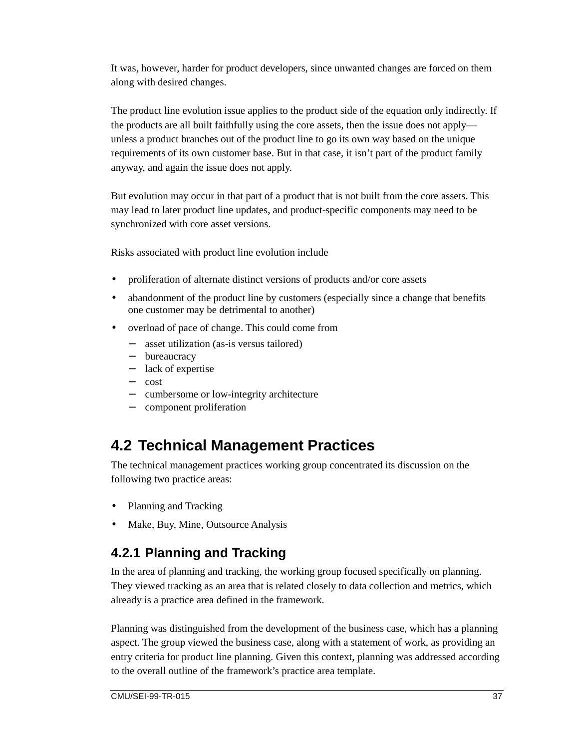It was, however, harder for product developers, since unwanted changes are forced on them along with desired changes.

The product line evolution issue applies to the product side of the equation only indirectly. If the products are all built faithfully using the core assets, then the issue does not apply—unless a product branches out of the product line to go its own way based on the unique requirements of its own customer base. But in that case, it isn't part of the product family anyway, and again the issue does not apply.

But evolution may occur in that part of a product that is not built from the core assets. This may lead to later product line updates, and product-specific components may need to be synchronized with core asset versions.

Risks associated with product line evolution include

- proliferation of alternate distinct versions of products and/or core assets
- abandonment of the product line by customers (especially since a change that benefits one customer may be detrimental to another)
- overload of pace of change. This could come from
  - asset utilization (as-is versus tailored)
  - bureaucracy
  - lack of expertise
  - cost
  - cumbersome or low-integrity architecture
  - component proliferation

## 4.2 Technical Management Practices

The technical management practices working group concentrated its discussion on the following two practice areas:

- Planning and Tracking
- Make, Buy, Mine, Outsource Analysis

### 4.2.1 Planning and Tracking

In the area of planning and tracking, the working group focused specifically on planning. They viewed tracking as an area that is related closely to data collection and metrics, which already is a practice area defined in the framework.

Planning was distinguished from the development of the business case, which has a planning aspect. The group viewed the business case, along with a statement of work, as providing an entry criteria for product line planning. Given this context, planning was addressed according to the overall outline of the framework's practice area template.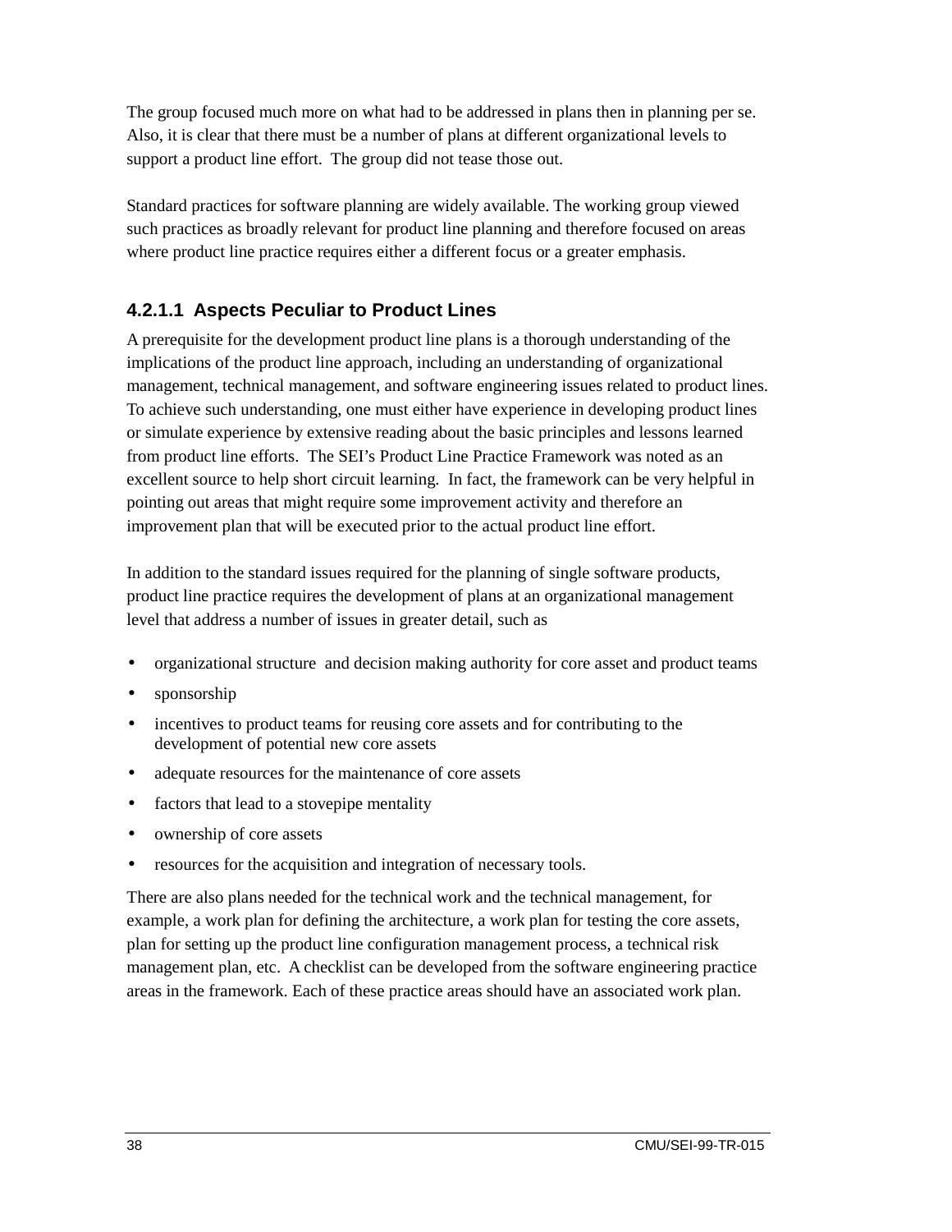The group focused much more on what had to be addressed in plans then in planning per se. Also, it is clear that there must be a number of plans at different organizational levels to support a product line effort. The group did not tease those out.

Standard practices for software planning are widely available. The working group viewed such practices as broadly relevant for product line planning and therefore focused on areas where product line practice requires either a different focus or a greater emphasis.

#### 4.2.1.1 Aspects Peculiar to Product Lines

A prerequisite for the development product line plans is a thorough understanding of the implications of the product line approach, including an understanding of organizational management, technical management, and software engineering issues related to product lines. To achieve such understanding, one must either have experience in developing product lines or simulate experience by extensive reading about the basic principles and lessons learned from product line efforts. The SEI's Product Line Practice Framework was noted as an excellent source to help short circuit learning. In fact, the framework can be very helpful in pointing out areas that might require some improvement activity and therefore an improvement plan that will be executed prior to the actual product line effort.

In addition to the standard issues required for the planning of single software products, product line practice requires the development of plans at an organizational management level that address a number of issues in greater detail, such as

- organizational structure and decision making authority for core asset and product teams
- sponsorship
- incentives to product teams for reusing core assets and for contributing to the development of potential new core assets
- adequate resources for the maintenance of core assets
- factors that lead to a stovepipe mentality
- ownership of core assets
- resources for the acquisition and integration of necessary tools.

There are also plans needed for the technical work and the technical management, for example, a work plan for defining the architecture, a work plan for testing the core assets, plan for setting up the product line configuration management process, a technical risk management plan, etc. A checklist can be developed from the software engineering practice areas in the framework. Each of these practice areas should have an associated work plan.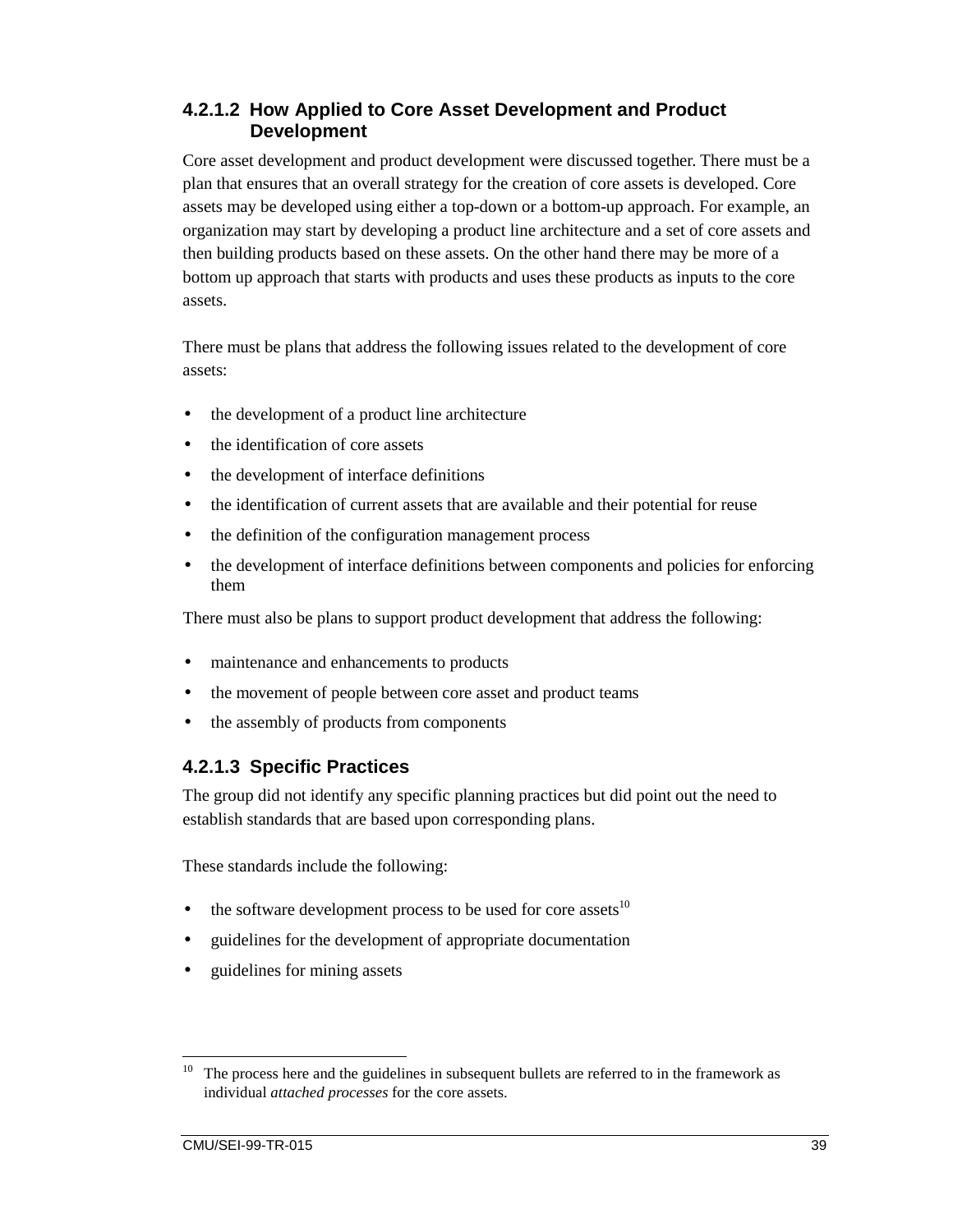#### 4.2.1.2 How Applied to Core Asset Development and Product Development

Core asset development and product development were discussed together. There must be a plan that ensures that an overall strategy for the creation of core assets is developed. Core assets may be developed using either a top-down or a bottom-up approach. For example, an organization may start by developing a product line architecture and a set of core assets and then building products based on these assets. On the other hand there may be more of a bottom up approach that starts with products and uses these products as inputs to the core assets.

There must be plans that address the following issues related to the development of core assets:

- the development of a product line architecture
- the identification of core assets
- the development of interface definitions
- the identification of current assets that are available and their potential for reuse
- the definition of the configuration management process
- the development of interface definitions between components and policies for enforcing them

There must also be plans to support product development that address the following:

- maintenance and enhancements to products
- the movement of people between core asset and product teams
- the assembly of products from components

#### 4.2.1.3 Specific Practices

The group did not identify any specific planning practices but did point out the need to establish standards that are based upon corresponding plans.

These standards include the following:

- the software development process to be used for core assets[10]
- guidelines for the development of appropriate documentation
- guidelines for mining assets

---

[10] The process here and the guidelines in subsequent bullets are referred to in the framework as individual *attached processes* for the core assets.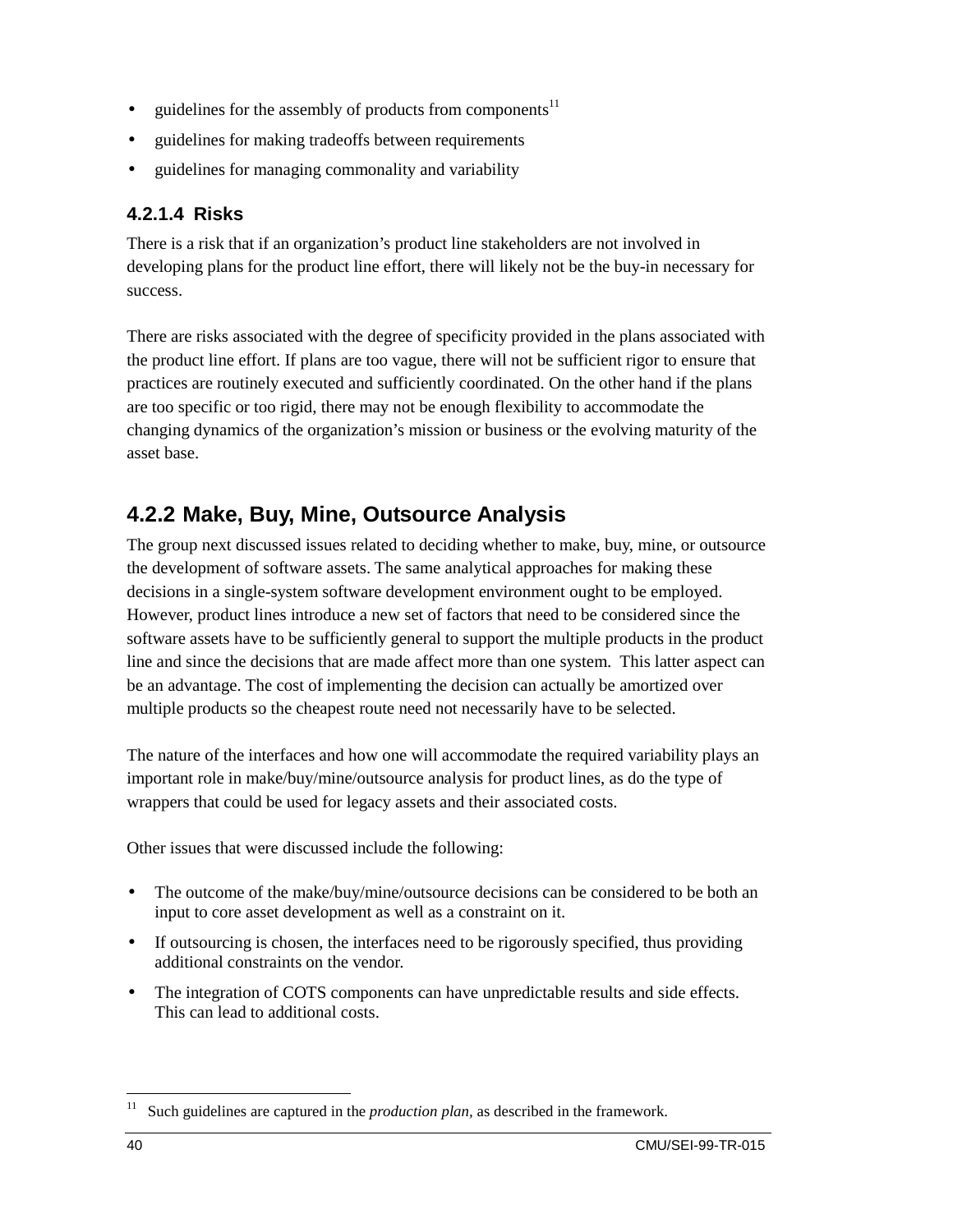- guidelines for the assembly of products from components[11]
- guidelines for making tradeoffs between requirements
- guidelines for managing commonality and variability

#### 4.2.1.4 Risks

There is a risk that if an organization's product line stakeholders are not involved in developing plans for the product line effort, there will likely not be the buy-in necessary for success.

There are risks associated with the degree of specificity provided in the plans associated with the product line effort. If plans are too vague, there will not be sufficient rigor to ensure that practices are routinely executed and sufficiently coordinated. On the other hand if the plans are too specific or too rigid, there may not be enough flexibility to accommodate the changing dynamics of the organization's mission or business or the evolving maturity of the asset base.

### 4.2.2 Make, Buy, Mine, Outsource Analysis

The group next discussed issues related to deciding whether to make, buy, mine, or outsource the development of software assets. The same analytical approaches for making these decisions in a single-system software development environment ought to be employed. However, product lines introduce a new set of factors that need to be considered since the software assets have to be sufficiently general to support the multiple products in the product line and since the decisions that are made affect more than one system. This latter aspect can be an advantage. The cost of implementing the decision can actually be amortized over multiple products so the cheapest route need not necessarily have to be selected.

The nature of the interfaces and how one will accommodate the required variability plays an important role in make/buy/mine/outsource analysis for product lines, as do the type of wrappers that could be used for legacy assets and their associated costs.

Other issues that were discussed include the following:

- The outcome of the make/buy/mine/outsource decisions can be considered to be both an input to core asset development as well as a constraint on it.
- If outsourcing is chosen, the interfaces need to be rigorously specified, thus providing additional constraints on the vendor.
- The integration of COTS components can have unpredictable results and side effects. This can lead to additional costs.

---

[11] Such guidelines are captured in the *production plan*, as described in the framework.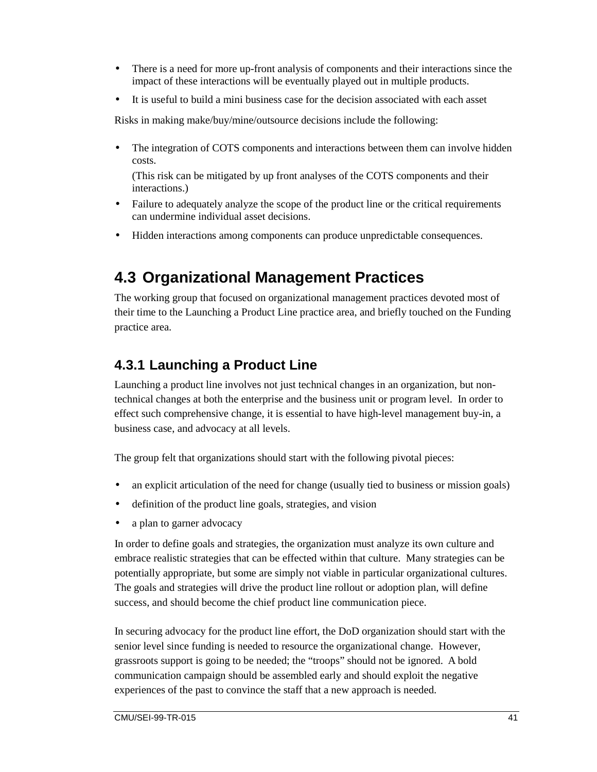- There is a need for more up-front analysis of components and their interactions since the impact of these interactions will be eventually played out in multiple products.
- It is useful to build a mini business case for the decision associated with each asset

Risks in making make/buy/mine/outsource decisions include the following:

- The integration of COTS components and interactions between them can involve hidden costs.

  (This risk can be mitigated by up front analyses of the COTS components and their interactions.)
- Failure to adequately analyze the scope of the product line or the critical requirements can undermine individual asset decisions.
- Hidden interactions among components can produce unpredictable consequences.

## 4.3 Organizational Management Practices

The working group that focused on organizational management practices devoted most of their time to the Launching a Product Line practice area, and briefly touched on the Funding practice area.

### 4.3.1 Launching a Product Line

Launching a product line involves not just technical changes in an organization, but non-technical changes at both the enterprise and the business unit or program level. In order to effect such comprehensive change, it is essential to have high-level management buy-in, a business case, and advocacy at all levels.

The group felt that organizations should start with the following pivotal pieces:

- an explicit articulation of the need for change (usually tied to business or mission goals)
- definition of the product line goals, strategies, and vision
- a plan to garner advocacy

In order to define goals and strategies, the organization must analyze its own culture and embrace realistic strategies that can be effected within that culture. Many strategies can be potentially appropriate, but some are simply not viable in particular organizational cultures. The goals and strategies will drive the product line rollout or adoption plan, will define success, and should become the chief product line communication piece.

In securing advocacy for the product line effort, the DoD organization should start with the senior level since funding is needed to resource the organizational change. However, grassroots support is going to be needed; the "troops" should not be ignored. A bold communication campaign should be assembled early and should exploit the negative experiences of the past to convince the staff that a new approach is needed.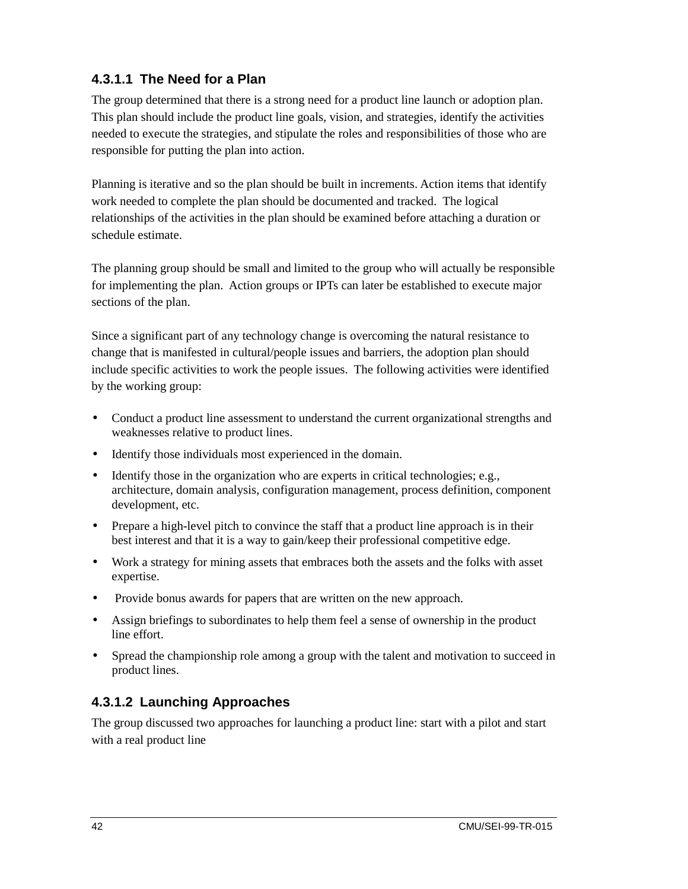#### 4.3.1.1 The Need for a Plan

The group determined that there is a strong need for a product line launch or adoption plan. This plan should include the product line goals, vision, and strategies, identify the activities needed to execute the strategies, and stipulate the roles and responsibilities of those who are responsible for putting the plan into action.

Planning is iterative and so the plan should be built in increments. Action items that identify work needed to complete the plan should be documented and tracked. The logical relationships of the activities in the plan should be examined before attaching a duration or schedule estimate.

The planning group should be small and limited to the group who will actually be responsible for implementing the plan. Action groups or IPTs can later be established to execute major sections of the plan.

Since a significant part of any technology change is overcoming the natural resistance to change that is manifested in cultural/people issues and barriers, the adoption plan should include specific activities to work the people issues. The following activities were identified by the working group:

- Conduct a product line assessment to understand the current organizational strengths and weaknesses relative to product lines.
- Identify those individuals most experienced in the domain.
- Identify those in the organization who are experts in critical technologies; e.g., architecture, domain analysis, configuration management, process definition, component development, etc.
- Prepare a high-level pitch to convince the staff that a product line approach is in their best interest and that it is a way to gain/keep their professional competitive edge.
- Work a strategy for mining assets that embraces both the assets and the folks with asset expertise.
- Provide bonus awards for papers that are written on the new approach.
- Assign briefings to subordinates to help them feel a sense of ownership in the product line effort.
- Spread the championship role among a group with the talent and motivation to succeed in product lines.

#### 4.3.1.2 Launching Approaches

The group discussed two approaches for launching a product line: start with a pilot and start with a real product line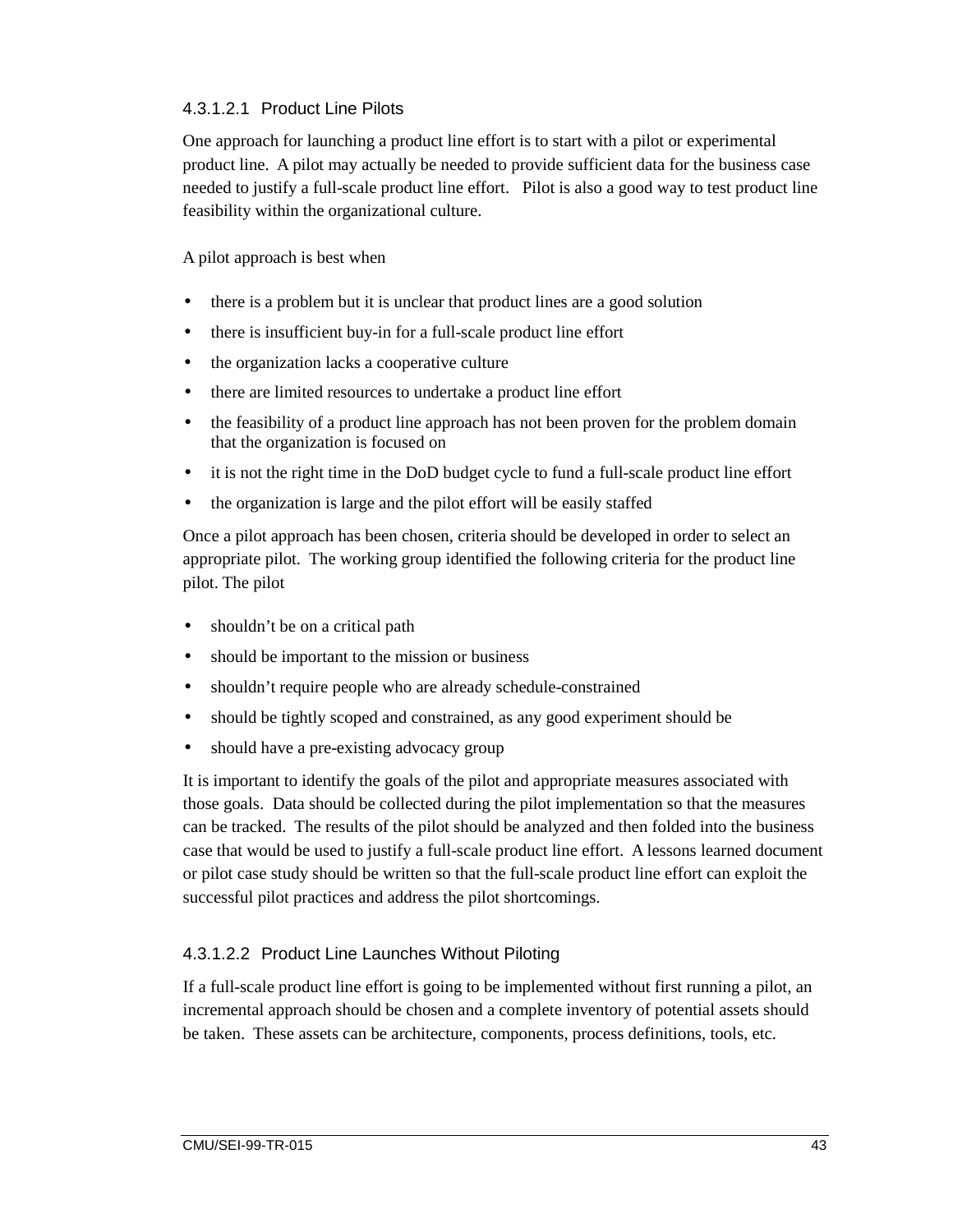#### 4.3.1.2.1 Product Line Pilots

One approach for launching a product line effort is to start with a pilot or experimental product line. A pilot may actually be needed to provide sufficient data for the business case needed to justify a full-scale product line effort. Pilot is also a good way to test product line feasibility within the organizational culture.

A pilot approach is best when

- there is a problem but it is unclear that product lines are a good solution
- there is insufficient buy-in for a full-scale product line effort
- the organization lacks a cooperative culture
- there are limited resources to undertake a product line effort
- the feasibility of a product line approach has not been proven for the problem domain that the organization is focused on
- it is not the right time in the DoD budget cycle to fund a full-scale product line effort
- the organization is large and the pilot effort will be easily staffed

Once a pilot approach has been chosen, criteria should be developed in order to select an appropriate pilot. The working group identified the following criteria for the product line pilot. The pilot

- shouldn't be on a critical path
- should be important to the mission or business
- shouldn't require people who are already schedule-constrained
- should be tightly scoped and constrained, as any good experiment should be
- should have a pre-existing advocacy group

It is important to identify the goals of the pilot and appropriate measures associated with those goals. Data should be collected during the pilot implementation so that the measures can be tracked. The results of the pilot should be analyzed and then folded into the business case that would be used to justify a full-scale product line effort. A lessons learned document or pilot case study should be written so that the full-scale product line effort can exploit the successful pilot practices and address the pilot shortcomings.

#### 4.3.1.2.2 Product Line Launches Without Piloting

If a full-scale product line effort is going to be implemented without first running a pilot, an incremental approach should be chosen and a complete inventory of potential assets should be taken. These assets can be architecture, components, process definitions, tools, etc.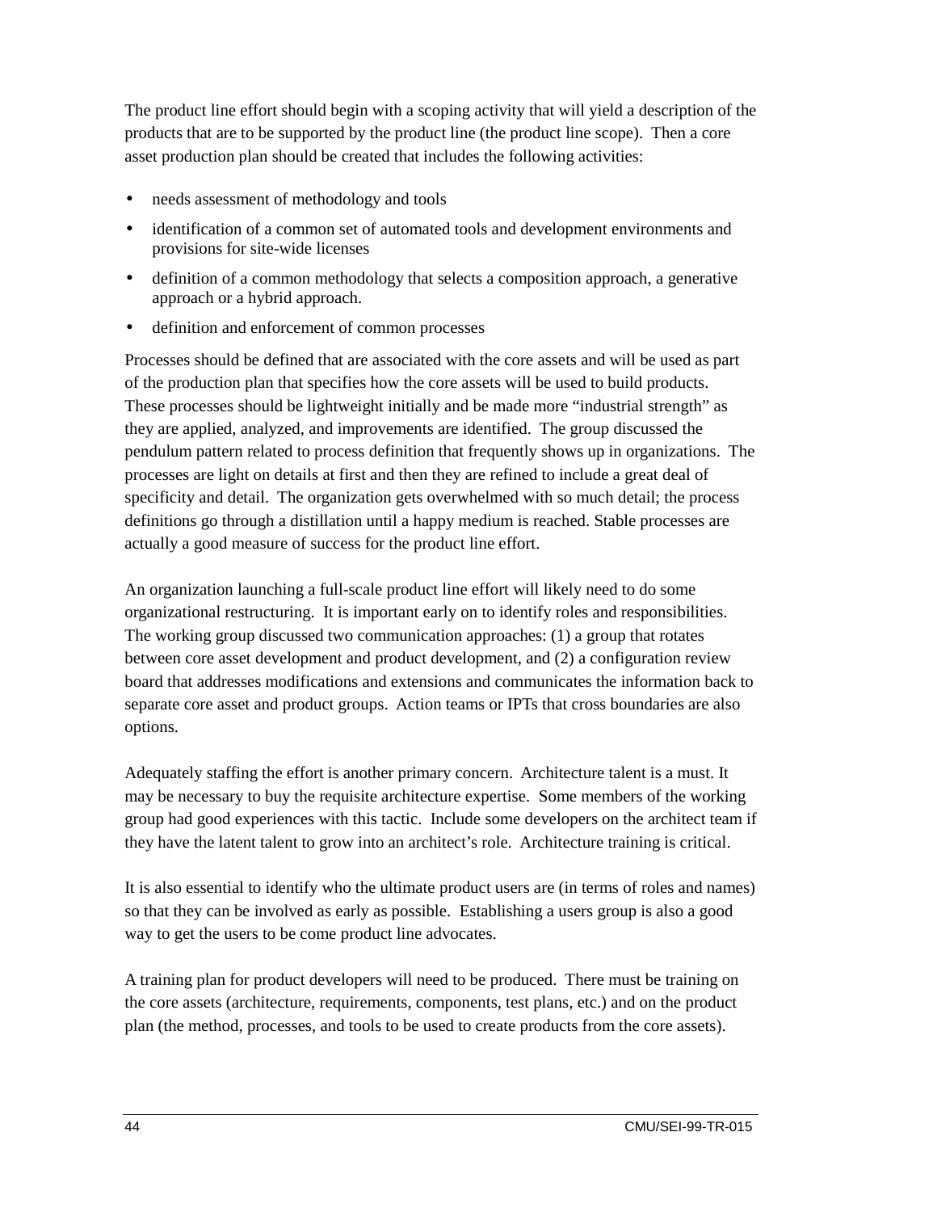The product line effort should begin with a scoping activity that will yield a description of the products that are to be supported by the product line (the product line scope). Then a core asset production plan should be created that includes the following activities:

- needs assessment of methodology and tools
- identification of a common set of automated tools and development environments and provisions for site-wide licenses
- definition of a common methodology that selects a composition approach, a generative approach or a hybrid approach.
- definition and enforcement of common processes

Processes should be defined that are associated with the core assets and will be used as part of the production plan that specifies how the core assets will be used to build products. These processes should be lightweight initially and be made more "industrial strength" as they are applied, analyzed, and improvements are identified. The group discussed the pendulum pattern related to process definition that frequently shows up in organizations. The processes are light on details at first and then they are refined to include a great deal of specificity and detail. The organization gets overwhelmed with so much detail; the process definitions go through a distillation until a happy medium is reached. Stable processes are actually a good measure of success for the product line effort.

An organization launching a full-scale product line effort will likely need to do some organizational restructuring. It is important early on to identify roles and responsibilities. The working group discussed two communication approaches: (1) a group that rotates between core asset development and product development, and (2) a configuration review board that addresses modifications and extensions and communicates the information back to separate core asset and product groups. Action teams or IPTs that cross boundaries are also options.

Adequately staffing the effort is another primary concern. Architecture talent is a must. It may be necessary to buy the requisite architecture expertise. Some members of the working group had good experiences with this tactic. Include some developers on the architect team if they have the latent talent to grow into an architect's role. Architecture training is critical.

It is also essential to identify who the ultimate product users are (in terms of roles and names) so that they can be involved as early as possible. Establishing a users group is also a good way to get the users to be come product line advocates.

A training plan for product developers will need to be produced. There must be training on the core assets (architecture, requirements, components, test plans, etc.) and on the product plan (the method, processes, and tools to be used to create products from the core assets).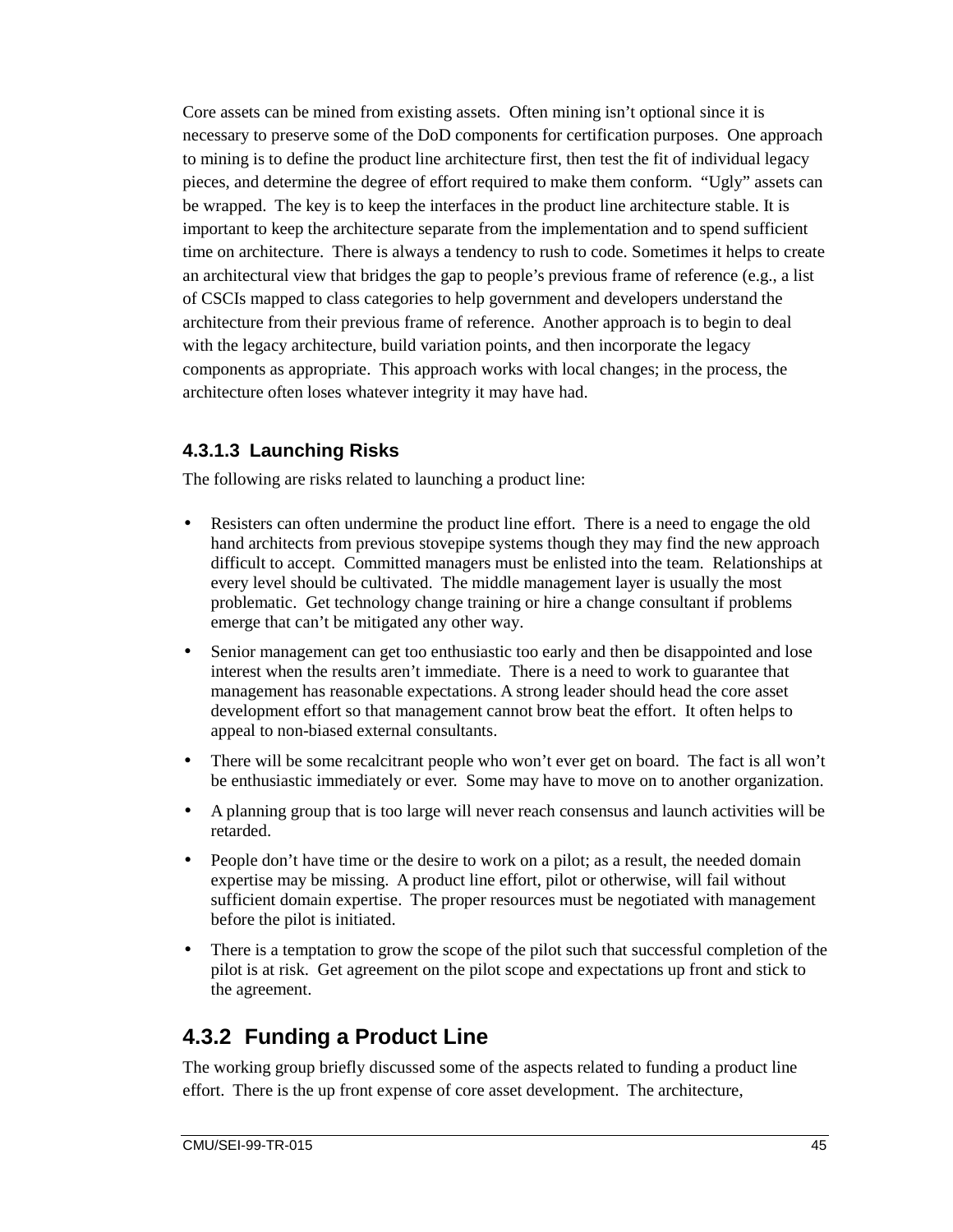Core assets can be mined from existing assets. Often mining isn't optional since it is necessary to preserve some of the DoD components for certification purposes. One approach to mining is to define the product line architecture first, then test the fit of individual legacy pieces, and determine the degree of effort required to make them conform. "Ugly" assets can be wrapped. The key is to keep the interfaces in the product line architecture stable. It is important to keep the architecture separate from the implementation and to spend sufficient time on architecture. There is always a tendency to rush to code. Sometimes it helps to create an architectural view that bridges the gap to people's previous frame of reference (e.g., a list of CSCIs mapped to class categories to help government and developers understand the architecture from their previous frame of reference. Another approach is to begin to deal with the legacy architecture, build variation points, and then incorporate the legacy components as appropriate. This approach works with local changes; in the process, the architecture often loses whatever integrity it may have had.

#### 4.3.1.3 Launching Risks

The following are risks related to launching a product line:

- Resisters can often undermine the product line effort. There is a need to engage the old hand architects from previous stovepipe systems though they may find the new approach difficult to accept. Committed managers must be enlisted into the team. Relationships at every level should be cultivated. The middle management layer is usually the most problematic. Get technology change training or hire a change consultant if problems emerge that can't be mitigated any other way.
- Senior management can get too enthusiastic too early and then be disappointed and lose interest when the results aren't immediate. There is a need to work to guarantee that management has reasonable expectations. A strong leader should head the core asset development effort so that management cannot brow beat the effort. It often helps to appeal to non-biased external consultants.
- There will be some recalcitrant people who won't ever get on board. The fact is all won't be enthusiastic immediately or ever. Some may have to move on to another organization.
- A planning group that is too large will never reach consensus and launch activities will be retarded.
- People don't have time or the desire to work on a pilot; as a result, the needed domain expertise may be missing. A product line effort, pilot or otherwise, will fail without sufficient domain expertise. The proper resources must be negotiated with management before the pilot is initiated.
- There is a temptation to grow the scope of the pilot such that successful completion of the pilot is at risk. Get agreement on the pilot scope and expectations up front and stick to the agreement.

### 4.3.2 Funding a Product Line

The working group briefly discussed some of the aspects related to funding a product line effort. There is the up front expense of core asset development. The architecture,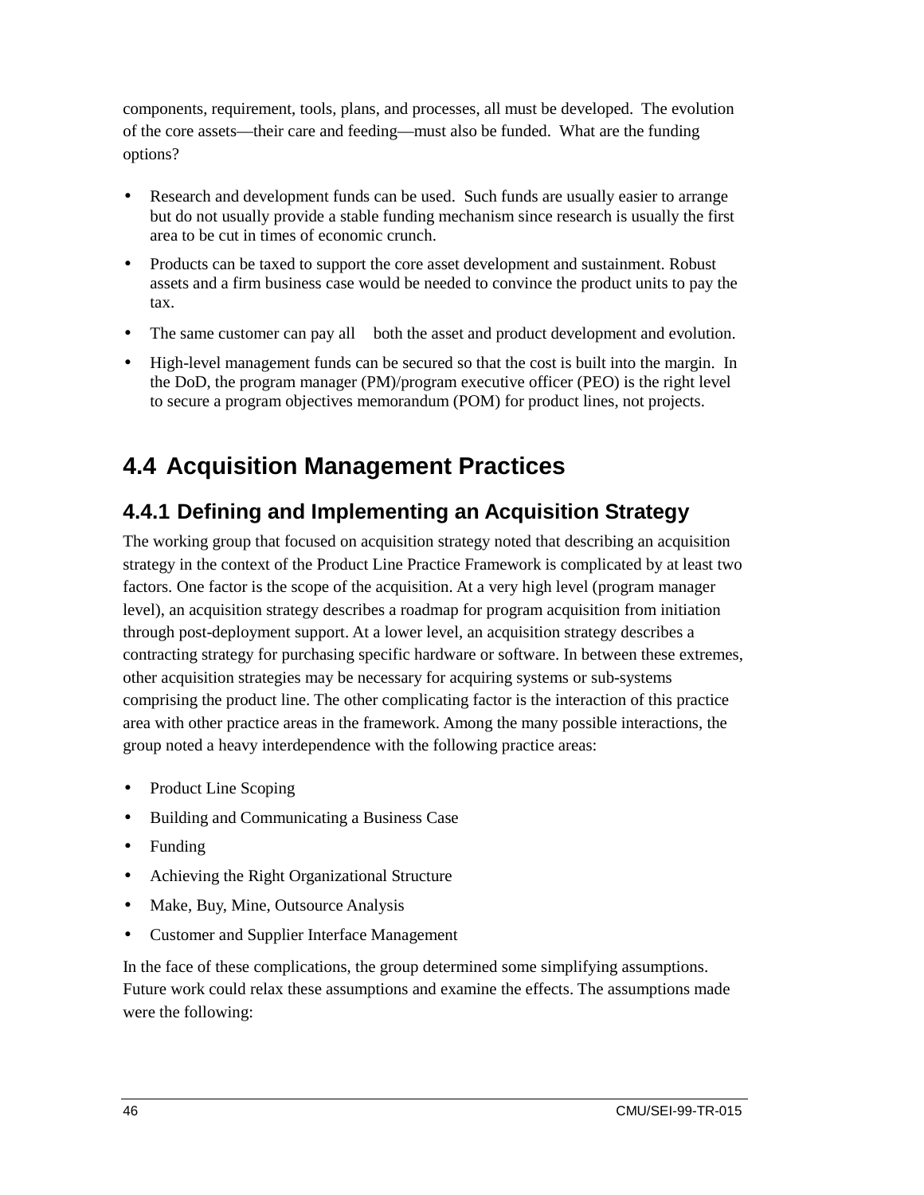components, requirement, tools, plans, and processes, all must be developed. The evolution of the core assets—their care and feeding—must also be funded. What are the funding options?

- Research and development funds can be used. Such funds are usually easier to arrange but do not usually provide a stable funding mechanism since research is usually the first area to be cut in times of economic crunch.
- Products can be taxed to support the core asset development and sustainment. Robust assets and a firm business case would be needed to convince the product units to pay the tax.
- The same customer can pay all both the asset and product development and evolution.
- High-level management funds can be secured so that the cost is built into the margin. In the DoD, the program manager (PM)/program executive officer (PEO) is the right level to secure a program objectives memorandum (POM) for product lines, not projects.

## 4.4 Acquisition Management Practices

### 4.4.1 Defining and Implementing an Acquisition Strategy

The working group that focused on acquisition strategy noted that describing an acquisition strategy in the context of the Product Line Practice Framework is complicated by at least two factors. One factor is the scope of the acquisition. At a very high level (program manager level), an acquisition strategy describes a roadmap for program acquisition from initiation through post-deployment support. At a lower level, an acquisition strategy describes a contracting strategy for purchasing specific hardware or software. In between these extremes, other acquisition strategies may be necessary for acquiring systems or sub-systems comprising the product line. The other complicating factor is the interaction of this practice area with other practice areas in the framework. Among the many possible interactions, the group noted a heavy interdependence with the following practice areas:

- Product Line Scoping
- Building and Communicating a Business Case
- Funding
- Achieving the Right Organizational Structure
- Make, Buy, Mine, Outsource Analysis
- Customer and Supplier Interface Management

In the face of these complications, the group determined some simplifying assumptions. Future work could relax these assumptions and examine the effects. The assumptions made were the following: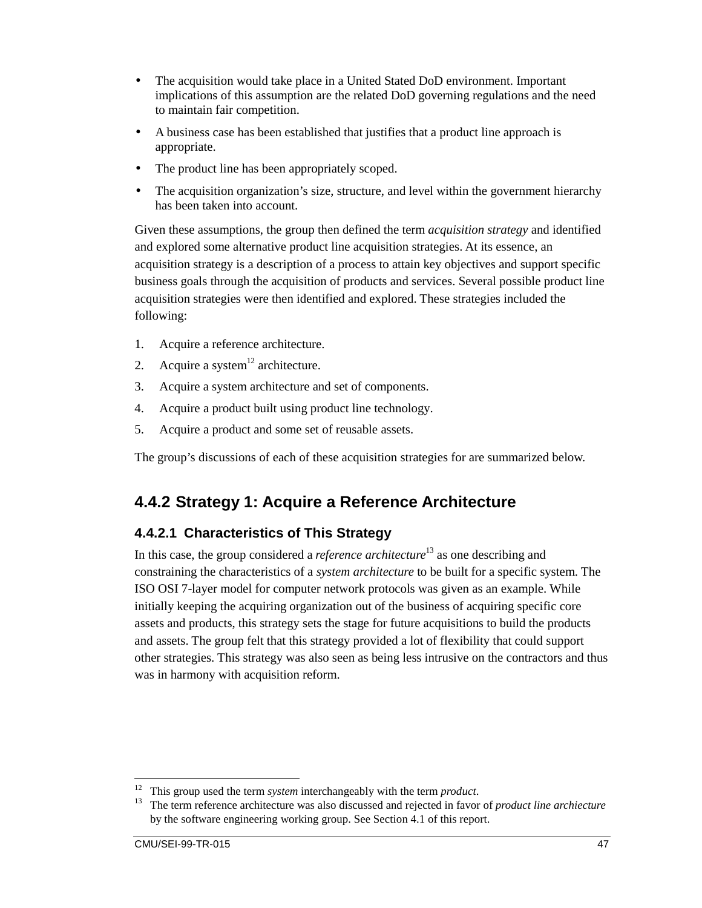- The acquisition would take place in a United Stated DoD environment. Important implications of this assumption are the related DoD governing regulations and the need to maintain fair competition.
- A business case has been established that justifies that a product line approach is appropriate.
- The product line has been appropriately scoped.
- The acquisition organization's size, structure, and level within the government hierarchy has been taken into account.

Given these assumptions, the group then defined the term *acquisition strategy* and identified and explored some alternative product line acquisition strategies. At its essence, an acquisition strategy is a description of a process to attain key objectives and support specific business goals through the acquisition of products and services. Several possible product line acquisition strategies were then identified and explored. These strategies included the following:

1. Acquire a reference architecture.
2. Acquire a system[12] architecture.
3. Acquire a system architecture and set of components.
4. Acquire a product built using product line technology.
5. Acquire a product and some set of reusable assets.

The group's discussions of each of these acquisition strategies for are summarized below.

## 4.4.2 Strategy 1: Acquire a Reference Architecture

### 4.4.2.1 Characteristics of This Strategy

In this case, the group considered a *reference architecture*[13] as one describing and constraining the characteristics of a *system architecture* to be built for a specific system. The ISO OSI 7-layer model for computer network protocols was given as an example. While initially keeping the acquiring organization out of the business of acquiring specific core assets and products, this strategy sets the stage for future acquisitions to build the products and assets. The group felt that this strategy provided a lot of flexibility that could support other strategies. This strategy was also seen as being less intrusive on the contractors and thus was in harmony with acquisition reform.

---

[12] This group used the term *system* interchangeably with the term *product*.

[13] The term reference architecture was also discussed and rejected in favor of *product line archiecture* by the software engineering working group. See Section 4.1 of this report.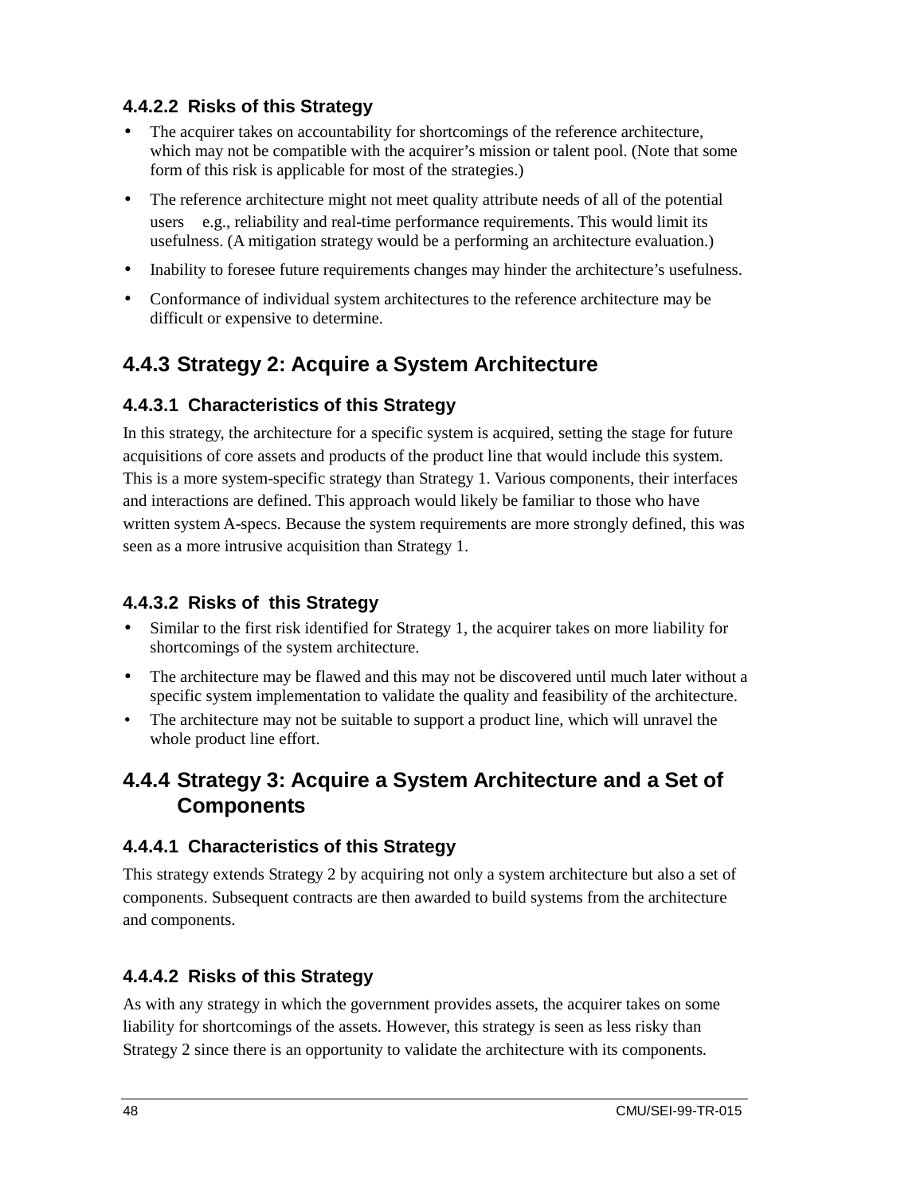#### 4.4.2.2 Risks of this Strategy

- The acquirer takes on accountability for shortcomings of the reference architecture, which may not be compatible with the acquirer's mission or talent pool. (Note that some form of this risk is applicable for most of the strategies.)
- The reference architecture might not meet quality attribute needs of all of the potential users e.g., reliability and real-time performance requirements. This would limit its usefulness. (A mitigation strategy would be a performing an architecture evaluation.)
- Inability to foresee future requirements changes may hinder the architecture's usefulness.
- Conformance of individual system architectures to the reference architecture may be difficult or expensive to determine.

### 4.4.3 Strategy 2: Acquire a System Architecture

#### 4.4.3.1 Characteristics of this Strategy

In this strategy, the architecture for a specific system is acquired, setting the stage for future acquisitions of core assets and products of the product line that would include this system. This is a more system-specific strategy than Strategy 1. Various components, their interfaces and interactions are defined. This approach would likely be familiar to those who have written system A-specs. Because the system requirements are more strongly defined, this was seen as a more intrusive acquisition than Strategy 1.

#### 4.4.3.2 Risks of this Strategy

- Similar to the first risk identified for Strategy 1, the acquirer takes on more liability for shortcomings of the system architecture.
- The architecture may be flawed and this may not be discovered until much later without a specific system implementation to validate the quality and feasibility of the architecture.
- The architecture may not be suitable to support a product line, which will unravel the whole product line effort.

### 4.4.4 Strategy 3: Acquire a System Architecture and a Set of Components

#### 4.4.4.1 Characteristics of this Strategy

This strategy extends Strategy 2 by acquiring not only a system architecture but also a set of components. Subsequent contracts are then awarded to build systems from the architecture and components.

#### 4.4.4.2 Risks of this Strategy

As with any strategy in which the government provides assets, the acquirer takes on some liability for shortcomings of the assets. However, this strategy is seen as less risky than Strategy 2 since there is an opportunity to validate the architecture with its components.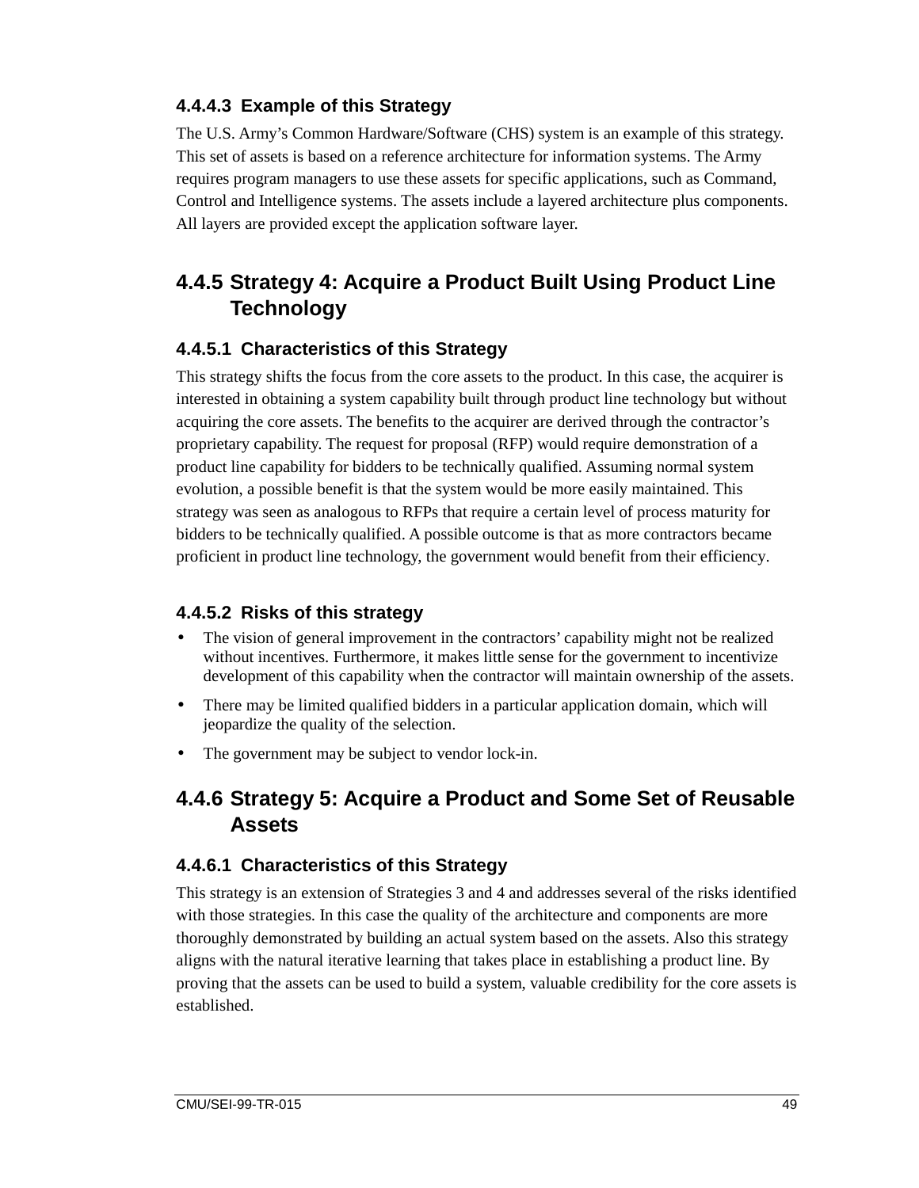#### 4.4.4.3 Example of this Strategy

The U.S. Army’s Common Hardware/Software (CHS) system is an example of this strategy. This set of assets is based on a reference architecture for information systems. The Army requires program managers to use these assets for specific applications, such as Command, Control and Intelligence systems. The assets include a layered architecture plus components. All layers are provided except the application software layer.

### 4.4.5 Strategy 4: Acquire a Product Built Using Product Line Technology

#### 4.4.5.1 Characteristics of this Strategy

This strategy shifts the focus from the core assets to the product. In this case, the acquirer is interested in obtaining a system capability built through product line technology but without acquiring the core assets. The benefits to the acquirer are derived through the contractor’s proprietary capability. The request for proposal (RFP) would require demonstration of a product line capability for bidders to be technically qualified. Assuming normal system evolution, a possible benefit is that the system would be more easily maintained. This strategy was seen as analogous to RFPs that require a certain level of process maturity for bidders to be technically qualified. A possible outcome is that as more contractors became proficient in product line technology, the government would benefit from their efficiency.

#### 4.4.5.2 Risks of this strategy

- The vision of general improvement in the contractors’ capability might not be realized without incentives. Furthermore, it makes little sense for the government to incentivize development of this capability when the contractor will maintain ownership of the assets.
- There may be limited qualified bidders in a particular application domain, which will jeopardize the quality of the selection.
- The government may be subject to vendor lock-in.

### 4.4.6 Strategy 5: Acquire a Product and Some Set of Reusable Assets

#### 4.4.6.1 Characteristics of this Strategy

This strategy is an extension of Strategies 3 and 4 and addresses several of the risks identified with those strategies. In this case the quality of the architecture and components are more thoroughly demonstrated by building an actual system based on the assets. Also this strategy aligns with the natural iterative learning that takes place in establishing a product line. By proving that the assets can be used to build a system, valuable credibility for the core assets is established.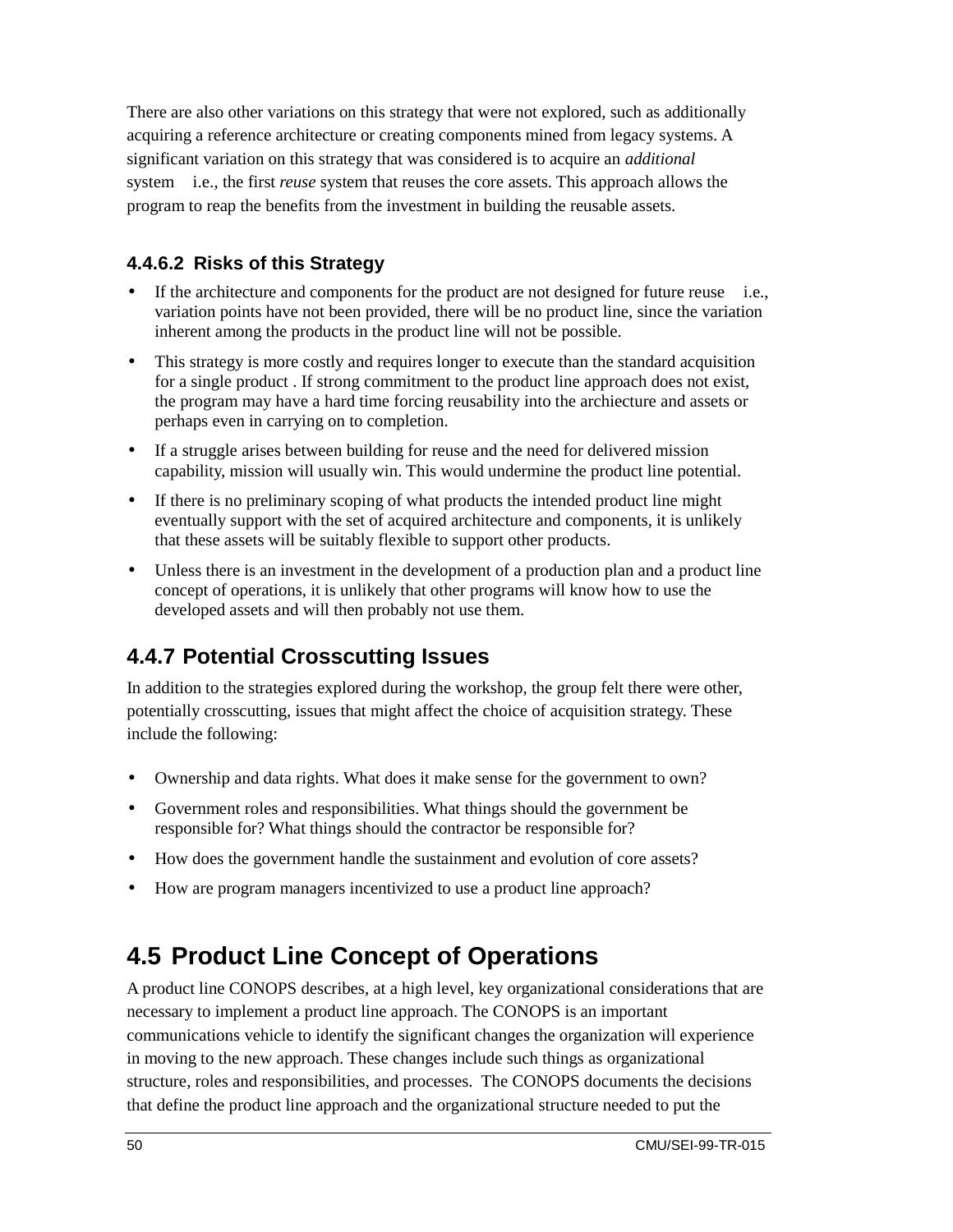There are also other variations on this strategy that were not explored, such as additionally acquiring a reference architecture or creating components mined from legacy systems. A significant variation on this strategy that was considered is to acquire an *additional* system  i.e., the first *reuse* system that reuses the core assets. This approach allows the program to reap the benefits from the investment in building the reusable assets.

#### 4.4.6.2 Risks of this Strategy

- If the architecture and components for the product are not designed for future reuse  i.e., variation points have not been provided, there will be no product line, since the variation inherent among the products in the product line will not be possible.
- This strategy is more costly and requires longer to execute than the standard acquisition for a single product . If strong commitment to the product line approach does not exist, the program may have a hard time forcing reusability into the archiecture and assets or perhaps even in carrying on to completion.
- If a struggle arises between building for reuse and the need for delivered mission capability, mission will usually win. This would undermine the product line potential.
- If there is no preliminary scoping of what products the intended product line might eventually support with the set of acquired architecture and components, it is unlikely that these assets will be suitably flexible to support other products.
- Unless there is an investment in the development of a production plan and a product line concept of operations, it is unlikely that other programs will know how to use the developed assets and will then probably not use them.

### 4.4.7 Potential Crosscutting Issues

In addition to the strategies explored during the workshop, the group felt there were other, potentially crosscutting, issues that might affect the choice of acquisition strategy. These include the following:

- Ownership and data rights. What does it make sense for the government to own?
- Government roles and responsibilities. What things should the government be responsible for? What things should the contractor be responsible for?
- How does the government handle the sustainment and evolution of core assets?
- How are program managers incentivized to use a product line approach?

## 4.5 Product Line Concept of Operations

A product line CONOPS describes, at a high level, key organizational considerations that are necessary to implement a product line approach. The CONOPS is an important communications vehicle to identify the significant changes the organization will experience in moving to the new approach. These changes include such things as organizational structure, roles and responsibilities, and processes. The CONOPS documents the decisions that define the product line approach and the organizational structure needed to put the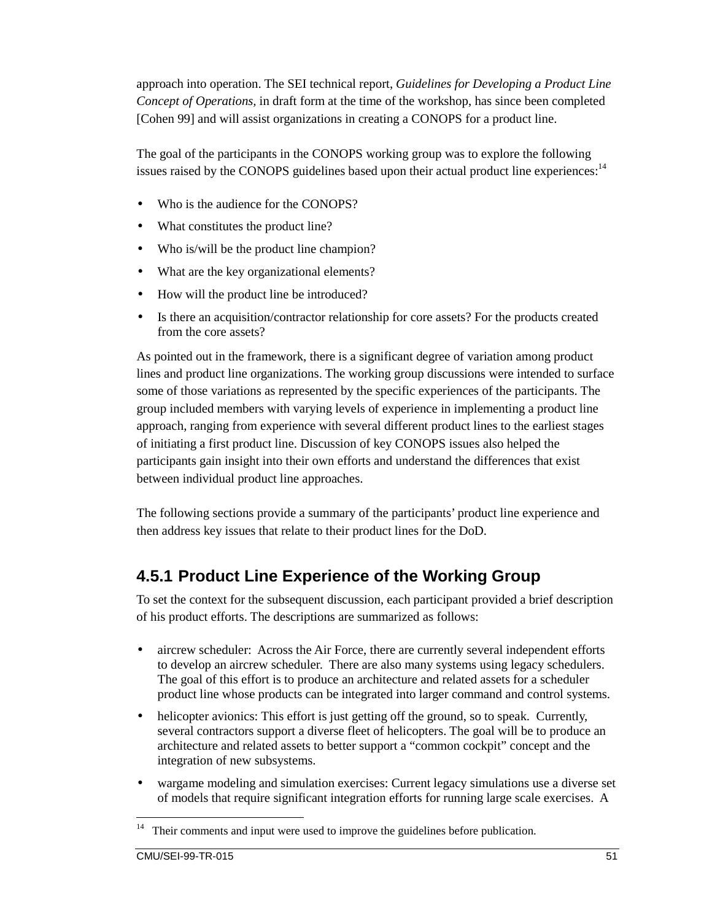approach into operation. The SEI technical report, *Guidelines for Developing a Product Line Concept of Operations,* in draft form at the time of the workshop, has since been completed [Cohen 99] and will assist organizations in creating a CONOPS for a product line.

The goal of the participants in the CONOPS working group was to explore the following issues raised by the CONOPS guidelines based upon their actual product line experiences:[14]

- Who is the audience for the CONOPS?
- What constitutes the product line?
- Who is/will be the product line champion?
- What are the key organizational elements?
- How will the product line be introduced?
- Is there an acquisition/contractor relationship for core assets? For the products created from the core assets?

As pointed out in the framework, there is a significant degree of variation among product lines and product line organizations. The working group discussions were intended to surface some of those variations as represented by the specific experiences of the participants. The group included members with varying levels of experience in implementing a product line approach, ranging from experience with several different product lines to the earliest stages of initiating a first product line. Discussion of key CONOPS issues also helped the participants gain insight into their own efforts and understand the differences that exist between individual product line approaches.

The following sections provide a summary of the participants' product line experience and then address key issues that relate to their product lines for the DoD.

### 4.5.1 Product Line Experience of the Working Group

To set the context for the subsequent discussion, each participant provided a brief description of his product efforts. The descriptions are summarized as follows:

- aircrew scheduler: Across the Air Force, there are currently several independent efforts to develop an aircrew scheduler. There are also many systems using legacy schedulers. The goal of this effort is to produce an architecture and related assets for a scheduler product line whose products can be integrated into larger command and control systems.
- helicopter avionics: This effort is just getting off the ground, so to speak. Currently, several contractors support a diverse fleet of helicopters. The goal will be to produce an architecture and related assets to better support a "common cockpit" concept and the integration of new subsystems.
- wargame modeling and simulation exercises: Current legacy simulations use a diverse set of models that require significant integration efforts for running large scale exercises. A

---

[14] Their comments and input were used to improve the guidelines before publication.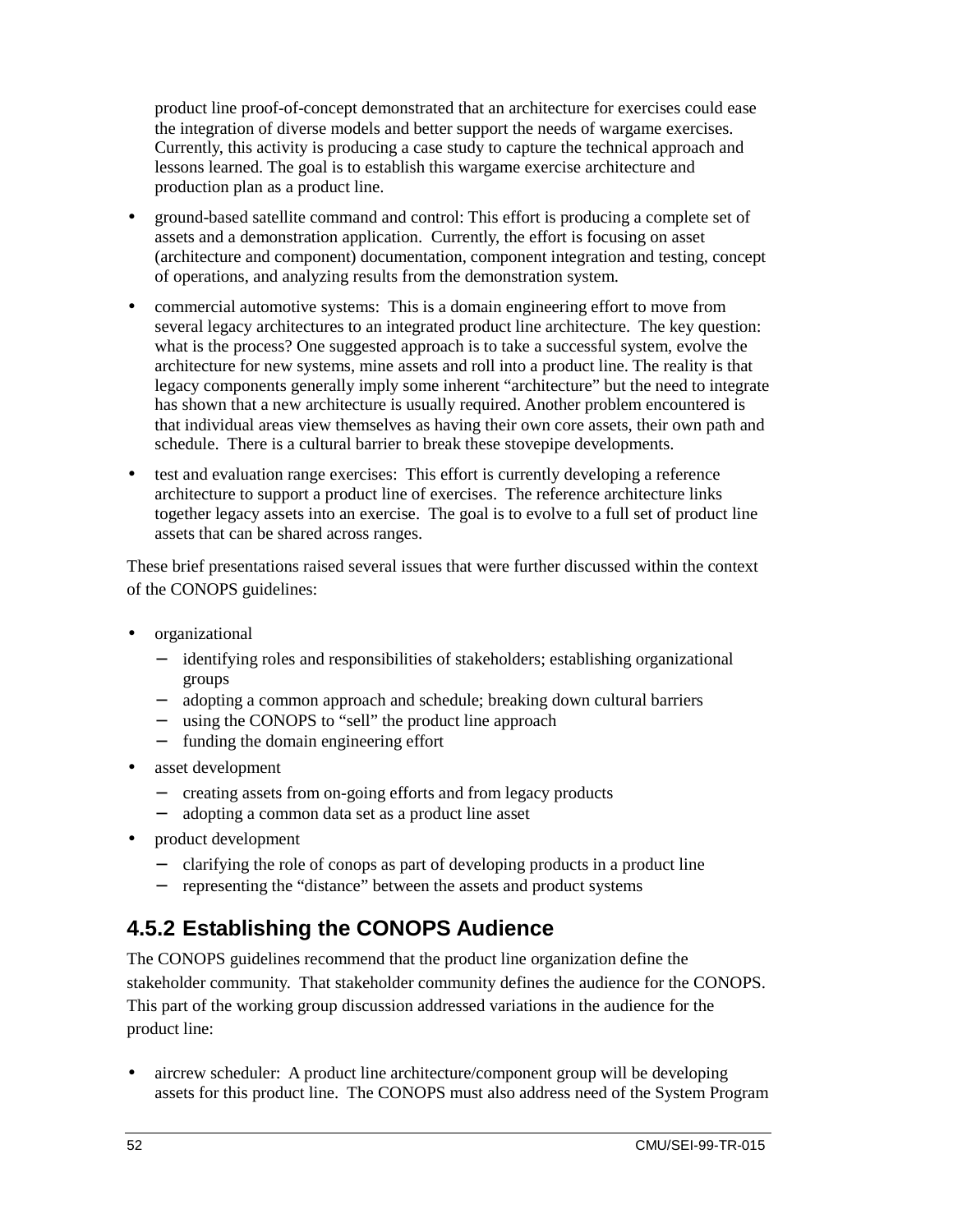product line proof-of-concept demonstrated that an architecture for exercises could ease the integration of diverse models and better support the needs of wargame exercises. Currently, this activity is producing a case study to capture the technical approach and lessons learned. The goal is to establish this wargame exercise architecture and production plan as a product line.

- ground-based satellite command and control: This effort is producing a complete set of assets and a demonstration application. Currently, the effort is focusing on asset (architecture and component) documentation, component integration and testing, concept of operations, and analyzing results from the demonstration system.
- commercial automotive systems: This is a domain engineering effort to move from several legacy architectures to an integrated product line architecture. The key question: what is the process? One suggested approach is to take a successful system, evolve the architecture for new systems, mine assets and roll into a product line. The reality is that legacy components generally imply some inherent "architecture" but the need to integrate has shown that a new architecture is usually required. Another problem encountered is that individual areas view themselves as having their own core assets, their own path and schedule. There is a cultural barrier to break these stovepipe developments.
- test and evaluation range exercises: This effort is currently developing a reference architecture to support a product line of exercises. The reference architecture links together legacy assets into an exercise. The goal is to evolve to a full set of product line assets that can be shared across ranges.

These brief presentations raised several issues that were further discussed within the context of the CONOPS guidelines:

- organizational
  - identifying roles and responsibilities of stakeholders; establishing organizational groups
  - adopting a common approach and schedule; breaking down cultural barriers
  - using the CONOPS to "sell" the product line approach
  - funding the domain engineering effort
- asset development
  - creating assets from on-going efforts and from legacy products
  - adopting a common data set as a product line asset
- product development
  - clarifying the role of conops as part of developing products in a product line
  - representing the "distance" between the assets and product systems

### 4.5.2 Establishing the CONOPS Audience

The CONOPS guidelines recommend that the product line organization define the stakeholder community. That stakeholder community defines the audience for the CONOPS. This part of the working group discussion addressed variations in the audience for the product line:

- aircrew scheduler: A product line architecture/component group will be developing assets for this product line. The CONOPS must also address need of the System Program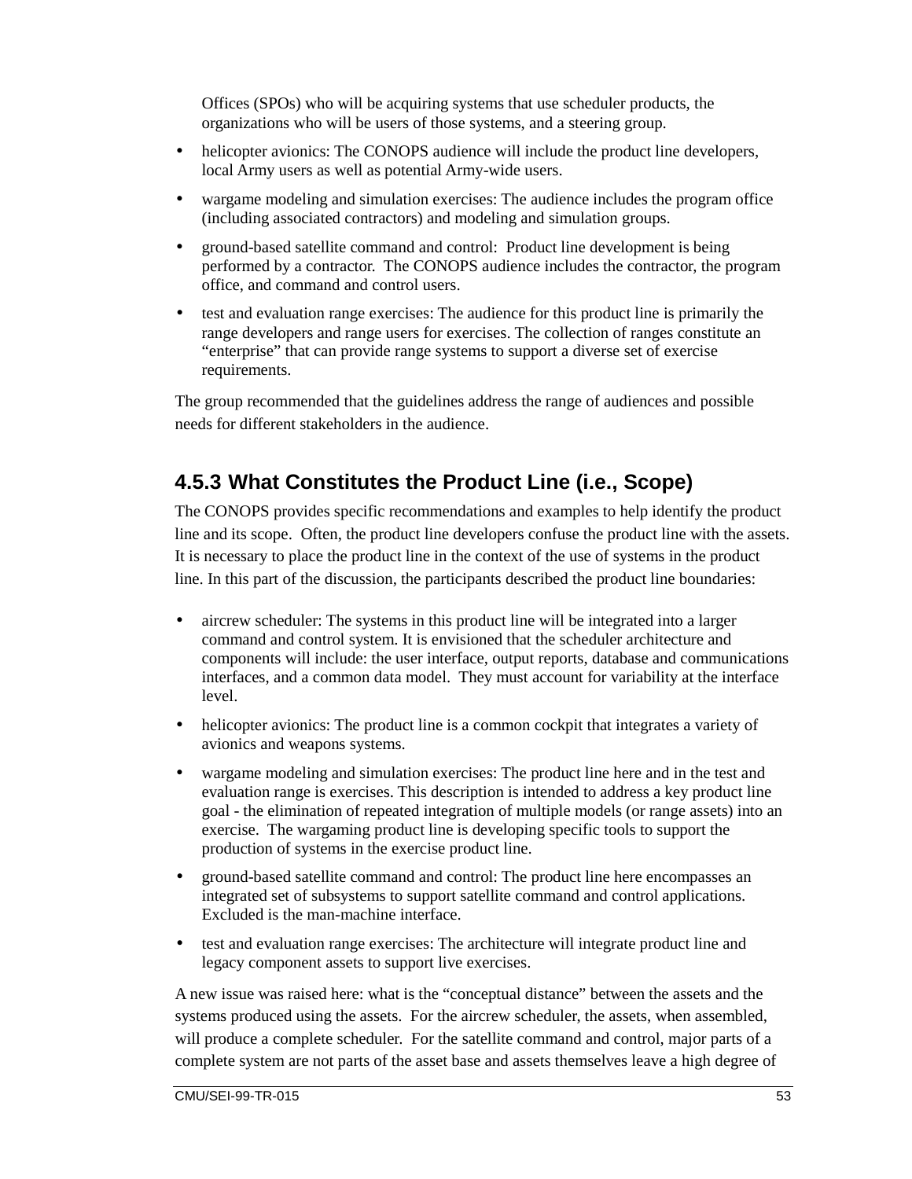Offices (SPOs) who will be acquiring systems that use scheduler products, the organizations who will be users of those systems, and a steering group.

- helicopter avionics: The CONOPS audience will include the product line developers, local Army users as well as potential Army-wide users.
- wargame modeling and simulation exercises: The audience includes the program office (including associated contractors) and modeling and simulation groups.
- ground-based satellite command and control: Product line development is being performed by a contractor. The CONOPS audience includes the contractor, the program office, and command and control users.
- test and evaluation range exercises: The audience for this product line is primarily the range developers and range users for exercises. The collection of ranges constitute an "enterprise" that can provide range systems to support a diverse set of exercise requirements.

The group recommended that the guidelines address the range of audiences and possible needs for different stakeholders in the audience.

### 4.5.3 What Constitutes the Product Line (i.e., Scope)

The CONOPS provides specific recommendations and examples to help identify the product line and its scope. Often, the product line developers confuse the product line with the assets. It is necessary to place the product line in the context of the use of systems in the product line. In this part of the discussion, the participants described the product line boundaries:

- aircrew scheduler: The systems in this product line will be integrated into a larger command and control system. It is envisioned that the scheduler architecture and components will include: the user interface, output reports, database and communications interfaces, and a common data model. They must account for variability at the interface level.
- helicopter avionics: The product line is a common cockpit that integrates a variety of avionics and weapons systems.
- wargame modeling and simulation exercises: The product line here and in the test and evaluation range is exercises. This description is intended to address a key product line goal - the elimination of repeated integration of multiple models (or range assets) into an exercise. The wargaming product line is developing specific tools to support the production of systems in the exercise product line.
- ground-based satellite command and control: The product line here encompasses an integrated set of subsystems to support satellite command and control applications. Excluded is the man-machine interface.
- test and evaluation range exercises: The architecture will integrate product line and legacy component assets to support live exercises.

A new issue was raised here: what is the "conceptual distance" between the assets and the systems produced using the assets. For the aircrew scheduler, the assets, when assembled, will produce a complete scheduler. For the satellite command and control, major parts of a complete system are not parts of the asset base and assets themselves leave a high degree of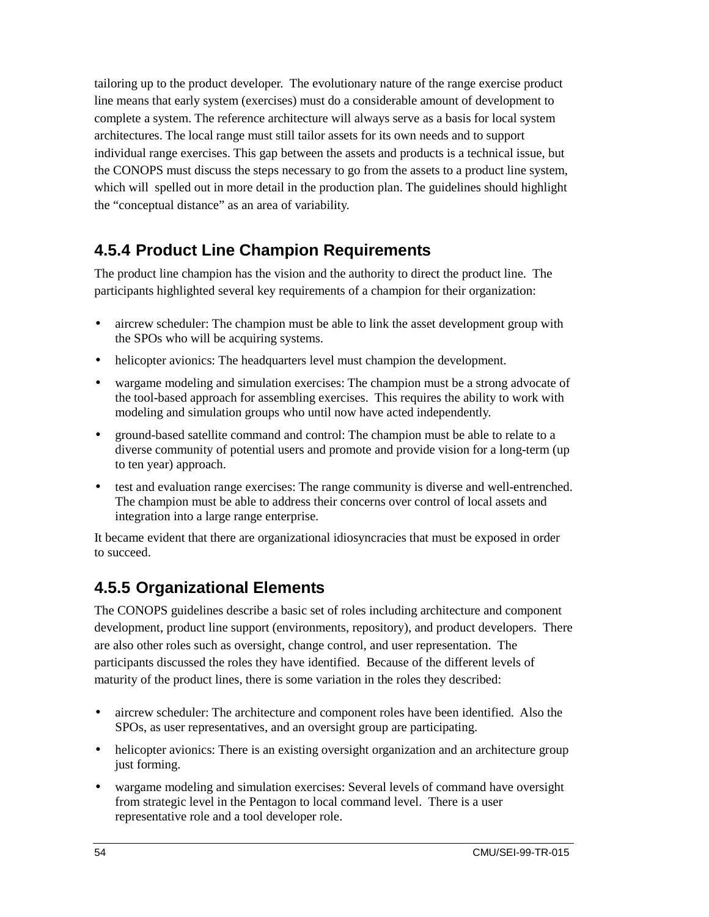tailoring up to the product developer. The evolutionary nature of the range exercise product line means that early system (exercises) must do a considerable amount of development to complete a system. The reference architecture will always serve as a basis for local system architectures. The local range must still tailor assets for its own needs and to support individual range exercises. This gap between the assets and products is a technical issue, but the CONOPS must discuss the steps necessary to go from the assets to a product line system, which will spelled out in more detail in the production plan. The guidelines should highlight the "conceptual distance" as an area of variability.

### 4.5.4 Product Line Champion Requirements

The product line champion has the vision and the authority to direct the product line. The participants highlighted several key requirements of a champion for their organization:

- aircrew scheduler: The champion must be able to link the asset development group with the SPOs who will be acquiring systems.
- helicopter avionics: The headquarters level must champion the development.
- wargame modeling and simulation exercises: The champion must be a strong advocate of the tool-based approach for assembling exercises. This requires the ability to work with modeling and simulation groups who until now have acted independently.
- ground-based satellite command and control: The champion must be able to relate to a diverse community of potential users and promote and provide vision for a long-term (up to ten year) approach.
- test and evaluation range exercises: The range community is diverse and well-entrenched. The champion must be able to address their concerns over control of local assets and integration into a large range enterprise.

It became evident that there are organizational idiosyncracies that must be exposed in order to succeed.

### 4.5.5 Organizational Elements

The CONOPS guidelines describe a basic set of roles including architecture and component development, product line support (environments, repository), and product developers. There are also other roles such as oversight, change control, and user representation. The participants discussed the roles they have identified. Because of the different levels of maturity of the product lines, there is some variation in the roles they described:

- aircrew scheduler: The architecture and component roles have been identified. Also the SPOs, as user representatives, and an oversight group are participating.
- helicopter avionics: There is an existing oversight organization and an architecture group just forming.
- wargame modeling and simulation exercises: Several levels of command have oversight from strategic level in the Pentagon to local command level. There is a user representative role and a tool developer role.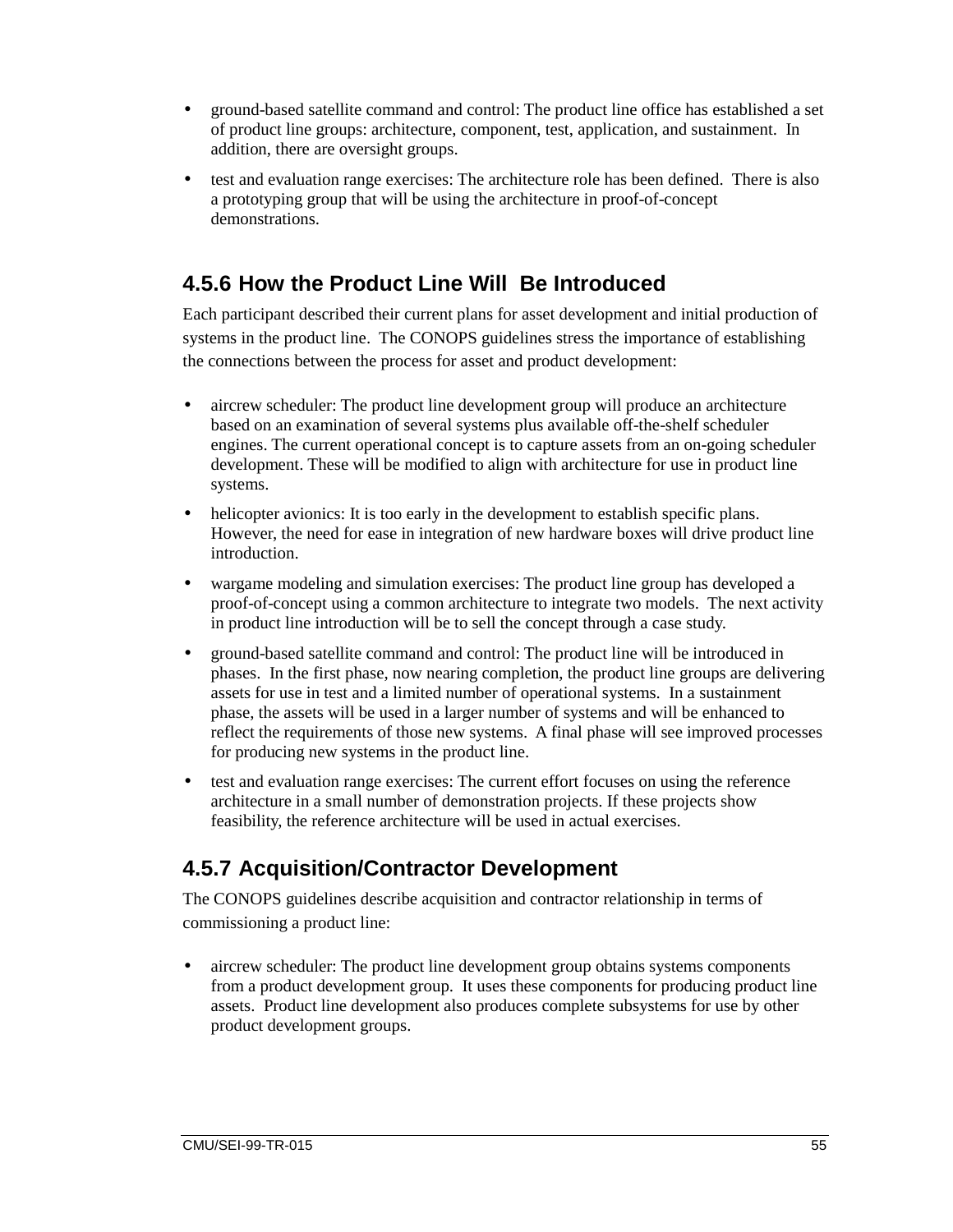- ground-based satellite command and control: The product line office has established a set of product line groups: architecture, component, test, application, and sustainment. In addition, there are oversight groups.
- test and evaluation range exercises: The architecture role has been defined. There is also a prototyping group that will be using the architecture in proof-of-concept demonstrations.

### 4.5.6 How the Product Line Will Be Introduced

Each participant described their current plans for asset development and initial production of systems in the product line. The CONOPS guidelines stress the importance of establishing the connections between the process for asset and product development:

- aircrew scheduler: The product line development group will produce an architecture based on an examination of several systems plus available off-the-shelf scheduler engines. The current operational concept is to capture assets from an on-going scheduler development. These will be modified to align with architecture for use in product line systems.
- helicopter avionics: It is too early in the development to establish specific plans. However, the need for ease in integration of new hardware boxes will drive product line introduction.
- wargame modeling and simulation exercises: The product line group has developed a proof-of-concept using a common architecture to integrate two models. The next activity in product line introduction will be to sell the concept through a case study.
- ground-based satellite command and control: The product line will be introduced in phases. In the first phase, now nearing completion, the product line groups are delivering assets for use in test and a limited number of operational systems. In a sustainment phase, the assets will be used in a larger number of systems and will be enhanced to reflect the requirements of those new systems. A final phase will see improved processes for producing new systems in the product line.
- test and evaluation range exercises: The current effort focuses on using the reference architecture in a small number of demonstration projects. If these projects show feasibility, the reference architecture will be used in actual exercises.

### 4.5.7 Acquisition/Contractor Development

The CONOPS guidelines describe acquisition and contractor relationship in terms of commissioning a product line:

- aircrew scheduler: The product line development group obtains systems components from a product development group. It uses these components for producing product line assets. Product line development also produces complete subsystems for use by other product development groups.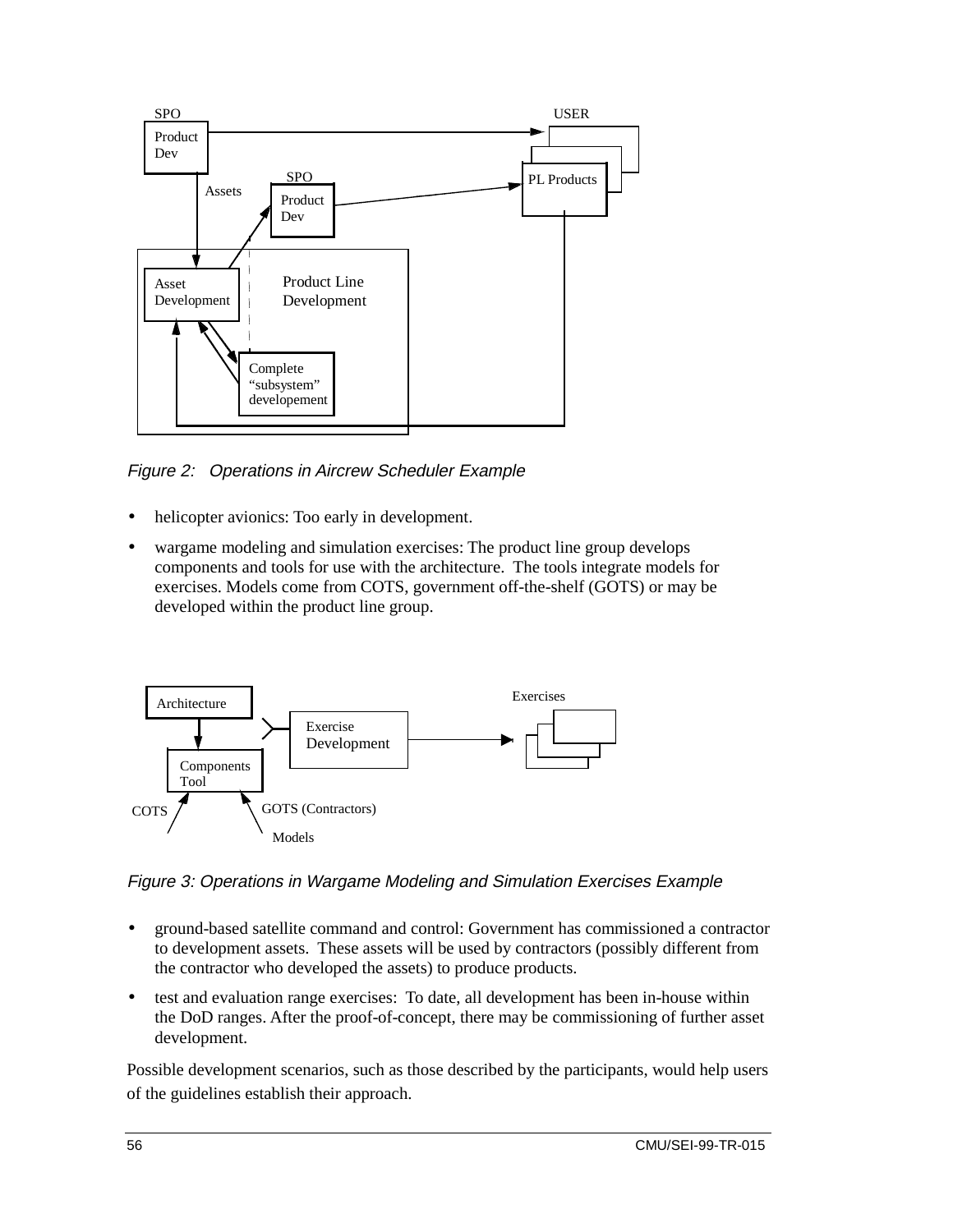*Figure 2: Operations in Aircrew Scheduler Example*

- helicopter avionics: Too early in development.
- wargame modeling and simulation exercises: The product line group develops components and tools for use with the architecture. The tools integrate models for exercises. Models come from COTS, government off-the-shelf (GOTS) or may be developed within the product line group.

*Figure 3: Operations in Wargame Modeling and Simulation Exercises Example*

- ground-based satellite command and control: Government has commissioned a contractor to development assets. These assets will be used by contractors (possibly different from the contractor who developed the assets) to produce products.
- test and evaluation range exercises: To date, all development has been in-house within the DoD ranges. After the proof-of-concept, there may be commissioning of further asset development.

Possible development scenarios, such as those described by the participants, would help users of the guidelines establish their approach.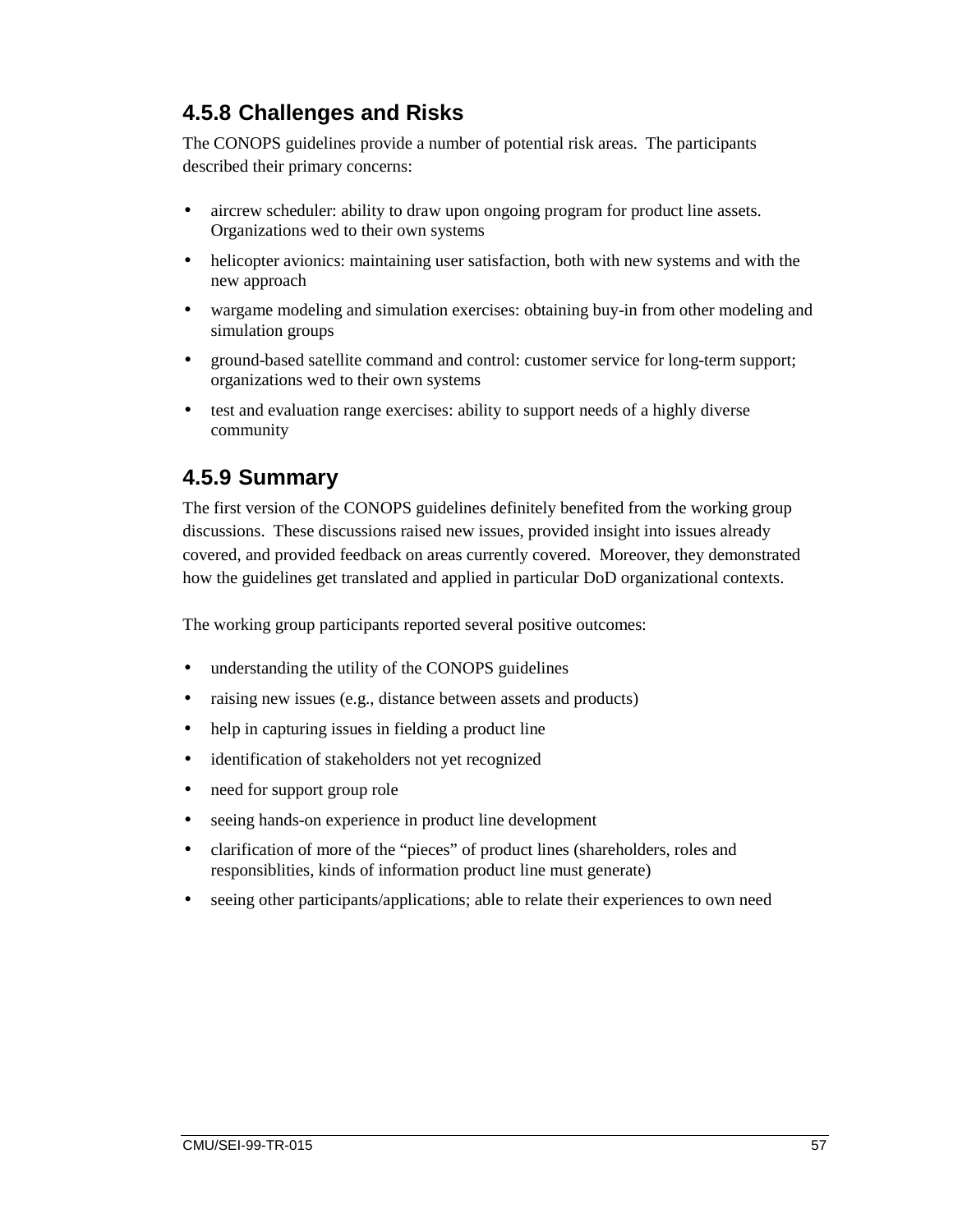### 4.5.8 Challenges and Risks

The CONOPS guidelines provide a number of potential risk areas. The participants described their primary concerns:

- aircrew scheduler: ability to draw upon ongoing program for product line assets. Organizations wed to their own systems
- helicopter avionics: maintaining user satisfaction, both with new systems and with the new approach
- wargame modeling and simulation exercises: obtaining buy-in from other modeling and simulation groups
- ground-based satellite command and control: customer service for long-term support; organizations wed to their own systems
- test and evaluation range exercises: ability to support needs of a highly diverse community

### 4.5.9 Summary

The first version of the CONOPS guidelines definitely benefited from the working group discussions. These discussions raised new issues, provided insight into issues already covered, and provided feedback on areas currently covered. Moreover, they demonstrated how the guidelines get translated and applied in particular DoD organizational contexts.

The working group participants reported several positive outcomes:

- understanding the utility of the CONOPS guidelines
- raising new issues (e.g., distance between assets and products)
- help in capturing issues in fielding a product line
- identification of stakeholders not yet recognized
- need for support group role
- seeing hands-on experience in product line development
- clarification of more of the “pieces” of product lines (shareholders, roles and responsiblities, kinds of information product line must generate)
- seeing other participants/applications; able to relate their experiences to own need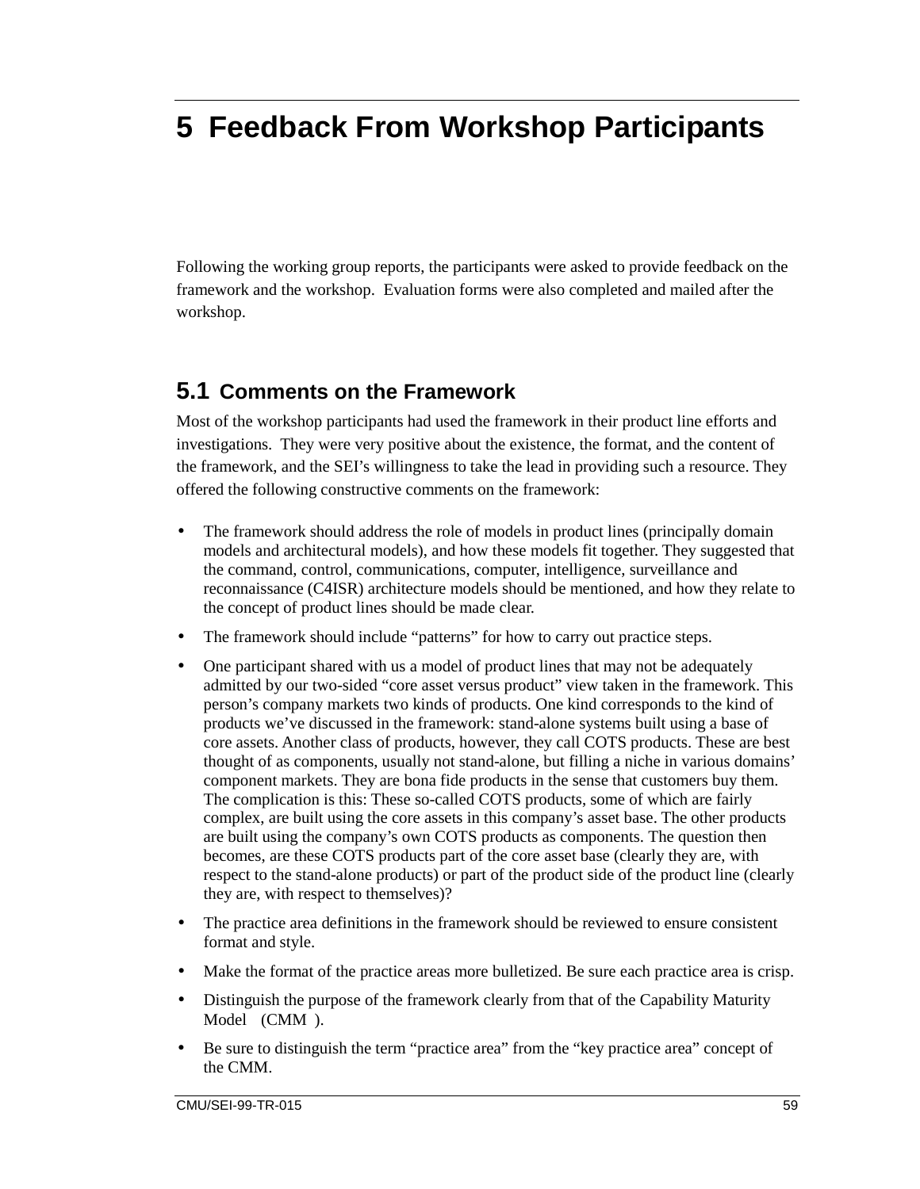# 5 Feedback From Workshop Participants

Following the working group reports, the participants were asked to provide feedback on the framework and the workshop. Evaluation forms were also completed and mailed after the workshop.

## 5.1 Comments on the Framework

Most of the workshop participants had used the framework in their product line efforts and investigations. They were very positive about the existence, the format, and the content of the framework, and the SEI's willingness to take the lead in providing such a resource. They offered the following constructive comments on the framework:

- The framework should address the role of models in product lines (principally domain models and architectural models), and how these models fit together. They suggested that the command, control, communications, computer, intelligence, surveillance and reconnaissance (C4ISR) architecture models should be mentioned, and how they relate to the concept of product lines should be made clear.
- The framework should include "patterns" for how to carry out practice steps.
- One participant shared with us a model of product lines that may not be adequately admitted by our two-sided "core asset versus product" view taken in the framework. This person's company markets two kinds of products. One kind corresponds to the kind of products we've discussed in the framework: stand-alone systems built using a base of core assets. Another class of products, however, they call COTS products. These are best thought of as components, usually not stand-alone, but filling a niche in various domains' component markets. They are bona fide products in the sense that customers buy them. The complication is this: These so-called COTS products, some of which are fairly complex, are built using the core assets in this company's asset base. The other products are built using the company's own COTS products as components. The question then becomes, are these COTS products part of the core asset base (clearly they are, with respect to the stand-alone products) or part of the product side of the product line (clearly they are, with respect to themselves)?
- The practice area definitions in the framework should be reviewed to ensure consistent format and style.
- Make the format of the practice areas more bulletized. Be sure each practice area is crisp.
- Distinguish the purpose of the framework clearly from that of the Capability Maturity Model (CMM).
- Be sure to distinguish the term "practice area" from the "key practice area" concept of the CMM.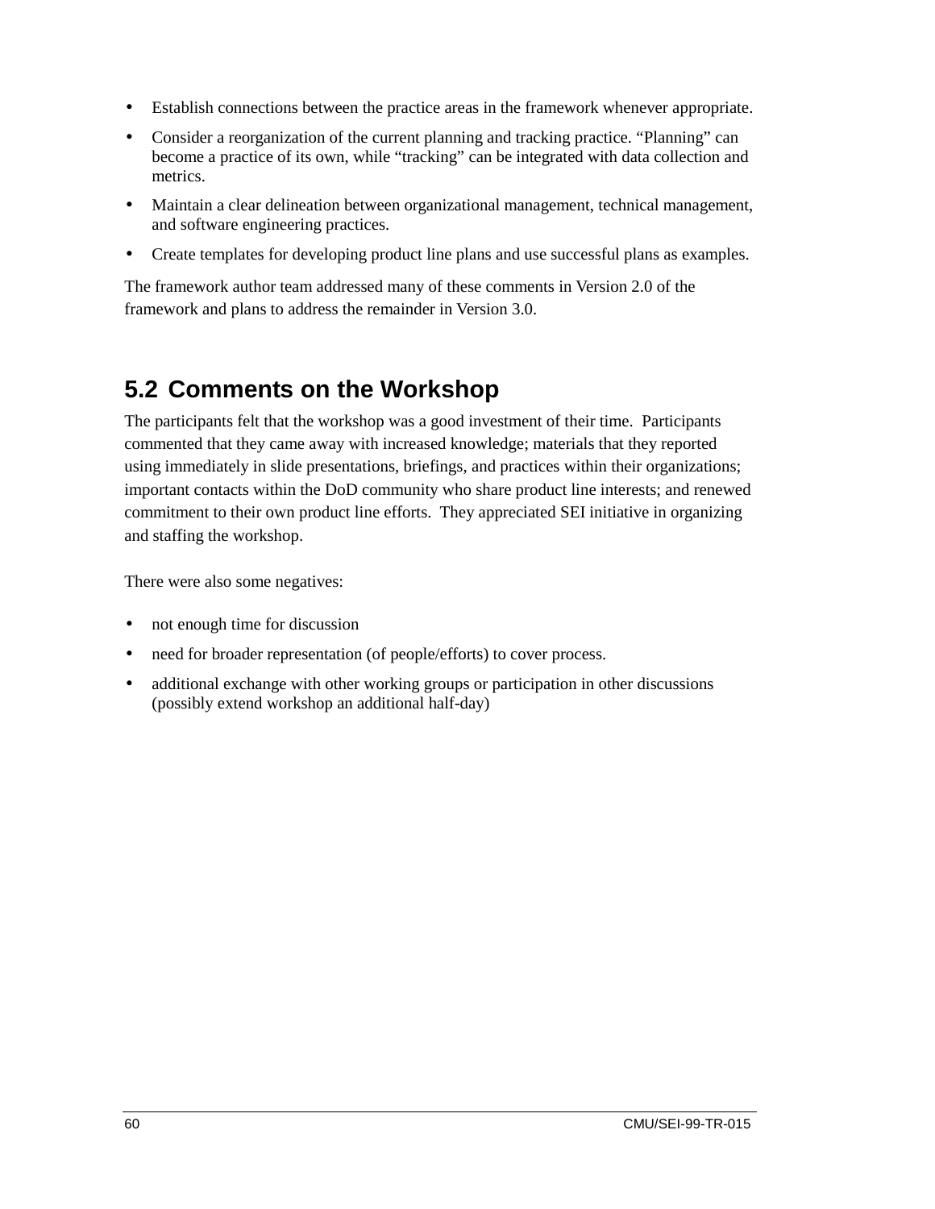- Establish connections between the practice areas in the framework whenever appropriate.
- Consider a reorganization of the current planning and tracking practice. "Planning" can become a practice of its own, while "tracking" can be integrated with data collection and metrics.
- Maintain a clear delineation between organizational management, technical management, and software engineering practices.
- Create templates for developing product line plans and use successful plans as examples.

The framework author team addressed many of these comments in Version 2.0 of the framework and plans to address the remainder in Version 3.0.

## 5.2 Comments on the Workshop

The participants felt that the workshop was a good investment of their time. Participants commented that they came away with increased knowledge; materials that they reported using immediately in slide presentations, briefings, and practices within their organizations; important contacts within the DoD community who share product line interests; and renewed commitment to their own product line efforts. They appreciated SEI initiative in organizing and staffing the workshop.

There were also some negatives:

- not enough time for discussion
- need for broader representation (of people/efforts) to cover process.
- additional exchange with other working groups or participation in other discussions (possibly extend workshop an additional half-day)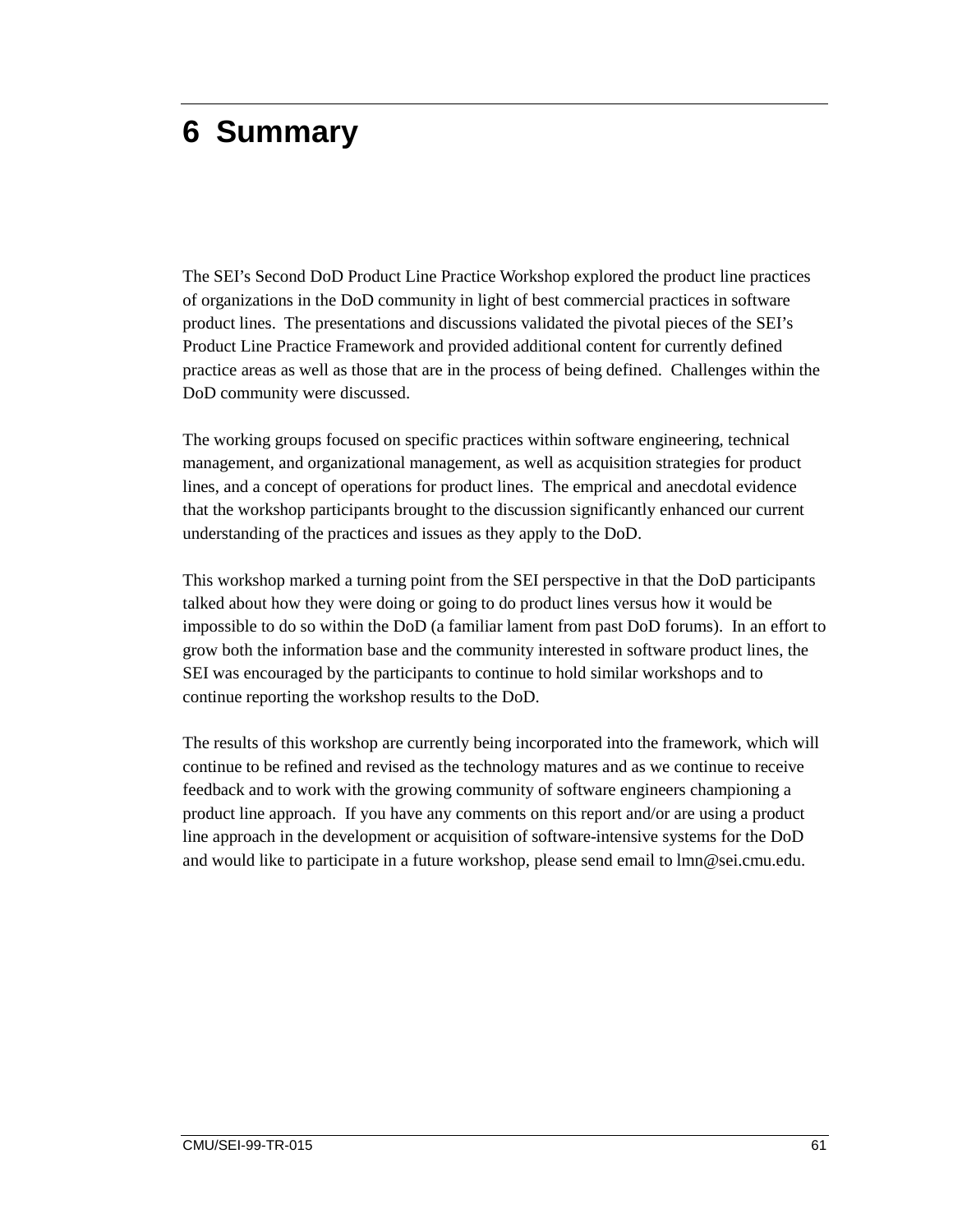# 6 Summary

The SEI's Second DoD Product Line Practice Workshop explored the product line practices of organizations in the DoD community in light of best commercial practices in software product lines. The presentations and discussions validated the pivotal pieces of the SEI's Product Line Practice Framework and provided additional content for currently defined practice areas as well as those that are in the process of being defined. Challenges within the DoD community were discussed.

The working groups focused on specific practices within software engineering, technical management, and organizational management, as well as acquisition strategies for product lines, and a concept of operations for product lines. The emprical and anecdotal evidence that the workshop participants brought to the discussion significantly enhanced our current understanding of the practices and issues as they apply to the DoD.

This workshop marked a turning point from the SEI perspective in that the DoD participants talked about how they were doing or going to do product lines versus how it would be impossible to do so within the DoD (a familiar lament from past DoD forums). In an effort to grow both the information base and the community interested in software product lines, the SEI was encouraged by the participants to continue to hold similar workshops and to continue reporting the workshop results to the DoD.

The results of this workshop are currently being incorporated into the framework, which will continue to be refined and revised as the technology matures and as we continue to receive feedback and to work with the growing community of software engineers championing a product line approach. If you have any comments on this report and/or are using a product line approach in the development or acquisition of software-intensive systems for the DoD and would like to participate in a future workshop, please send email to lmn@sei.cmu.edu.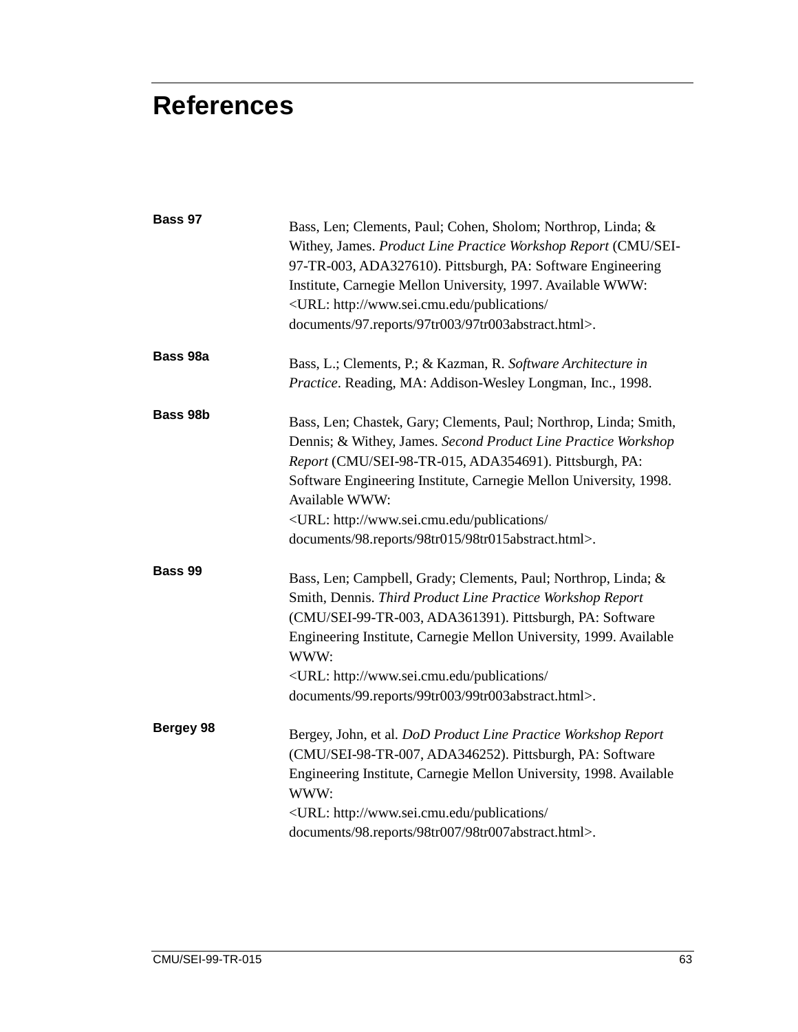# References

**Bass 97**
Bass, Len; Clements, Paul; Cohen, Sholom; Northrop, Linda; & Withey, James. *Product Line Practice Workshop Report* (CMU/SEI-97-TR-003, ADA327610). Pittsburgh, PA: Software Engineering Institute, Carnegie Mellon University, 1997. Available WWW: <URL: http://www.sei.cmu.edu/publications/documents/97.reports/97tr003/97tr003abstract.html>.

**Bass 98a**
Bass, L.; Clements, P.; & Kazman, R. *Software Architecture in Practice*. Reading, MA: Addison-Wesley Longman, Inc., 1998.

**Bass 98b**
Bass, Len; Chastek, Gary; Clements, Paul; Northrop, Linda; Smith, Dennis; & Withey, James. *Second Product Line Practice Workshop Report* (CMU/SEI-98-TR-015, ADA354691). Pittsburgh, PA: Software Engineering Institute, Carnegie Mellon University, 1998. Available WWW: <URL: http://www.sei.cmu.edu/publications/documents/98.reports/98tr015/98tr015abstract.html>.

**Bass 99**
Bass, Len; Campbell, Grady; Clements, Paul; Northrop, Linda; & Smith, Dennis. *Third Product Line Practice Workshop Report* (CMU/SEI-99-TR-003, ADA361391). Pittsburgh, PA: Software Engineering Institute, Carnegie Mellon University, 1999. Available WWW: <URL: http://www.sei.cmu.edu/publications/documents/99.reports/99tr003/99tr003abstract.html>.

**Bergey 98**
Bergey, John, et al. *DoD Product Line Practice Workshop Report* (CMU/SEI-98-TR-007, ADA346252). Pittsburgh, PA: Software Engineering Institute, Carnegie Mellon University, 1998. Available WWW: <URL: http://www.sei.cmu.edu/publications/documents/98.reports/98tr007/98tr007abstract.html>.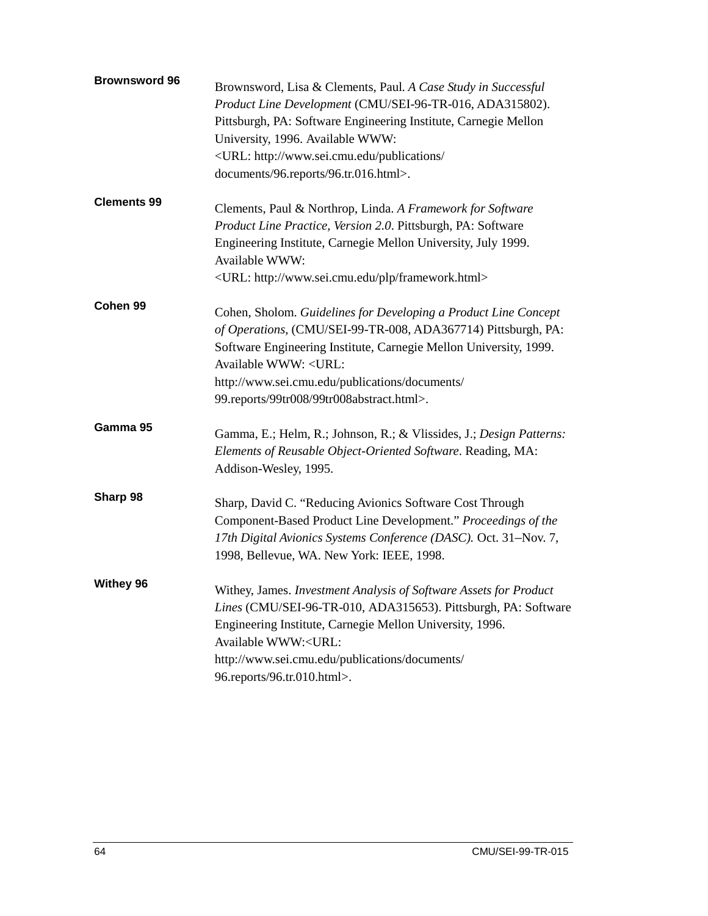**Brownsword 96**

Brownsword, Lisa & Clements, Paul. *A Case Study in Successful Product Line Development* (CMU/SEI-96-TR-016, ADA315802). Pittsburgh, PA: Software Engineering Institute, Carnegie Mellon University, 1996. Available WWW: <URL: http://www.sei.cmu.edu/publications/documents/96.reports/96.tr.016.html>.

**Clements 99**

Clements, Paul & Northrop, Linda. *A Framework for Software Product Line Practice, Version 2.0*. Pittsburgh, PA: Software Engineering Institute, Carnegie Mellon University, July 1999. Available WWW: <URL: http://www.sei.cmu.edu/plp/framework.html>

**Cohen 99**

Cohen, Sholom. *Guidelines for Developing a Product Line Concept of Operations*, (CMU/SEI-99-TR-008, ADA367714) Pittsburgh, PA: Software Engineering Institute, Carnegie Mellon University, 1999. Available WWW: <URL: http://www.sei.cmu.edu/publications/documents/99.reports/99tr008/99tr008abstract.html>.

**Gamma 95**

Gamma, E.; Helm, R.; Johnson, R.; & Vlissides, J.; *Design Patterns: Elements of Reusable Object-Oriented Software*. Reading, MA: Addison-Wesley, 1995.

**Sharp 98**

Sharp, David C. "Reducing Avionics Software Cost Through Component-Based Product Line Development." *Proceedings of the 17th Digital Avionics Systems Conference (DASC).* Oct. 31–Nov. 7, 1998, Bellevue, WA. New York: IEEE, 1998.

**Withey 96**

Withey, James. *Investment Analysis of Software Assets for Product Lines* (CMU/SEI-96-TR-010, ADA315653). Pittsburgh, PA: Software Engineering Institute, Carnegie Mellon University, 1996. Available WWW:<URL: http://www.sei.cmu.edu/publications/documents/96.reports/96.tr.010.html>.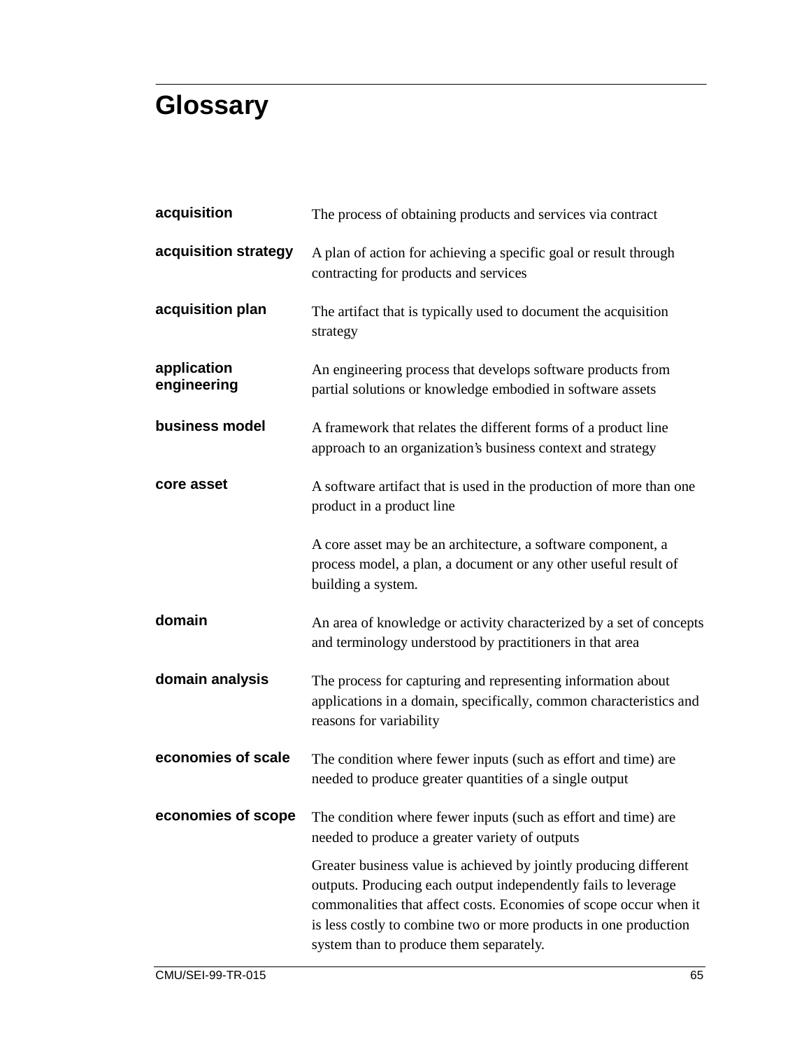# Glossary

**acquisition**
The process of obtaining products and services via contract

**acquisition strategy**
A plan of action for achieving a specific goal or result through contracting for products and services

**acquisition plan**
The artifact that is typically used to document the acquisition strategy

**application engineering**
An engineering process that develops software products from partial solutions or knowledge embodied in software assets

**business model**
A framework that relates the different forms of a product line approach to an organization's business context and strategy

**core asset**
A software artifact that is used in the production of more than one product in a product line

A core asset may be an architecture, a software component, a process model, a plan, a document or any other useful result of building a system.

**domain**
An area of knowledge or activity characterized by a set of concepts and terminology understood by practitioners in that area

**domain analysis**
The process for capturing and representing information about applications in a domain, specifically, common characteristics and reasons for variability

**economies of scale**
The condition where fewer inputs (such as effort and time) are needed to produce greater quantities of a single output

**economies of scope**
The condition where fewer inputs (such as effort and time) are needed to produce a greater variety of outputs

Greater business value is achieved by jointly producing different outputs. Producing each output independently fails to leverage commonalities that affect costs. Economies of scope occur when it is less costly to combine two or more products in one production system than to produce them separately.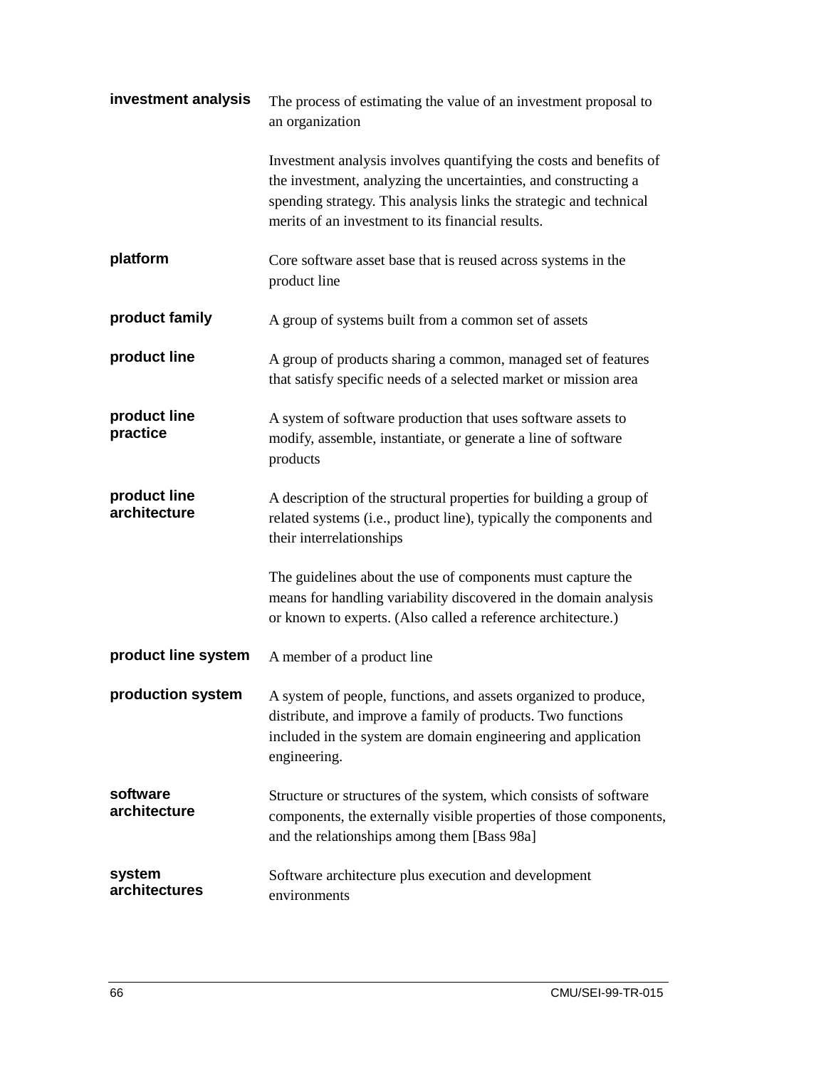**investment analysis**
The process of estimating the value of an investment proposal to an organization

Investment analysis involves quantifying the costs and benefits of the investment, analyzing the uncertainties, and constructing a spending strategy. This analysis links the strategic and technical merits of an investment to its financial results.

**platform**
Core software asset base that is reused across systems in the product line

**product family**
A group of systems built from a common set of assets

**product line**
A group of products sharing a common, managed set of features that satisfy specific needs of a selected market or mission area

**product line practice**
A system of software production that uses software assets to modify, assemble, instantiate, or generate a line of software products

**product line architecture**
A description of the structural properties for building a group of related systems (i.e., product line), typically the components and their interrelationships

The guidelines about the use of components must capture the means for handling variability discovered in the domain analysis or known to experts. (Also called a reference architecture.)

**product line system**
A member of a product line

**production system**
A system of people, functions, and assets organized to produce, distribute, and improve a family of products. Two functions included in the system are domain engineering and application engineering.

**software architecture**
Structure or structures of the system, which consists of software components, the externally visible properties of those components, and the relationships among them [Bass 98a]

**system architectures**
Software architecture plus execution and development environments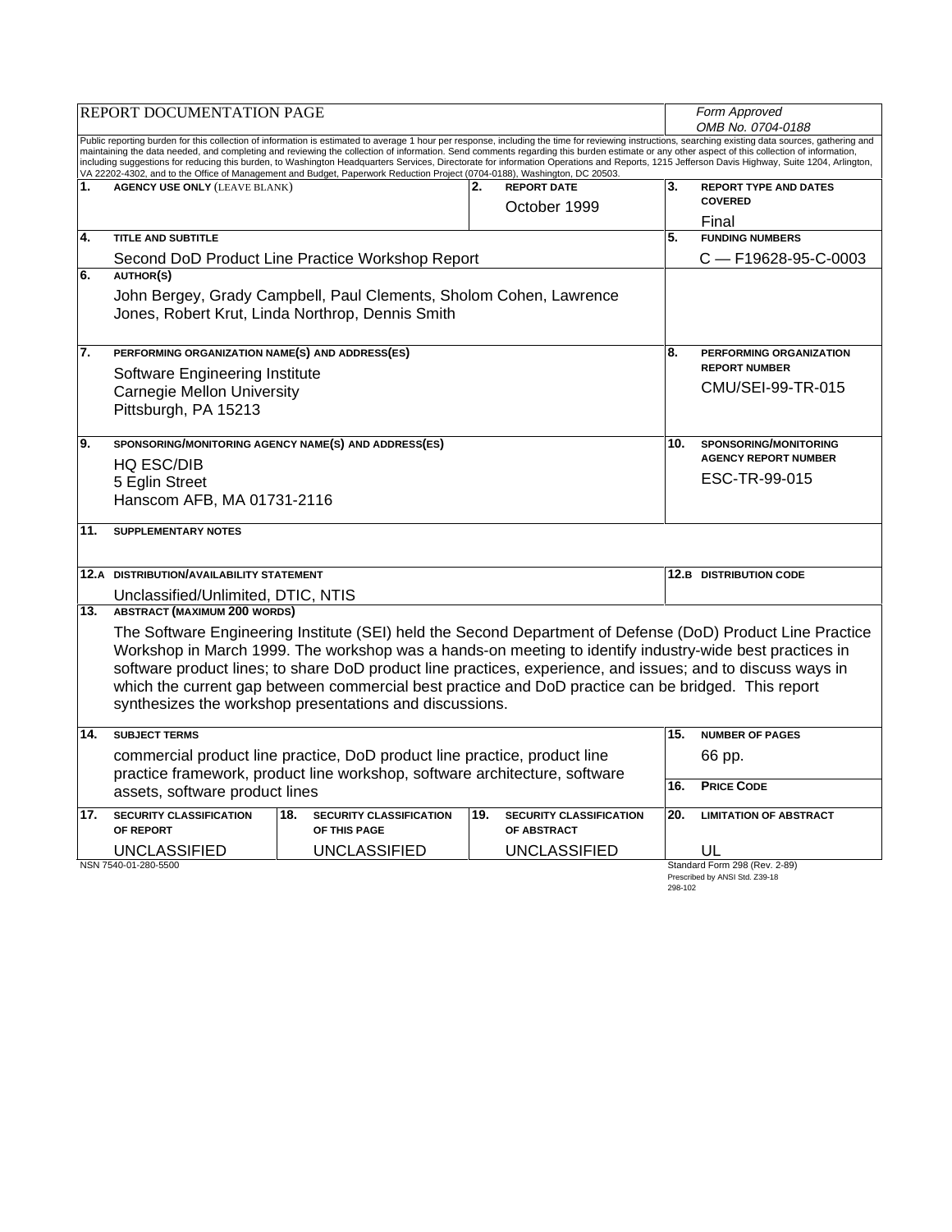# REPORT DOCUMENTATION PAGE

*Form Approved*
*OMB No. 0704-0188*

Public reporting burden for this collection of information is estimated to average 1 hour per response, including the time for reviewing instructions, searching existing data sources, gathering and maintaining the data needed, and completing and reviewing the collection of information. Send comments regarding this burden estimate or any other aspect of this collection of information, including suggestions for reducing this burden, to Washington Headquarters Services, Directorate for information Operations and Reports, 1215 Jefferson Davis Highway, Suite 1204, Arlington, VA 22202-4302, and to the Office of Management and Budget, Paperwork Reduction Project (0704-0188), Washington, DC 20503.

| | | |
|---|---|---|
| **1. AGENCY USE ONLY** (LEAVE BLANK) | **2. REPORT DATE** October 1999 | **3. REPORT TYPE AND DATES COVERED** Final |
| **4. TITLE AND SUBTITLE** Second DoD Product Line Practice Workshop Report | | **5. FUNDING NUMBERS** C — F19628-95-C-0003 |
| **6. AUTHOR(S)** John Bergey, Grady Campbell, Paul Clements, Sholom Cohen, Lawrence Jones, Robert Krut, Linda Northrop, Dennis Smith | | |
| **7. PERFORMING ORGANIZATION NAME(S) AND ADDRESS(ES)** Software Engineering Institute, Carnegie Mellon University, Pittsburgh, PA 15213 | | **8. PERFORMING ORGANIZATION REPORT NUMBER** CMU/SEI-99-TR-015 |
| **9. SPONSORING/MONITORING AGENCY NAME(S) AND ADDRESS(ES)** HQ ESC/DIB, 5 Eglin Street, Hanscom AFB, MA 01731-2116 | | **10. SPONSORING/MONITORING AGENCY REPORT NUMBER** ESC-TR-99-015 |
| **11. SUPPLEMENTARY NOTES** | | |
| **12.A DISTRIBUTION/AVAILABILITY STATEMENT** Unclassified/Unlimited, DTIC, NTIS | | **12.B DISTRIBUTION CODE** |

**13. ABSTRACT (MAXIMUM 200 WORDS)**

The Software Engineering Institute (SEI) held the Second Department of Defense (DoD) Product Line Practice Workshop in March 1999. The workshop was a hands-on meeting to identify industry-wide best practices in software product lines; to share DoD product line practices, experience, and issues; and to discuss ways in which the current gap between commercial best practice and DoD practice can be bridged. This report synthesizes the workshop presentations and discussions.

| | |
|---|---|
| **14. SUBJECT TERMS** commercial product line practice, DoD product line practice, product line practice framework, product line workshop, software architecture, software assets, software product lines | **15. NUMBER OF PAGES** 66 pp. |
| | **16. PRICE CODE** |

| **17. SECURITY CLASSIFICATION OF REPORT** | **18. SECURITY CLASSIFICATION OF THIS PAGE** | **19. SECURITY CLASSIFICATION OF ABSTRACT** | **20. LIMITATION OF ABSTRACT** |
|---|---|---|---|
| UNCLASSIFIED | UNCLASSIFIED | UNCLASSIFIED | UL |

NSN 7540-01-280-5500

Standard Form 298 (Rev. 2-89)
Prescribed by ANSI Std. Z39-18
298-102